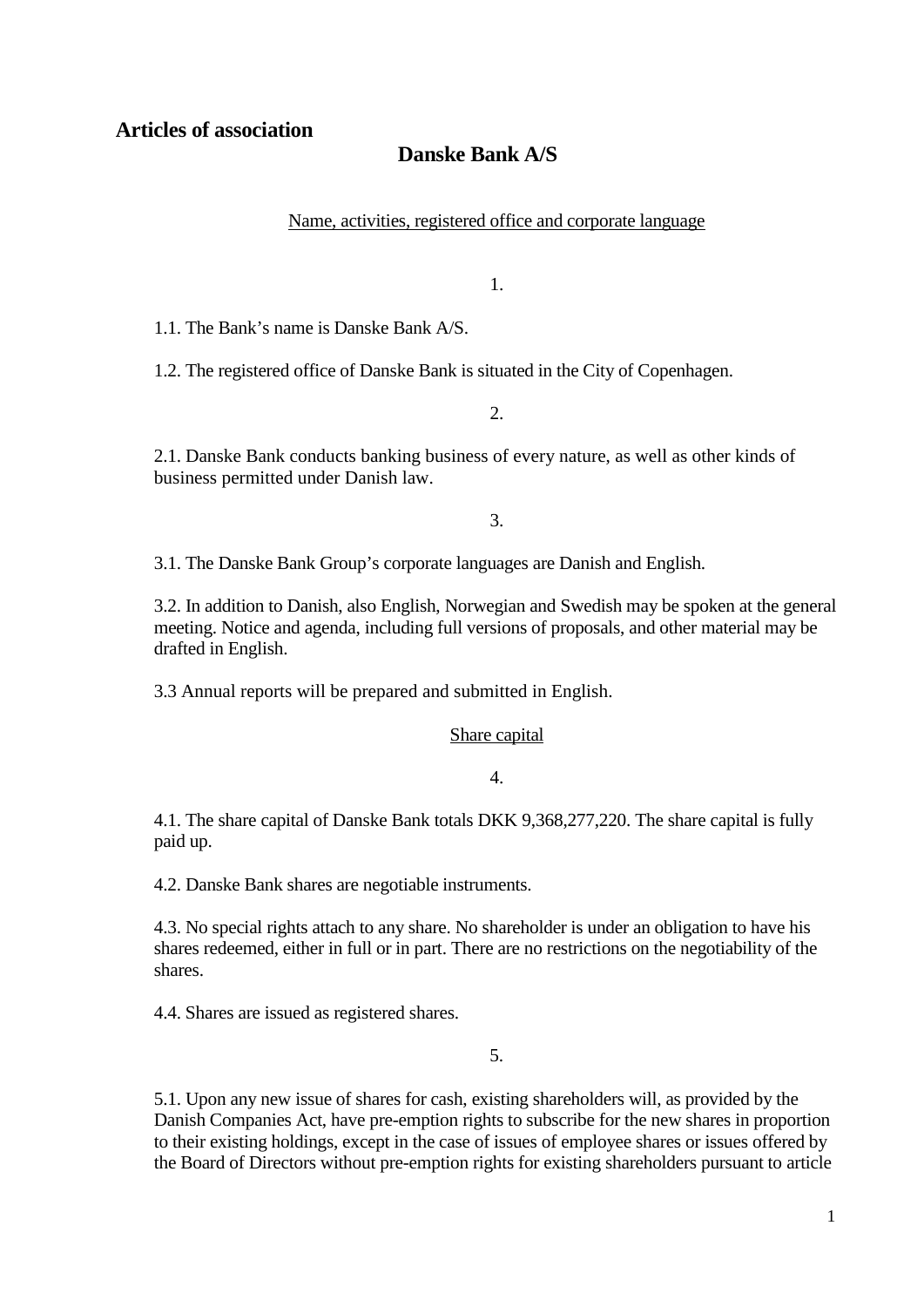# Articles of association

## Danske Bank A/S

Name, activities, registered office and corporate language

1.

1.1. The Bank's name is Danske Bank A/S.

1.2. The registered office of Danske Bank is situated in the City of Copenhagen.

2.

2.1. Danske Bank conducts banking business of every nature, as well as other kinds of business permitted under Danish law.

3.

3.1. The Danske Bank Group's corporate languages are Danish and English.

3.2. In addition to Danish, also English, Norwegian and Swedish may be spoken at the general meeting. Notice and agenda, including full versions of proposals, and other material may be drafted in English.

3.3 Annual reports will be prepared and submitted in English.

Share capital

4.

4.1. The share capital of Danske Bank totals DKK 9,368,277,220. The share capital is fully paid up.

4.2. Danske Bank shares are negotiable instruments.

4.3. No special rights attach to any share. No shareholder is under an obligation to have his shares redeemed, either in full or in part. There are no restrictions on the negotiability of the shares.

4.4. Shares are issued as registered shares.

5.

5.1. Upon any new issue of shares for cash, existing shareholders will, as provided by the Danish Companies Act, have pre-emption rights to subscribe for the new shares in proportion to their existing holdings, except in the case of issues of employee shares or issues offered by the Board of Directors without pre-emption rights for existing shareholders pursuant to article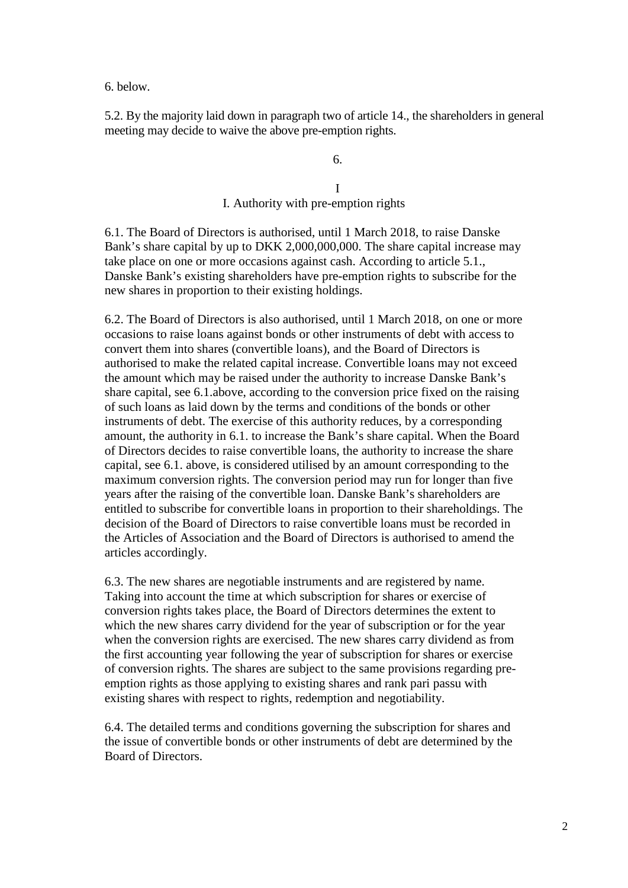6. below.

5.2. By the majority laid down in paragraph two of article 14., the shareholders in general meeting may decide to waive the above pre-emption rights.

6.

I

I. Authority with pre-emption rights

6.1. The Board of Directors is authorised, until 1 March 2018, to raise Danske Bank's share capital by up to DKK 2,000,000,000. The share capital increase may take place on one or more occasions against cash. According to article 5.1., Danske Bank's existing shareholders have pre-emption rights to subscribe for the new shares in proportion to their existing holdings.

6.2. The Board of Directors is also authorised, until 1 March 2018, on one or more occasions to raise loans against bonds or other instruments of debt with access to convert them into shares (convertible loans), and the Board of Directors is authorised to make the related capital increase. Convertible loans may not exceed the amount which may be raised under the authority to increase Danske Bank's share capital, see 6.1.above, according to the conversion price fixed on the raising of such loans as laid down by the terms and conditions of the bonds or other instruments of debt. The exercise of this authority reduces, by a corresponding amount, the authority in 6.1. to increase the Bank's share capital. When the Board of Directors decides to raise convertible loans, the authority to increase the share capital, see 6.1. above, is considered utilised by an amount corresponding to the maximum conversion rights. The conversion period may run for longer than five years after the raising of the convertible loan. Danske Bank's shareholders are entitled to subscribe for convertible loans in proportion to their shareholdings. The decision of the Board of Directors to raise convertible loans must be recorded in the Articles of Association and the Board of Directors is authorised to amend the articles accordingly.

6.3. The new shares are negotiable instruments and are registered by name. Taking into account the time at which subscription for shares or exercise of conversion rights takes place, the Board of Directors determines the extent to which the new shares carry dividend for the year of subscription or for the year when the conversion rights are exercised. The new shares carry dividend as from the first accounting year following the year of subscription for shares or exercise of conversion rights. The shares are subject to the same provisions regarding pre-emption rights as those applying to existing shares and rank pari passu with existing shares with respect to rights, redemption and negotiability.

6.4. The detailed terms and conditions governing the subscription for shares and the issue of convertible bonds or other instruments of debt are determined by the Board of Directors.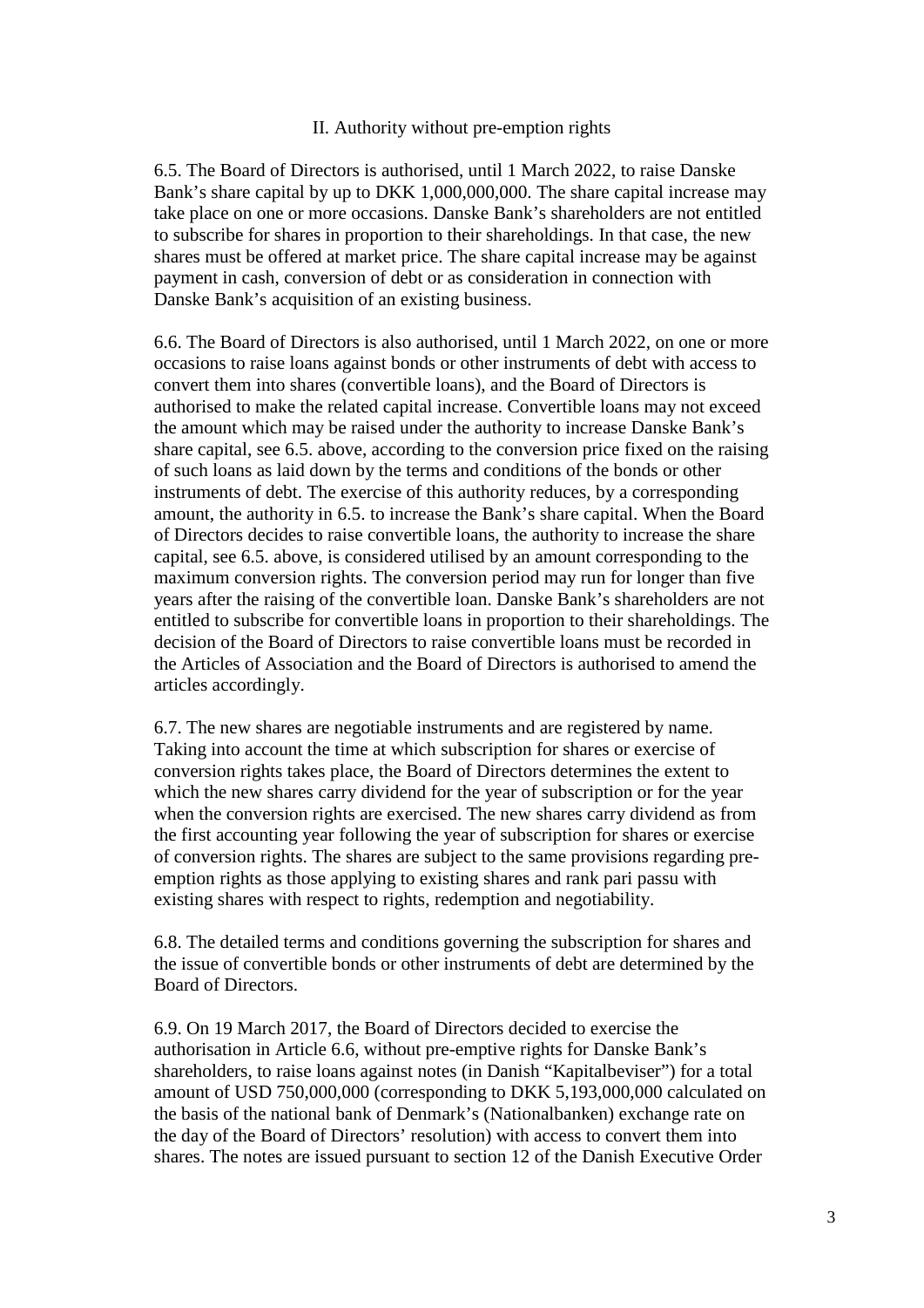## II. Authority without pre-emption rights

6.5. The Board of Directors is authorised, until 1 March 2022, to raise Danske Bank's share capital by up to DKK 1,000,000,000. The share capital increase may take place on one or more occasions. Danske Bank's shareholders are not entitled to subscribe for shares in proportion to their shareholdings. In that case, the new shares must be offered at market price. The share capital increase may be against payment in cash, conversion of debt or as consideration in connection with Danske Bank's acquisition of an existing business.

6.6. The Board of Directors is also authorised, until 1 March 2022, on one or more occasions to raise loans against bonds or other instruments of debt with access to convert them into shares (convertible loans), and the Board of Directors is authorised to make the related capital increase. Convertible loans may not exceed the amount which may be raised under the authority to increase Danske Bank's share capital, see 6.5. above, according to the conversion price fixed on the raising of such loans as laid down by the terms and conditions of the bonds or other instruments of debt. The exercise of this authority reduces, by a corresponding amount, the authority in 6.5. to increase the Bank's share capital. When the Board of Directors decides to raise convertible loans, the authority to increase the share capital, see 6.5. above, is considered utilised by an amount corresponding to the maximum conversion rights. The conversion period may run for longer than five years after the raising of the convertible loan. Danske Bank's shareholders are not entitled to subscribe for convertible loans in proportion to their shareholdings. The decision of the Board of Directors to raise convertible loans must be recorded in the Articles of Association and the Board of Directors is authorised to amend the articles accordingly.

6.7. The new shares are negotiable instruments and are registered by name. Taking into account the time at which subscription for shares or exercise of conversion rights takes place, the Board of Directors determines the extent to which the new shares carry dividend for the year of subscription or for the year when the conversion rights are exercised. The new shares carry dividend as from the first accounting year following the year of subscription for shares or exercise of conversion rights. The shares are subject to the same provisions regarding pre-emption rights as those applying to existing shares and rank pari passu with existing shares with respect to rights, redemption and negotiability.

6.8. The detailed terms and conditions governing the subscription for shares and the issue of convertible bonds or other instruments of debt are determined by the Board of Directors.

6.9. On 19 March 2017, the Board of Directors decided to exercise the authorisation in Article 6.6, without pre-emptive rights for Danske Bank's shareholders, to raise loans against notes (in Danish "Kapitalbeviser") for a total amount of USD 750,000,000 (corresponding to DKK 5,193,000,000 calculated on the basis of the national bank of Denmark's (Nationalbanken) exchange rate on the day of the Board of Directors' resolution) with access to convert them into shares. The notes are issued pursuant to section 12 of the Danish Executive Order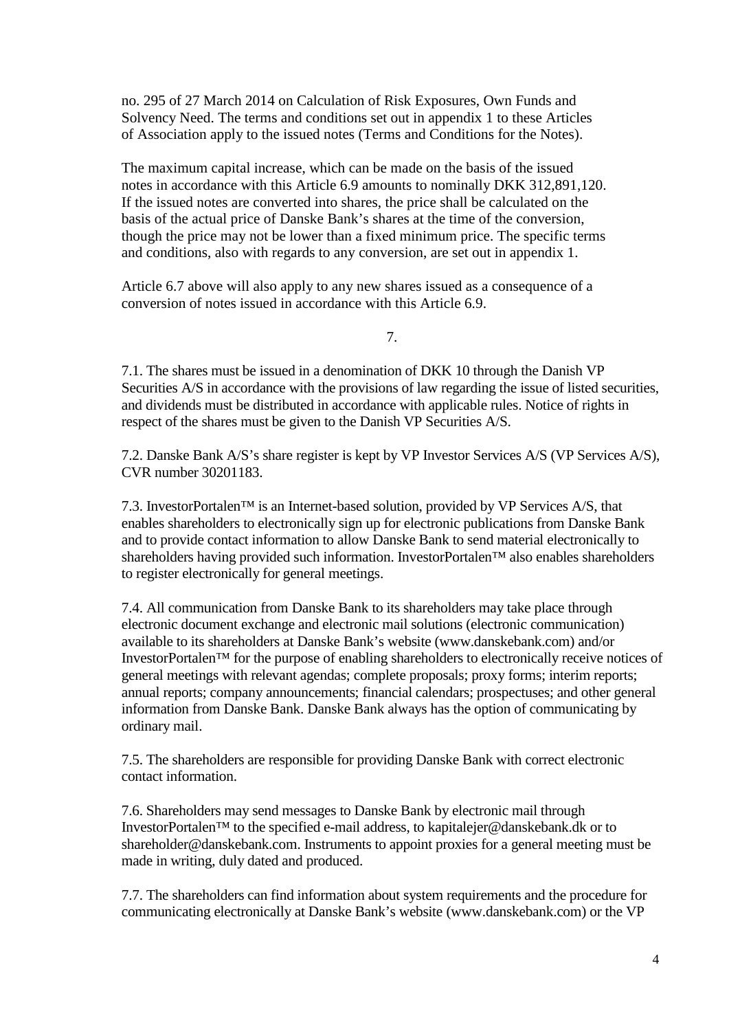no. 295 of 27 March 2014 on Calculation of Risk Exposures, Own Funds and Solvency Need. The terms and conditions set out in appendix 1 to these Articles of Association apply to the issued notes (Terms and Conditions for the Notes).

The maximum capital increase, which can be made on the basis of the issued notes in accordance with this Article 6.9 amounts to nominally DKK 312,891,120. If the issued notes are converted into shares, the price shall be calculated on the basis of the actual price of Danske Bank's shares at the time of the conversion, though the price may not be lower than a fixed minimum price. The specific terms and conditions, also with regards to any conversion, are set out in appendix 1.

Article 6.7 above will also apply to any new shares issued as a consequence of a conversion of notes issued in accordance with this Article 6.9.

7.

7.1. The shares must be issued in a denomination of DKK 10 through the Danish VP Securities A/S in accordance with the provisions of law regarding the issue of listed securities, and dividends must be distributed in accordance with applicable rules. Notice of rights in respect of the shares must be given to the Danish VP Securities A/S.

7.2. Danske Bank A/S's share register is kept by VP Investor Services A/S (VP Services A/S), CVR number 30201183.

7.3. InvestorPortalen™ is an Internet-based solution, provided by VP Services A/S, that enables shareholders to electronically sign up for electronic publications from Danske Bank and to provide contact information to allow Danske Bank to send material electronically to shareholders having provided such information. InvestorPortalen™ also enables shareholders to register electronically for general meetings.

7.4. All communication from Danske Bank to its shareholders may take place through electronic document exchange and electronic mail solutions (electronic communication) available to its shareholders at Danske Bank's website (www.danskebank.com) and/or InvestorPortalen™ for the purpose of enabling shareholders to electronically receive notices of general meetings with relevant agendas; complete proposals; proxy forms; interim reports; annual reports; company announcements; financial calendars; prospectuses; and other general information from Danske Bank. Danske Bank always has the option of communicating by ordinary mail.

7.5. The shareholders are responsible for providing Danske Bank with correct electronic contact information.

7.6. Shareholders may send messages to Danske Bank by electronic mail through InvestorPortalen™ to the specified e-mail address, to kapitalejer@danskebank.dk or to shareholder@danskebank.com. Instruments to appoint proxies for a general meeting must be made in writing, duly dated and produced.

7.7. The shareholders can find information about system requirements and the procedure for communicating electronically at Danske Bank's website (www.danskebank.com) or the VP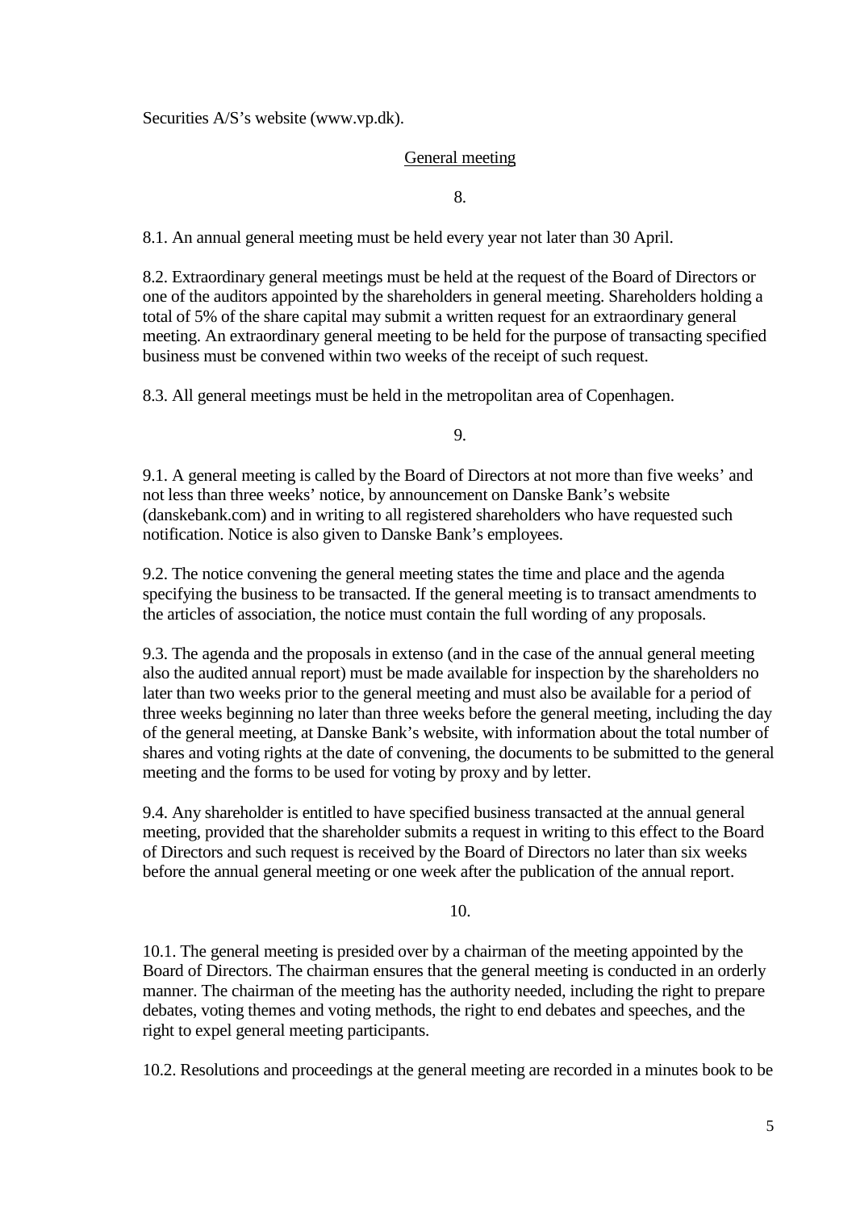Securities A/S's website (www.vp.dk).

## General meeting

8.

8.1. An annual general meeting must be held every year not later than 30 April.

8.2. Extraordinary general meetings must be held at the request of the Board of Directors or one of the auditors appointed by the shareholders in general meeting. Shareholders holding a total of 5% of the share capital may submit a written request for an extraordinary general meeting. An extraordinary general meeting to be held for the purpose of transacting specified business must be convened within two weeks of the receipt of such request.

8.3. All general meetings must be held in the metropolitan area of Copenhagen.

9.

9.1. A general meeting is called by the Board of Directors at not more than five weeks' and not less than three weeks' notice, by announcement on Danske Bank's website (danskebank.com) and in writing to all registered shareholders who have requested such notification. Notice is also given to Danske Bank's employees.

9.2. The notice convening the general meeting states the time and place and the agenda specifying the business to be transacted. If the general meeting is to transact amendments to the articles of association, the notice must contain the full wording of any proposals.

9.3. The agenda and the proposals in extenso (and in the case of the annual general meeting also the audited annual report) must be made available for inspection by the shareholders no later than two weeks prior to the general meeting and must also be available for a period of three weeks beginning no later than three weeks before the general meeting, including the day of the general meeting, at Danske Bank's website, with information about the total number of shares and voting rights at the date of convening, the documents to be submitted to the general meeting and the forms to be used for voting by proxy and by letter.

9.4. Any shareholder is entitled to have specified business transacted at the annual general meeting, provided that the shareholder submits a request in writing to this effect to the Board of Directors and such request is received by the Board of Directors no later than six weeks before the annual general meeting or one week after the publication of the annual report.

10.

10.1. The general meeting is presided over by a chairman of the meeting appointed by the Board of Directors. The chairman ensures that the general meeting is conducted in an orderly manner. The chairman of the meeting has the authority needed, including the right to prepare debates, voting themes and voting methods, the right to end debates and speeches, and the right to expel general meeting participants.

10.2. Resolutions and proceedings at the general meeting are recorded in a minutes book to be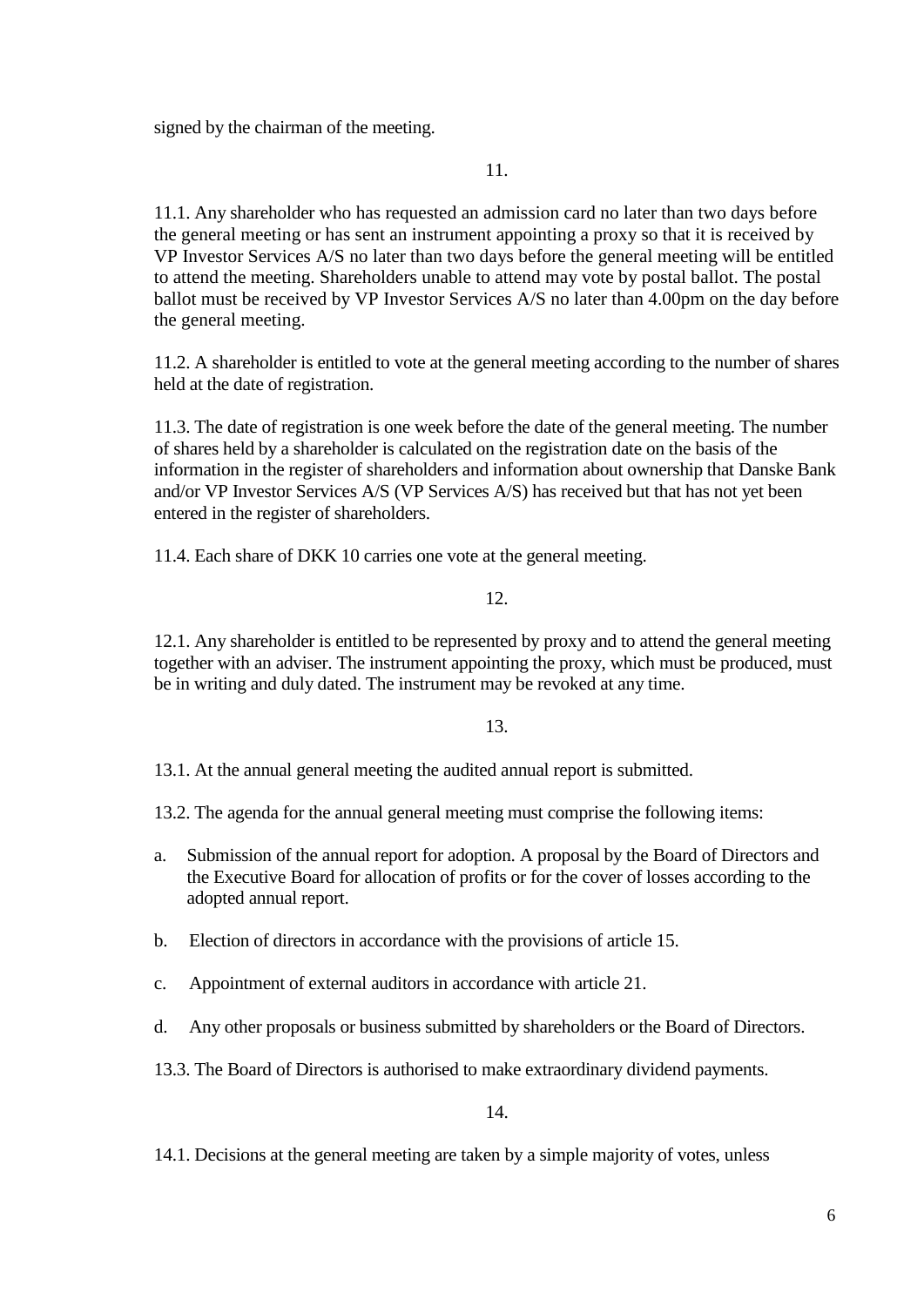signed by the chairman of the meeting.

11.

11.1. Any shareholder who has requested an admission card no later than two days before the general meeting or has sent an instrument appointing a proxy so that it is received by VP Investor Services A/S no later than two days before the general meeting will be entitled to attend the meeting. Shareholders unable to attend may vote by postal ballot. The postal ballot must be received by VP Investor Services A/S no later than 4.00pm on the day before the general meeting.

11.2. A shareholder is entitled to vote at the general meeting according to the number of shares held at the date of registration.

11.3. The date of registration is one week before the date of the general meeting. The number of shares held by a shareholder is calculated on the registration date on the basis of the information in the register of shareholders and information about ownership that Danske Bank and/or VP Investor Services A/S (VP Services A/S) has received but that has not yet been entered in the register of shareholders.

11.4. Each share of DKK 10 carries one vote at the general meeting.

12.

12.1. Any shareholder is entitled to be represented by proxy and to attend the general meeting together with an adviser. The instrument appointing the proxy, which must be produced, must be in writing and duly dated. The instrument may be revoked at any time.

13.

13.1. At the annual general meeting the audited annual report is submitted.

13.2. The agenda for the annual general meeting must comprise the following items:

a. Submission of the annual report for adoption. A proposal by the Board of Directors and the Executive Board for allocation of profits or for the cover of losses according to the adopted annual report.

b. Election of directors in accordance with the provisions of article 15.

c. Appointment of external auditors in accordance with article 21.

d. Any other proposals or business submitted by shareholders or the Board of Directors.

13.3. The Board of Directors is authorised to make extraordinary dividend payments.

14.

14.1. Decisions at the general meeting are taken by a simple majority of votes, unless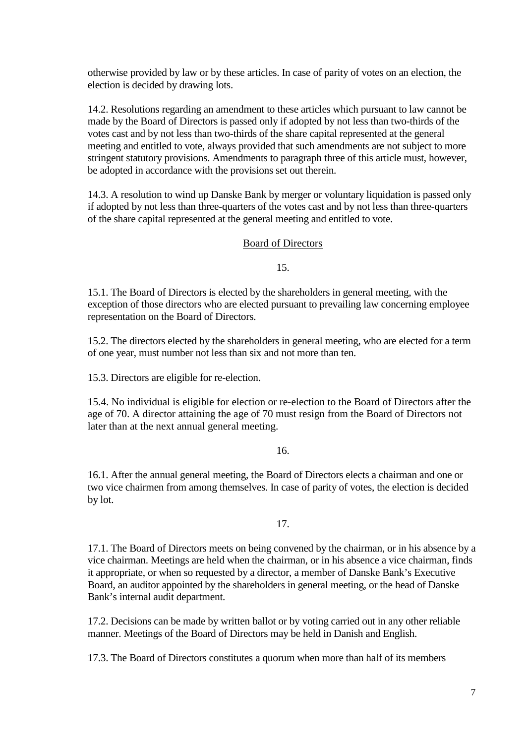otherwise provided by law or by these articles. In case of parity of votes on an election, the election is decided by drawing lots.

14.2. Resolutions regarding an amendment to these articles which pursuant to law cannot be made by the Board of Directors is passed only if adopted by not less than two-thirds of the votes cast and by not less than two-thirds of the share capital represented at the general meeting and entitled to vote, always provided that such amendments are not subject to more stringent statutory provisions. Amendments to paragraph three of this article must, however, be adopted in accordance with the provisions set out therein.

14.3. A resolution to wind up Danske Bank by merger or voluntary liquidation is passed only if adopted by not less than three-quarters of the votes cast and by not less than three-quarters of the share capital represented at the general meeting and entitled to vote.

## Board of Directors

### 15.

15.1. The Board of Directors is elected by the shareholders in general meeting, with the exception of those directors who are elected pursuant to prevailing law concerning employee representation on the Board of Directors.

15.2. The directors elected by the shareholders in general meeting, who are elected for a term of one year, must number not less than six and not more than ten.

15.3. Directors are eligible for re-election.

15.4. No individual is eligible for election or re-election to the Board of Directors after the age of 70. A director attaining the age of 70 must resign from the Board of Directors not later than at the next annual general meeting.

### 16.

16.1. After the annual general meeting, the Board of Directors elects a chairman and one or two vice chairmen from among themselves. In case of parity of votes, the election is decided by lot.

### 17.

17.1. The Board of Directors meets on being convened by the chairman, or in his absence by a vice chairman. Meetings are held when the chairman, or in his absence a vice chairman, finds it appropriate, or when so requested by a director, a member of Danske Bank's Executive Board, an auditor appointed by the shareholders in general meeting, or the head of Danske Bank's internal audit department.

17.2. Decisions can be made by written ballot or by voting carried out in any other reliable manner. Meetings of the Board of Directors may be held in Danish and English.

17.3. The Board of Directors constitutes a quorum when more than half of its members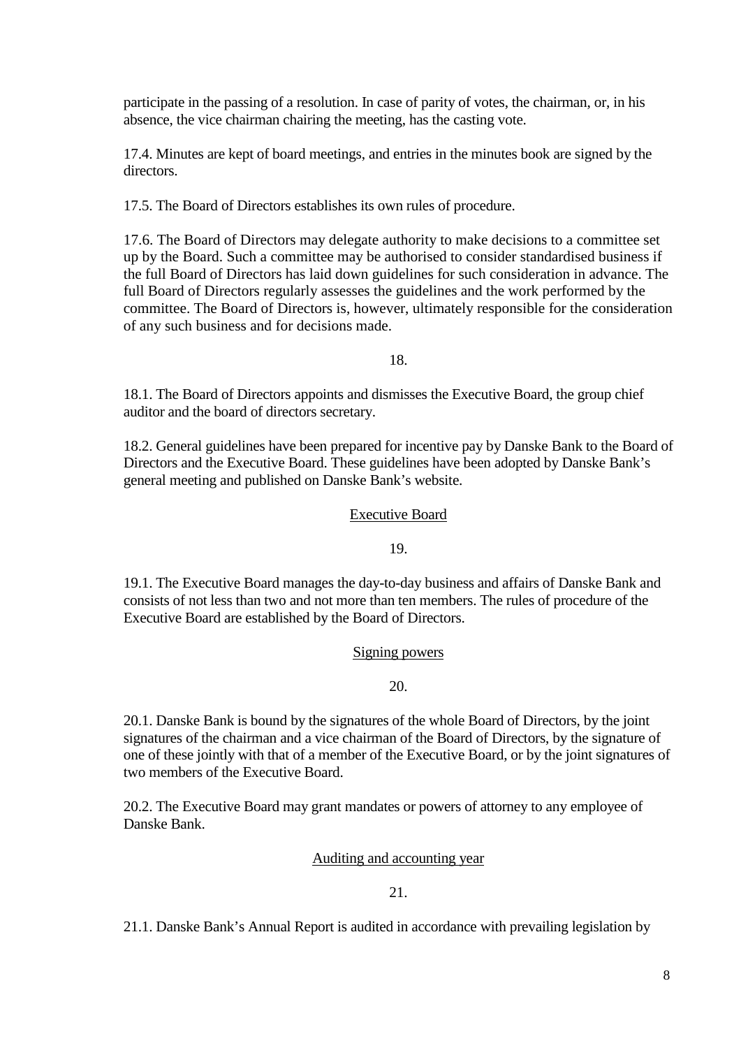participate in the passing of a resolution. In case of parity of votes, the chairman, or, in his absence, the vice chairman chairing the meeting, has the casting vote.

17.4. Minutes are kept of board meetings, and entries in the minutes book are signed by the directors.

17.5. The Board of Directors establishes its own rules of procedure.

17.6. The Board of Directors may delegate authority to make decisions to a committee set up by the Board. Such a committee may be authorised to consider standardised business if the full Board of Directors has laid down guidelines for such consideration in advance. The full Board of Directors regularly assesses the guidelines and the work performed by the committee. The Board of Directors is, however, ultimately responsible for the consideration of any such business and for decisions made.

18.

18.1. The Board of Directors appoints and dismisses the Executive Board, the group chief auditor and the board of directors secretary.

18.2. General guidelines have been prepared for incentive pay by Danske Bank to the Board of Directors and the Executive Board. These guidelines have been adopted by Danske Bank's general meeting and published on Danske Bank's website.

## Executive Board

19.

19.1. The Executive Board manages the day-to-day business and affairs of Danske Bank and consists of not less than two and not more than ten members. The rules of procedure of the Executive Board are established by the Board of Directors.

## Signing powers

20.

20.1. Danske Bank is bound by the signatures of the whole Board of Directors, by the joint signatures of the chairman and a vice chairman of the Board of Directors, by the signature of one of these jointly with that of a member of the Executive Board, or by the joint signatures of two members of the Executive Board.

20.2. The Executive Board may grant mandates or powers of attorney to any employee of Danske Bank.

## Auditing and accounting year

21.

21.1. Danske Bank's Annual Report is audited in accordance with prevailing legislation by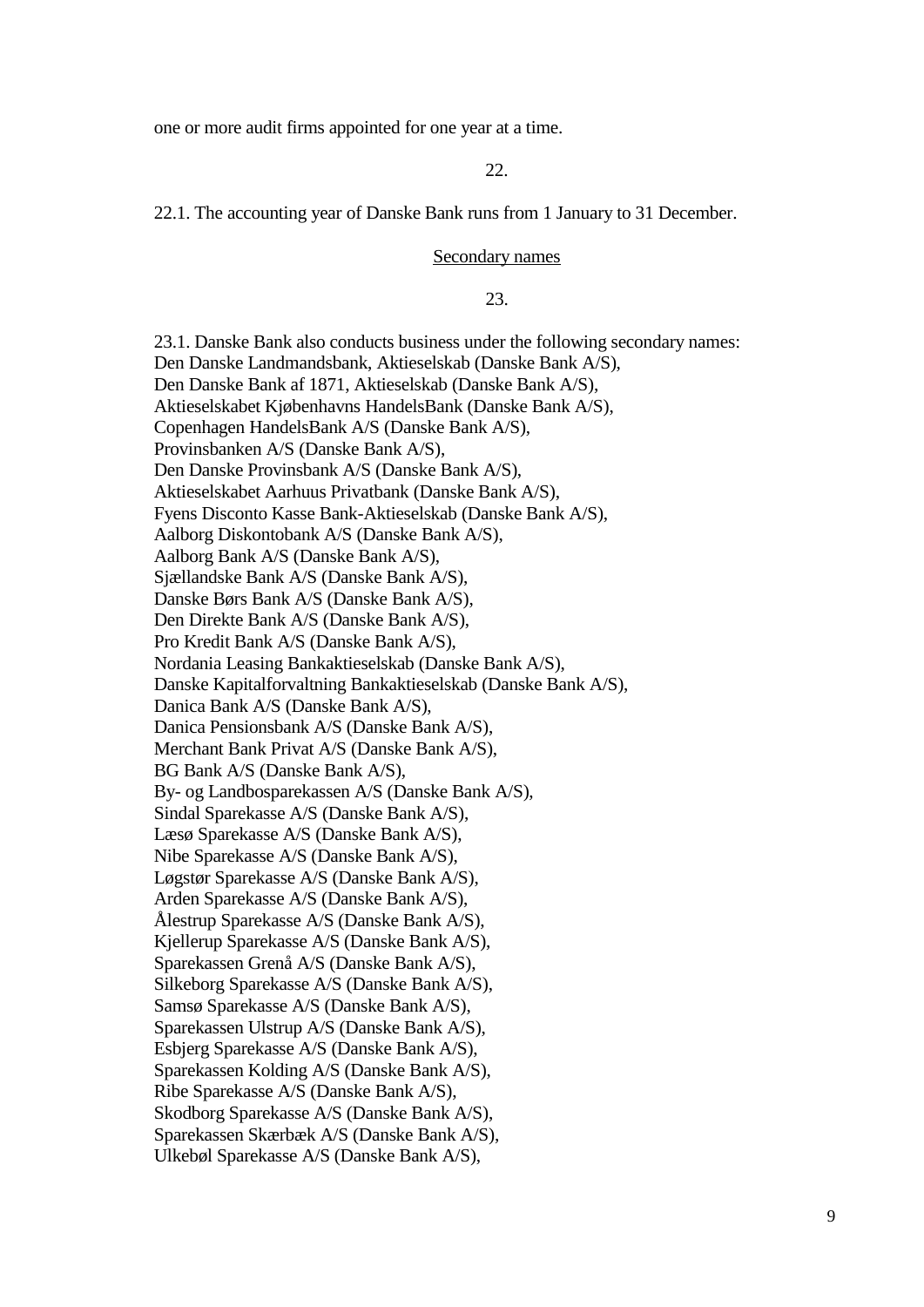one or more audit firms appointed for one year at a time.

22.

22.1. The accounting year of Danske Bank runs from 1 January to 31 December.

<u>Secondary names</u>

23.

23.1. Danske Bank also conducts business under the following secondary names:
Den Danske Landmandsbank, Aktieselskab (Danske Bank A/S),
Den Danske Bank af 1871, Aktieselskab (Danske Bank A/S),
Aktieselskabet Kjøbenhavns HandelsBank (Danske Bank A/S),
Copenhagen HandelsBank A/S (Danske Bank A/S),
Provinsbanken A/S (Danske Bank A/S),
Den Danske Provinsbank A/S (Danske Bank A/S),
Aktieselskabet Aarhuus Privatbank (Danske Bank A/S),
Fyens Disconto Kasse Bank-Aktieselskab (Danske Bank A/S),
Aalborg Diskontobank A/S (Danske Bank A/S),
Aalborg Bank A/S (Danske Bank A/S),
Sjællandske Bank A/S (Danske Bank A/S),
Danske Børs Bank A/S (Danske Bank A/S),
Den Direkte Bank A/S (Danske Bank A/S),
Pro Kredit Bank A/S (Danske Bank A/S),
Nordania Leasing Bankaktieselskab (Danske Bank A/S),
Danske Kapitalforvaltning Bankaktieselskab (Danske Bank A/S),
Danica Bank A/S (Danske Bank A/S),
Danica Pensionsbank A/S (Danske Bank A/S),
Merchant Bank Privat A/S (Danske Bank A/S),
BG Bank A/S (Danske Bank A/S),
By- og Landbosparekassen A/S (Danske Bank A/S),
Sindal Sparekasse A/S (Danske Bank A/S),
Læsø Sparekasse A/S (Danske Bank A/S),
Nibe Sparekasse A/S (Danske Bank A/S),
Løgstør Sparekasse A/S (Danske Bank A/S),
Arden Sparekasse A/S (Danske Bank A/S),
Ålestrup Sparekasse A/S (Danske Bank A/S),
Kjellerup Sparekasse A/S (Danske Bank A/S),
Sparekassen Grenå A/S (Danske Bank A/S),
Silkeborg Sparekasse A/S (Danske Bank A/S),
Samsø Sparekasse A/S (Danske Bank A/S),
Sparekassen Ulstrup A/S (Danske Bank A/S),
Esbjerg Sparekasse A/S (Danske Bank A/S),
Sparekassen Kolding A/S (Danske Bank A/S),
Ribe Sparekasse A/S (Danske Bank A/S),
Skodborg Sparekasse A/S (Danske Bank A/S),
Sparekassen Skærbæk A/S (Danske Bank A/S),
Ulkebøl Sparekasse A/S (Danske Bank A/S),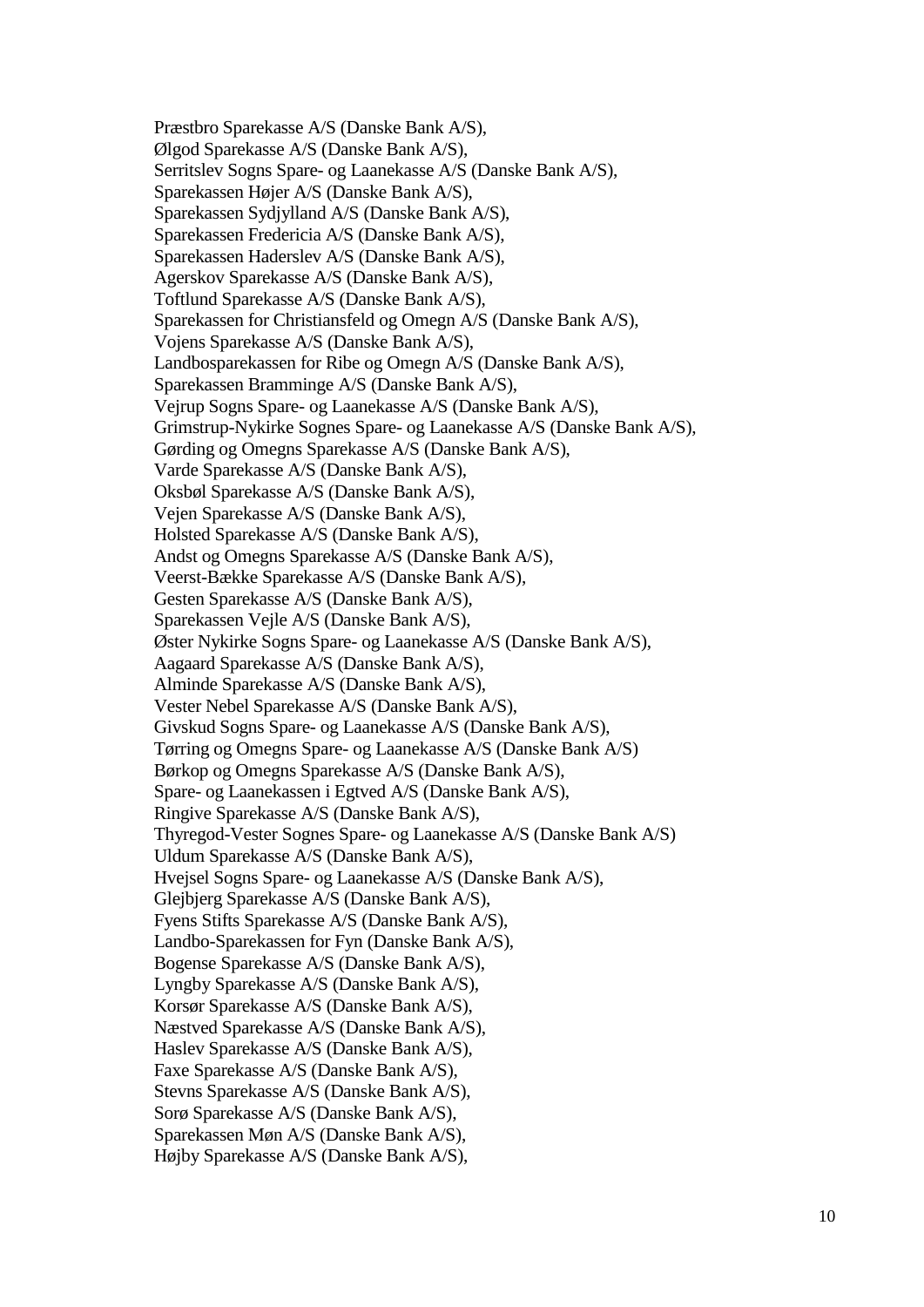Præstbro Sparekasse A/S (Danske Bank A/S),
Ølgod Sparekasse A/S (Danske Bank A/S),
Serritslev Sogns Spare- og Laanekasse A/S (Danske Bank A/S),
Sparekassen Højer A/S (Danske Bank A/S),
Sparekassen Sydjylland A/S (Danske Bank A/S),
Sparekassen Fredericia A/S (Danske Bank A/S),
Sparekassen Haderslev A/S (Danske Bank A/S),
Agerskov Sparekasse A/S (Danske Bank A/S),
Toftlund Sparekasse A/S (Danske Bank A/S),
Sparekassen for Christiansfeld og Omegn A/S (Danske Bank A/S),
Vojens Sparekasse A/S (Danske Bank A/S),
Landbosparekassen for Ribe og Omegn A/S (Danske Bank A/S),
Sparekassen Bramminge A/S (Danske Bank A/S),
Vejrup Sogns Spare- og Laanekasse A/S (Danske Bank A/S),
Grimstrup-Nykirke Sognes Spare- og Laanekasse A/S (Danske Bank A/S),
Gørding og Omegns Sparekasse A/S (Danske Bank A/S),
Varde Sparekasse A/S (Danske Bank A/S),
Oksbøl Sparekasse A/S (Danske Bank A/S),
Vejen Sparekasse A/S (Danske Bank A/S),
Holsted Sparekasse A/S (Danske Bank A/S),
Andst og Omegns Sparekasse A/S (Danske Bank A/S),
Veerst-Bække Sparekasse A/S (Danske Bank A/S),
Gesten Sparekasse A/S (Danske Bank A/S),
Sparekassen Vejle A/S (Danske Bank A/S),
Øster Nykirke Sogns Spare- og Laanekasse A/S (Danske Bank A/S),
Aagaard Sparekasse A/S (Danske Bank A/S),
Alminde Sparekasse A/S (Danske Bank A/S),
Vester Nebel Sparekasse A/S (Danske Bank A/S),
Givskud Sogns Spare- og Laanekasse A/S (Danske Bank A/S),
Tørring og Omegns Spare- og Laanekasse A/S (Danske Bank A/S)
Børkop og Omegns Sparekasse A/S (Danske Bank A/S),
Spare- og Laanekassen i Egtved A/S (Danske Bank A/S),
Ringive Sparekasse A/S (Danske Bank A/S),
Thyregod-Vester Sognes Spare- og Laanekasse A/S (Danske Bank A/S)
Uldum Sparekasse A/S (Danske Bank A/S),
Hvejsel Sogns Spare- og Laanekasse A/S (Danske Bank A/S),
Glejbjerg Sparekasse A/S (Danske Bank A/S),
Fyens Stifts Sparekasse A/S (Danske Bank A/S),
Landbo-Sparekassen for Fyn (Danske Bank A/S),
Bogense Sparekasse A/S (Danske Bank A/S),
Lyngby Sparekasse A/S (Danske Bank A/S),
Korsør Sparekasse A/S (Danske Bank A/S),
Næstved Sparekasse A/S (Danske Bank A/S),
Haslev Sparekasse A/S (Danske Bank A/S),
Faxe Sparekasse A/S (Danske Bank A/S),
Stevns Sparekasse A/S (Danske Bank A/S),
Sorø Sparekasse A/S (Danske Bank A/S),
Sparekassen Møn A/S (Danske Bank A/S),
Højby Sparekasse A/S (Danske Bank A/S),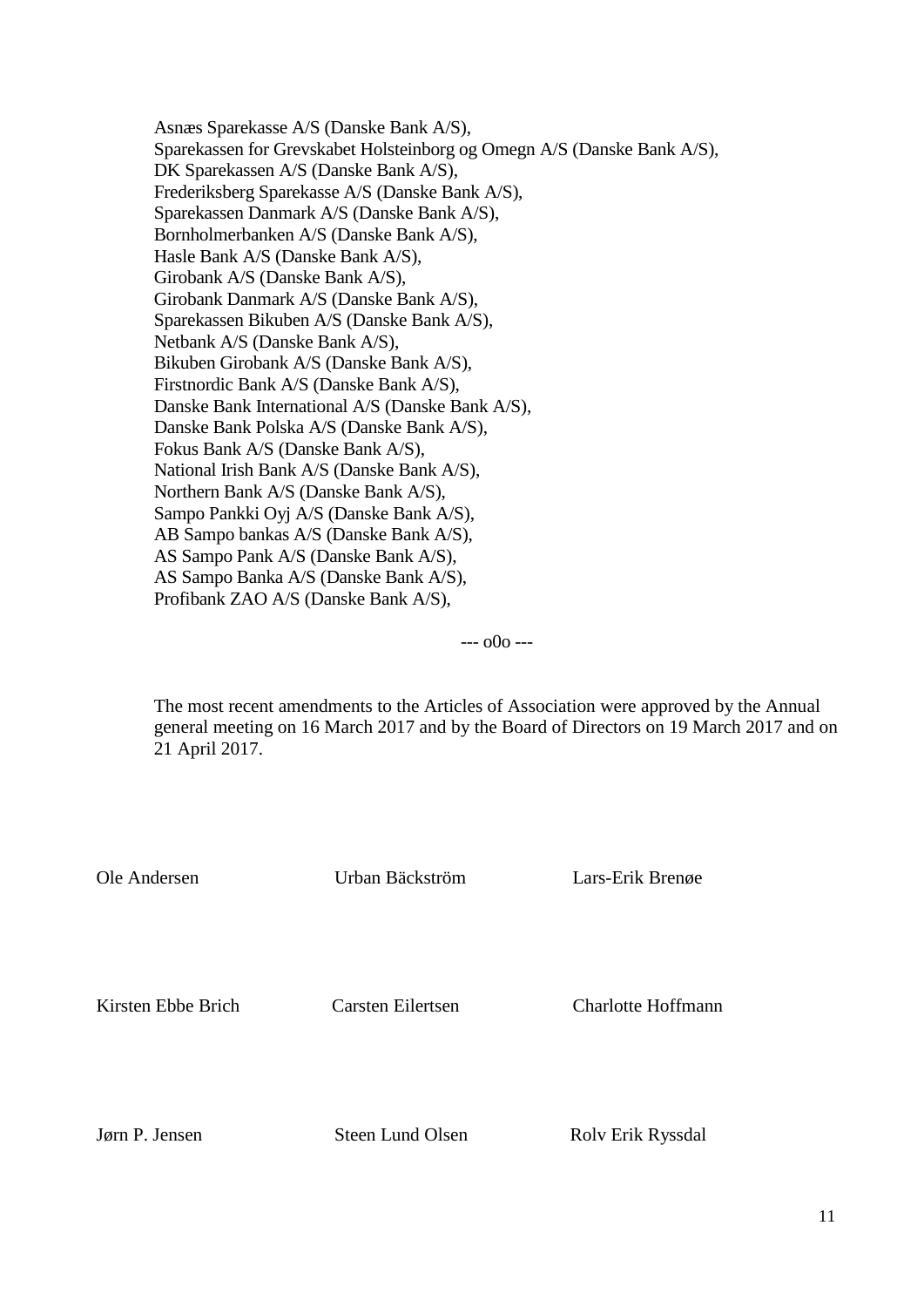Asnæs Sparekasse A/S (Danske Bank A/S),
Sparekassen for Grevskabet Holsteinborg og Omegn A/S (Danske Bank A/S),
DK Sparekassen A/S (Danske Bank A/S),
Frederiksberg Sparekasse A/S (Danske Bank A/S),
Sparekassen Danmark A/S (Danske Bank A/S),
Bornholmerbanken A/S (Danske Bank A/S),
Hasle Bank A/S (Danske Bank A/S),
Girobank A/S (Danske Bank A/S),
Girobank Danmark A/S (Danske Bank A/S),
Sparekassen Bikuben A/S (Danske Bank A/S),
Netbank A/S (Danske Bank A/S),
Bikuben Girobank A/S (Danske Bank A/S),
Firstnordic Bank A/S (Danske Bank A/S),
Danske Bank International A/S (Danske Bank A/S),
Danske Bank Polska A/S (Danske Bank A/S),
Fokus Bank A/S (Danske Bank A/S),
National Irish Bank A/S (Danske Bank A/S),
Northern Bank A/S (Danske Bank A/S),
Sampo Pankki Oyj A/S (Danske Bank A/S),
AB Sampo bankas A/S (Danske Bank A/S),
AS Sampo Pank A/S (Danske Bank A/S),
AS Sampo Banka A/S (Danske Bank A/S),
Profibank ZAO A/S (Danske Bank A/S),

--- o0o ---

The most recent amendments to the Articles of Association were approved by the Annual general meeting on 16 March 2017 and by the Board of Directors on 19 March 2017 and on 21 April 2017.

| | | |
|---|---|---|
| Ole Andersen | Urban Bäckström | Lars-Erik Brenøe |
| Kirsten Ebbe Brich | Carsten Eilertsen | Charlotte Hoffmann |
| Jørn P. Jensen | Steen Lund Olsen | Rolv Erik Ryssdal |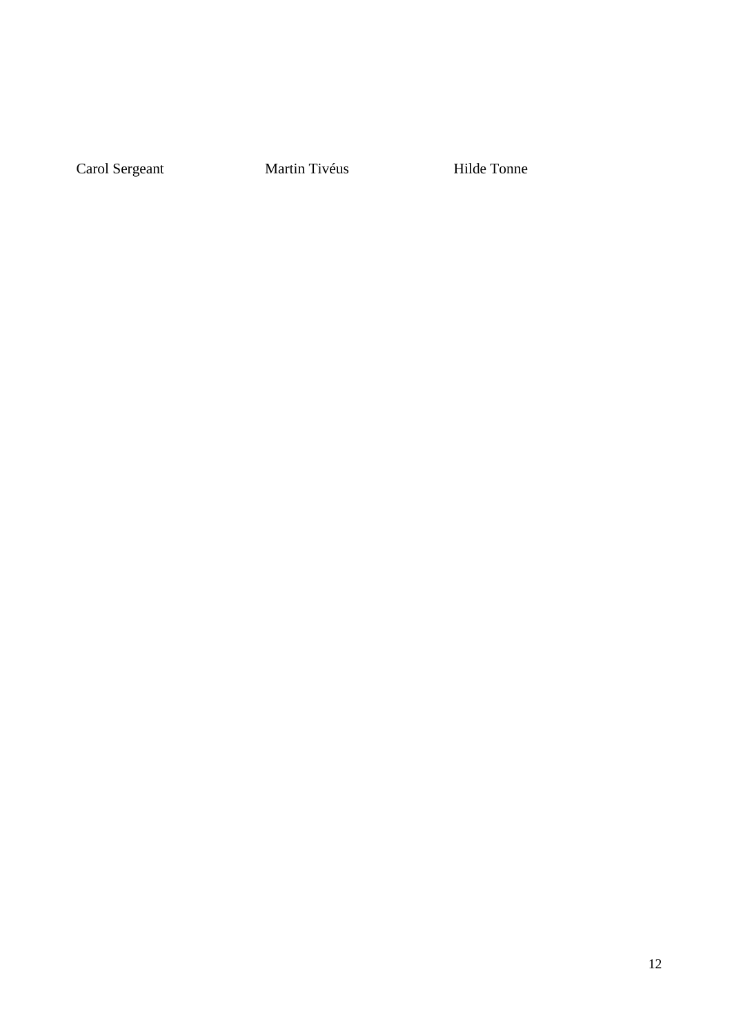Carol Sergeant Martin Tivéus Hilde Tonne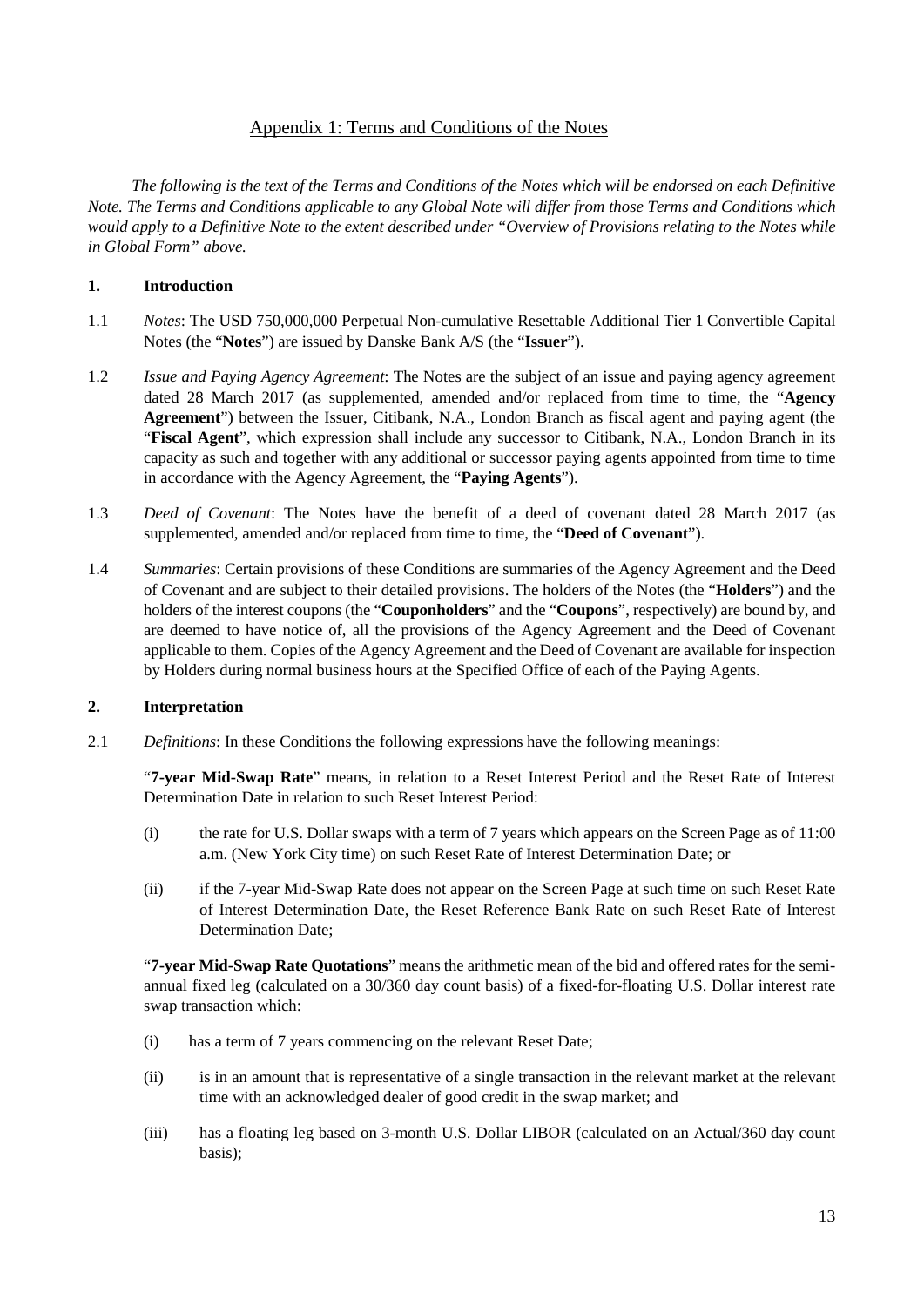## Appendix 1: Terms and Conditions of the Notes

*The following is the text of the Terms and Conditions of the Notes which will be endorsed on each Definitive Note. The Terms and Conditions applicable to any Global Note will differ from those Terms and Conditions which would apply to a Definitive Note to the extent described under "Overview of Provisions relating to the Notes while in Global Form" above.*

### 1. Introduction

1.1 *Notes*: The USD 750,000,000 Perpetual Non-cumulative Resettable Additional Tier 1 Convertible Capital Notes (the "**Notes**") are issued by Danske Bank A/S (the "**Issuer**").

1.2 *Issue and Paying Agency Agreement*: The Notes are the subject of an issue and paying agency agreement dated 28 March 2017 (as supplemented, amended and/or replaced from time to time, the "**Agency Agreement**") between the Issuer, Citibank, N.A., London Branch as fiscal agent and paying agent (the "**Fiscal Agent**", which expression shall include any successor to Citibank, N.A., London Branch in its capacity as such and together with any additional or successor paying agents appointed from time to time in accordance with the Agency Agreement, the "**Paying Agents**").

1.3 *Deed of Covenant*: The Notes have the benefit of a deed of covenant dated 28 March 2017 (as supplemented, amended and/or replaced from time to time, the "**Deed of Covenant**").

1.4 *Summaries*: Certain provisions of these Conditions are summaries of the Agency Agreement and the Deed of Covenant and are subject to their detailed provisions. The holders of the Notes (the "**Holders**") and the holders of the interest coupons (the "**Couponholders**" and the "**Coupons**", respectively) are bound by, and are deemed to have notice of, all the provisions of the Agency Agreement and the Deed of Covenant applicable to them. Copies of the Agency Agreement and the Deed of Covenant are available for inspection by Holders during normal business hours at the Specified Office of each of the Paying Agents.

### 2. Interpretation

2.1 *Definitions*: In these Conditions the following expressions have the following meanings:

"**7-year Mid-Swap Rate**" means, in relation to a Reset Interest Period and the Reset Rate of Interest Determination Date in relation to such Reset Interest Period:

(i) the rate for U.S. Dollar swaps with a term of 7 years which appears on the Screen Page as of 11:00 a.m. (New York City time) on such Reset Rate of Interest Determination Date; or

(ii) if the 7-year Mid-Swap Rate does not appear on the Screen Page at such time on such Reset Rate of Interest Determination Date, the Reset Reference Bank Rate on such Reset Rate of Interest Determination Date;

"**7-year Mid-Swap Rate Quotations**" means the arithmetic mean of the bid and offered rates for the semi-annual fixed leg (calculated on a 30/360 day count basis) of a fixed-for-floating U.S. Dollar interest rate swap transaction which:

(i) has a term of 7 years commencing on the relevant Reset Date;

(ii) is in an amount that is representative of a single transaction in the relevant market at the relevant time with an acknowledged dealer of good credit in the swap market; and

(iii) has a floating leg based on 3-month U.S. Dollar LIBOR (calculated on an Actual/360 day count basis);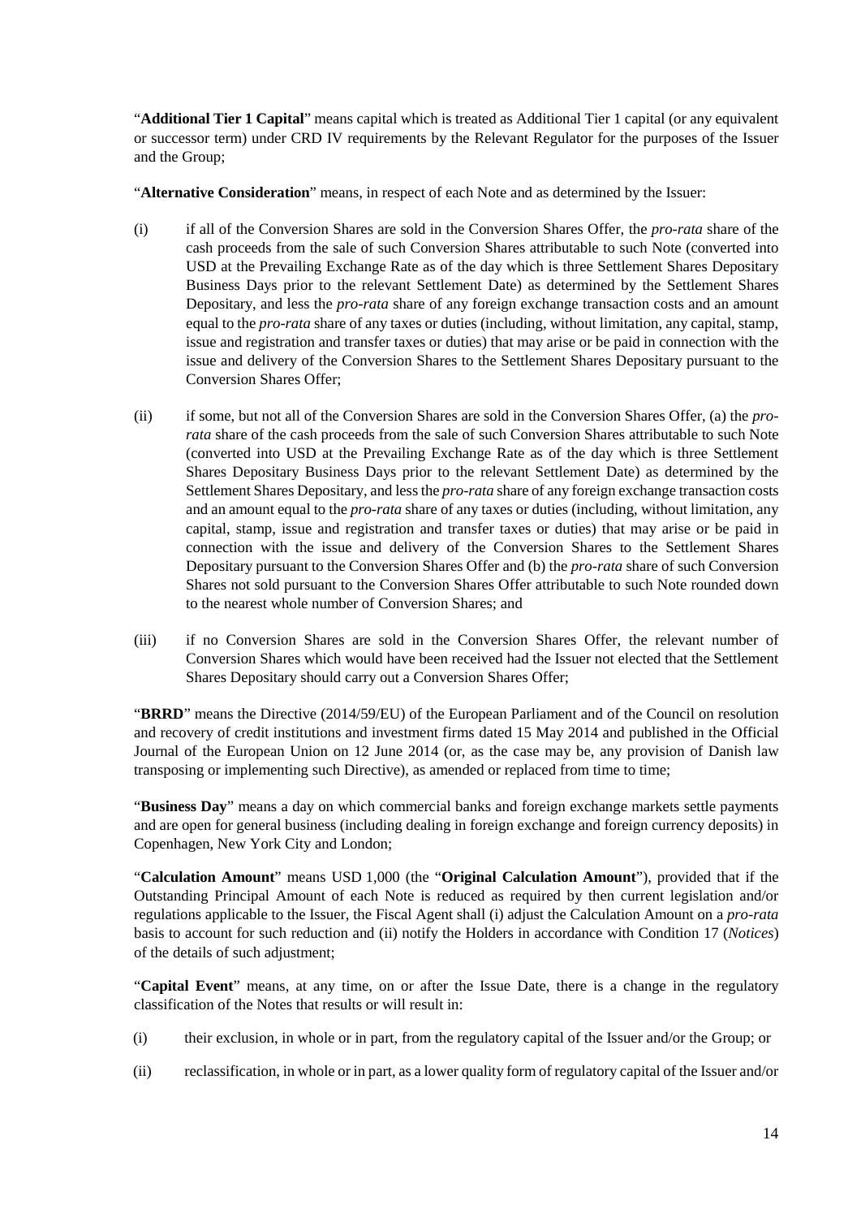"**Additional Tier 1 Capital**" means capital which is treated as Additional Tier 1 capital (or any equivalent or successor term) under CRD IV requirements by the Relevant Regulator for the purposes of the Issuer and the Group;

"**Alternative Consideration**" means, in respect of each Note and as determined by the Issuer:

(i) if all of the Conversion Shares are sold in the Conversion Shares Offer, the *pro-rata* share of the cash proceeds from the sale of such Conversion Shares attributable to such Note (converted into USD at the Prevailing Exchange Rate as of the day which is three Settlement Shares Depositary Business Days prior to the relevant Settlement Date) as determined by the Settlement Shares Depositary, and less the *pro-rata* share of any foreign exchange transaction costs and an amount equal to the *pro-rata* share of any taxes or duties (including, without limitation, any capital, stamp, issue and registration and transfer taxes or duties) that may arise or be paid in connection with the issue and delivery of the Conversion Shares to the Settlement Shares Depositary pursuant to the Conversion Shares Offer;

(ii) if some, but not all of the Conversion Shares are sold in the Conversion Shares Offer, (a) the *pro-rata* share of the cash proceeds from the sale of such Conversion Shares attributable to such Note (converted into USD at the Prevailing Exchange Rate as of the day which is three Settlement Shares Depositary Business Days prior to the relevant Settlement Date) as determined by the Settlement Shares Depositary, and less the *pro-rata* share of any foreign exchange transaction costs and an amount equal to the *pro-rata* share of any taxes or duties (including, without limitation, any capital, stamp, issue and registration and transfer taxes or duties) that may arise or be paid in connection with the issue and delivery of the Conversion Shares to the Settlement Shares Depositary pursuant to the Conversion Shares Offer and (b) the *pro-rata* share of such Conversion Shares not sold pursuant to the Conversion Shares Offer attributable to such Note rounded down to the nearest whole number of Conversion Shares; and

(iii) if no Conversion Shares are sold in the Conversion Shares Offer, the relevant number of Conversion Shares which would have been received had the Issuer not elected that the Settlement Shares Depositary should carry out a Conversion Shares Offer;

"**BRRD**" means the Directive (2014/59/EU) of the European Parliament and of the Council on resolution and recovery of credit institutions and investment firms dated 15 May 2014 and published in the Official Journal of the European Union on 12 June 2014 (or, as the case may be, any provision of Danish law transposing or implementing such Directive), as amended or replaced from time to time;

"**Business Day**" means a day on which commercial banks and foreign exchange markets settle payments and are open for general business (including dealing in foreign exchange and foreign currency deposits) in Copenhagen, New York City and London;

"**Calculation Amount**" means USD 1,000 (the "**Original Calculation Amount**"), provided that if the Outstanding Principal Amount of each Note is reduced as required by then current legislation and/or regulations applicable to the Issuer, the Fiscal Agent shall (i) adjust the Calculation Amount on a *pro-rata* basis to account for such reduction and (ii) notify the Holders in accordance with Condition 17 (*Notices*) of the details of such adjustment;

"**Capital Event**" means, at any time, on or after the Issue Date, there is a change in the regulatory classification of the Notes that results or will result in:

(i) their exclusion, in whole or in part, from the regulatory capital of the Issuer and/or the Group; or

(ii) reclassification, in whole or in part, as a lower quality form of regulatory capital of the Issuer and/or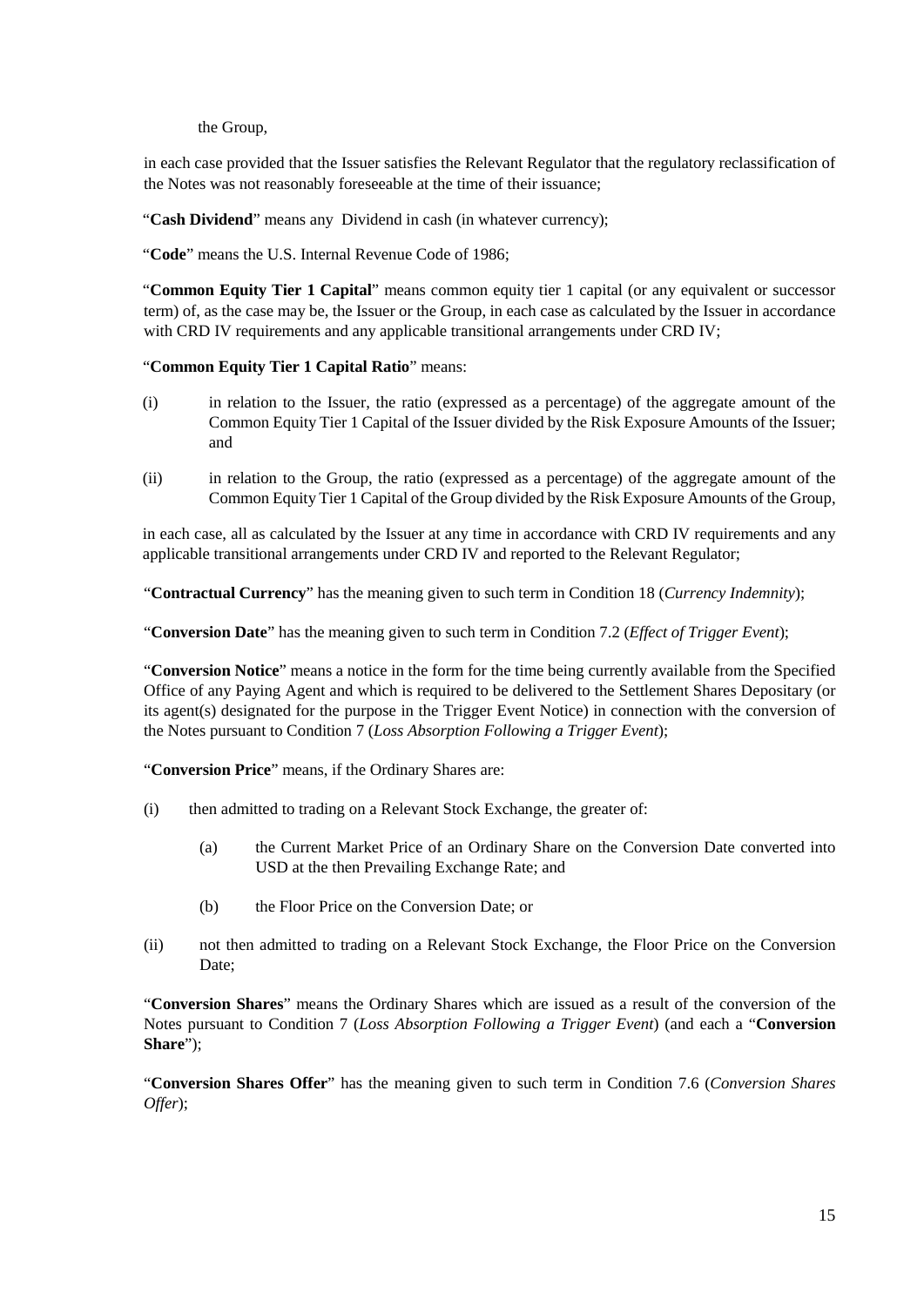the Group,

in each case provided that the Issuer satisfies the Relevant Regulator that the regulatory reclassification of the Notes was not reasonably foreseeable at the time of their issuance;

"**Cash Dividend**" means any Dividend in cash (in whatever currency);

"**Code**" means the U.S. Internal Revenue Code of 1986;

"**Common Equity Tier 1 Capital**" means common equity tier 1 capital (or any equivalent or successor term) of, as the case may be, the Issuer or the Group, in each case as calculated by the Issuer in accordance with CRD IV requirements and any applicable transitional arrangements under CRD IV;

"**Common Equity Tier 1 Capital Ratio**" means:

(i) in relation to the Issuer, the ratio (expressed as a percentage) of the aggregate amount of the Common Equity Tier 1 Capital of the Issuer divided by the Risk Exposure Amounts of the Issuer; and

(ii) in relation to the Group, the ratio (expressed as a percentage) of the aggregate amount of the Common Equity Tier 1 Capital of the Group divided by the Risk Exposure Amounts of the Group,

in each case, all as calculated by the Issuer at any time in accordance with CRD IV requirements and any applicable transitional arrangements under CRD IV and reported to the Relevant Regulator;

"**Contractual Currency**" has the meaning given to such term in Condition 18 (*Currency Indemnity*);

"**Conversion Date**" has the meaning given to such term in Condition 7.2 (*Effect of Trigger Event*);

"**Conversion Notice**" means a notice in the form for the time being currently available from the Specified Office of any Paying Agent and which is required to be delivered to the Settlement Shares Depositary (or its agent(s) designated for the purpose in the Trigger Event Notice) in connection with the conversion of the Notes pursuant to Condition 7 (*Loss Absorption Following a Trigger Event*);

"**Conversion Price**" means, if the Ordinary Shares are:

(i) then admitted to trading on a Relevant Stock Exchange, the greater of:

  (a) the Current Market Price of an Ordinary Share on the Conversion Date converted into USD at the then Prevailing Exchange Rate; and

  (b) the Floor Price on the Conversion Date; or

(ii) not then admitted to trading on a Relevant Stock Exchange, the Floor Price on the Conversion Date;

"**Conversion Shares**" means the Ordinary Shares which are issued as a result of the conversion of the Notes pursuant to Condition 7 (*Loss Absorption Following a Trigger Event*) (and each a "**Conversion Share**");

"**Conversion Shares Offer**" has the meaning given to such term in Condition 7.6 (*Conversion Shares Offer*);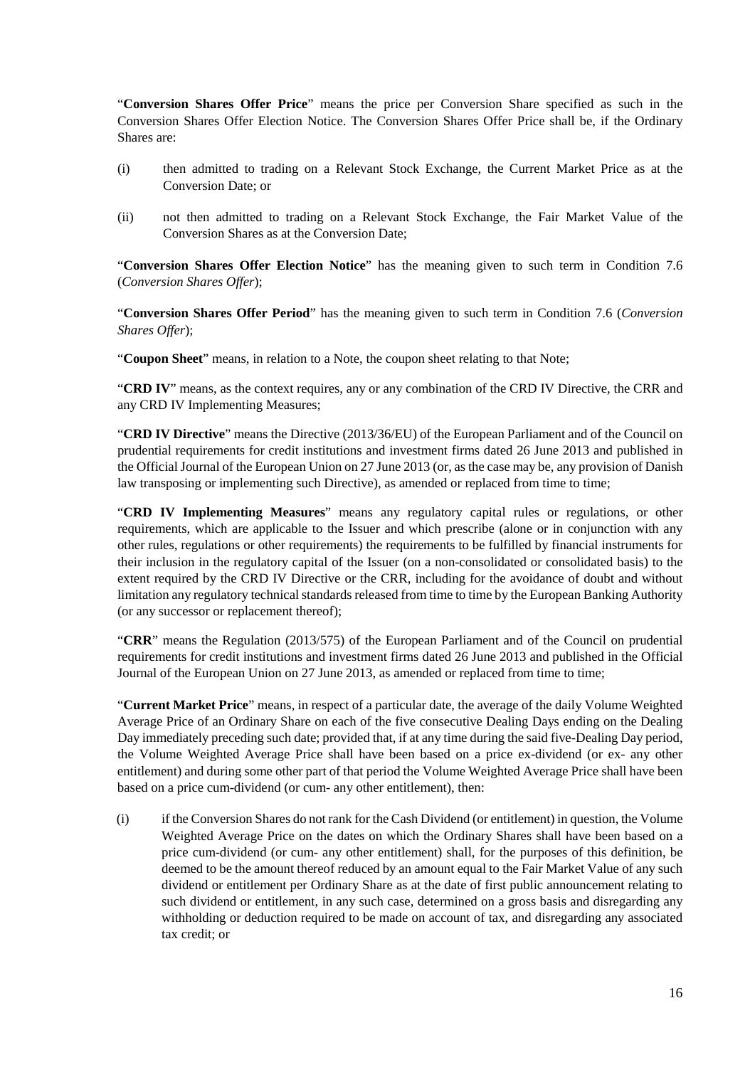"**Conversion Shares Offer Price**" means the price per Conversion Share specified as such in the Conversion Shares Offer Election Notice. The Conversion Shares Offer Price shall be, if the Ordinary Shares are:

(i) then admitted to trading on a Relevant Stock Exchange, the Current Market Price as at the Conversion Date; or

(ii) not then admitted to trading on a Relevant Stock Exchange, the Fair Market Value of the Conversion Shares as at the Conversion Date;

"**Conversion Shares Offer Election Notice**" has the meaning given to such term in Condition 7.6 (*Conversion Shares Offer*);

"**Conversion Shares Offer Period**" has the meaning given to such term in Condition 7.6 (*Conversion Shares Offer*);

"**Coupon Sheet**" means, in relation to a Note, the coupon sheet relating to that Note;

"**CRD IV**" means, as the context requires, any or any combination of the CRD IV Directive, the CRR and any CRD IV Implementing Measures;

"**CRD IV Directive**" means the Directive (2013/36/EU) of the European Parliament and of the Council on prudential requirements for credit institutions and investment firms dated 26 June 2013 and published in the Official Journal of the European Union on 27 June 2013 (or, as the case may be, any provision of Danish law transposing or implementing such Directive), as amended or replaced from time to time;

"**CRD IV Implementing Measures**" means any regulatory capital rules or regulations, or other requirements, which are applicable to the Issuer and which prescribe (alone or in conjunction with any other rules, regulations or other requirements) the requirements to be fulfilled by financial instruments for their inclusion in the regulatory capital of the Issuer (on a non-consolidated or consolidated basis) to the extent required by the CRD IV Directive or the CRR, including for the avoidance of doubt and without limitation any regulatory technical standards released from time to time by the European Banking Authority (or any successor or replacement thereof);

"**CRR**" means the Regulation (2013/575) of the European Parliament and of the Council on prudential requirements for credit institutions and investment firms dated 26 June 2013 and published in the Official Journal of the European Union on 27 June 2013, as amended or replaced from time to time;

"**Current Market Price**" means, in respect of a particular date, the average of the daily Volume Weighted Average Price of an Ordinary Share on each of the five consecutive Dealing Days ending on the Dealing Day immediately preceding such date; provided that, if at any time during the said five-Dealing Day period, the Volume Weighted Average Price shall have been based on a price ex-dividend (or ex- any other entitlement) and during some other part of that period the Volume Weighted Average Price shall have been based on a price cum-dividend (or cum- any other entitlement), then:

(i) if the Conversion Shares do not rank for the Cash Dividend (or entitlement) in question, the Volume Weighted Average Price on the dates on which the Ordinary Shares shall have been based on a price cum-dividend (or cum- any other entitlement) shall, for the purposes of this definition, be deemed to be the amount thereof reduced by an amount equal to the Fair Market Value of any such dividend or entitlement per Ordinary Share as at the date of first public announcement relating to such dividend or entitlement, in any such case, determined on a gross basis and disregarding any withholding or deduction required to be made on account of tax, and disregarding any associated tax credit; or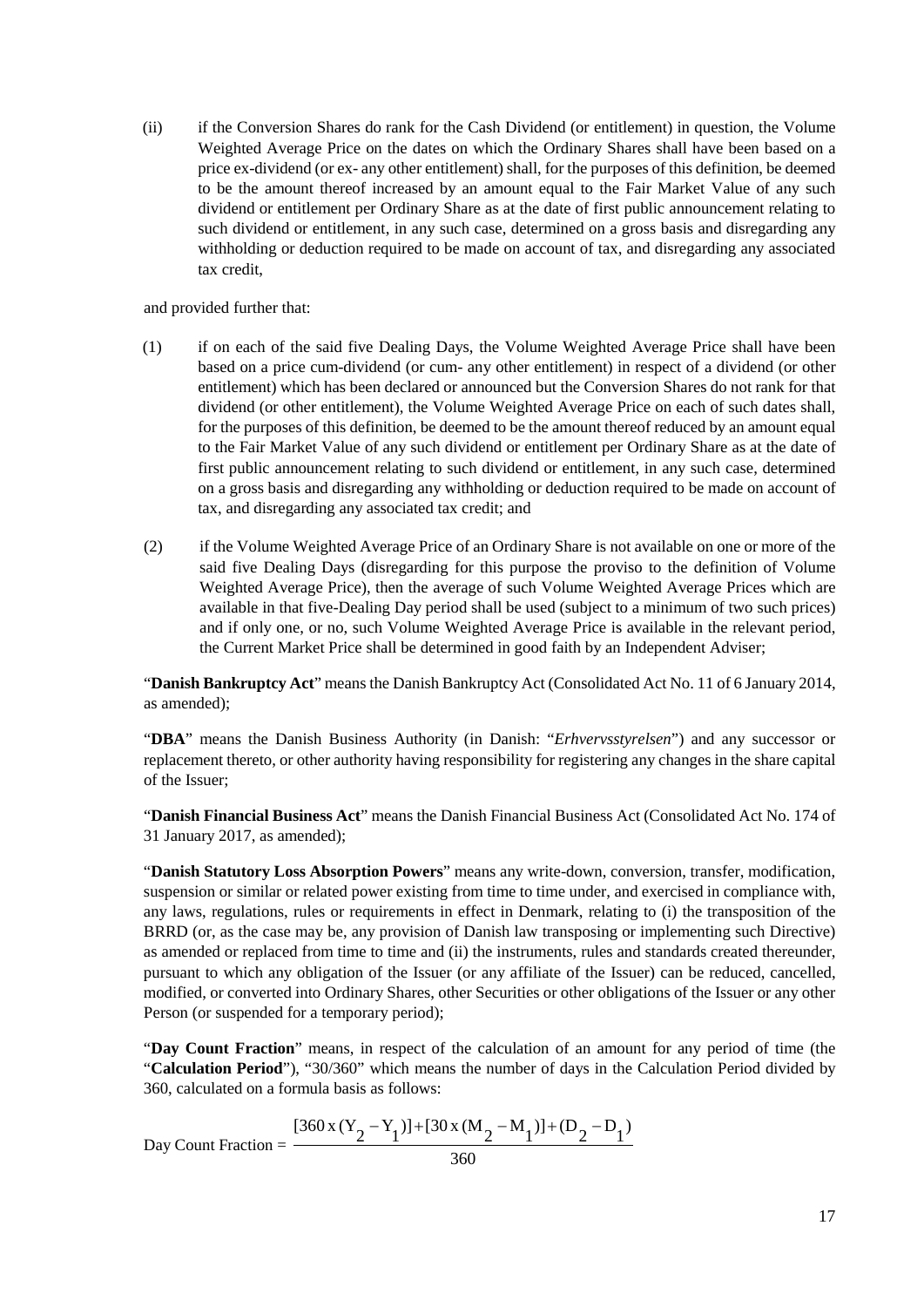(ii) if the Conversion Shares do rank for the Cash Dividend (or entitlement) in question, the Volume Weighted Average Price on the dates on which the Ordinary Shares shall have been based on a price ex-dividend (or ex- any other entitlement) shall, for the purposes of this definition, be deemed to be the amount thereof increased by an amount equal to the Fair Market Value of any such dividend or entitlement per Ordinary Share as at the date of first public announcement relating to such dividend or entitlement, in any such case, determined on a gross basis and disregarding any withholding or deduction required to be made on account of tax, and disregarding any associated tax credit,

and provided further that:

(1) if on each of the said five Dealing Days, the Volume Weighted Average Price shall have been based on a price cum-dividend (or cum- any other entitlement) in respect of a dividend (or other entitlement) which has been declared or announced but the Conversion Shares do not rank for that dividend (or other entitlement), the Volume Weighted Average Price on each of such dates shall, for the purposes of this definition, be deemed to be the amount thereof reduced by an amount equal to the Fair Market Value of any such dividend or entitlement per Ordinary Share as at the date of first public announcement relating to such dividend or entitlement, in any such case, determined on a gross basis and disregarding any withholding or deduction required to be made on account of tax, and disregarding any associated tax credit; and

(2) if the Volume Weighted Average Price of an Ordinary Share is not available on one or more of the said five Dealing Days (disregarding for this purpose the proviso to the definition of Volume Weighted Average Price), then the average of such Volume Weighted Average Prices which are available in that five-Dealing Day period shall be used (subject to a minimum of two such prices) and if only one, or no, such Volume Weighted Average Price is available in the relevant period, the Current Market Price shall be determined in good faith by an Independent Adviser;

"**Danish Bankruptcy Act**" means the Danish Bankruptcy Act (Consolidated Act No. 11 of 6 January 2014, as amended);

"**DBA**" means the Danish Business Authority (in Danish: "*Erhvervsstyrelsen*") and any successor or replacement thereto, or other authority having responsibility for registering any changes in the share capital of the Issuer;

"**Danish Financial Business Act**" means the Danish Financial Business Act (Consolidated Act No. 174 of 31 January 2017, as amended);

"**Danish Statutory Loss Absorption Powers**" means any write-down, conversion, transfer, modification, suspension or similar or related power existing from time to time under, and exercised in compliance with, any laws, regulations, rules or requirements in effect in Denmark, relating to (i) the transposition of the BRRD (or, as the case may be, any provision of Danish law transposing or implementing such Directive) as amended or replaced from time to time and (ii) the instruments, rules and standards created thereunder, pursuant to which any obligation of the Issuer (or any affiliate of the Issuer) can be reduced, cancelled, modified, or converted into Ordinary Shares, other Securities or other obligations of the Issuer or any other Person (or suspended for a temporary period);

"**Day Count Fraction**" means, in respect of the calculation of an amount for any period of time (the "**Calculation Period**"), "30/360" which means the number of days in the Calculation Period divided by 360, calculated on a formula basis as follows:

$$\text{Day Count Fraction} = \frac{[360 \times (Y_2 - Y_1)] + [30 \times (M_2 - M_1)] + (D_2 - D_1)}{360}$$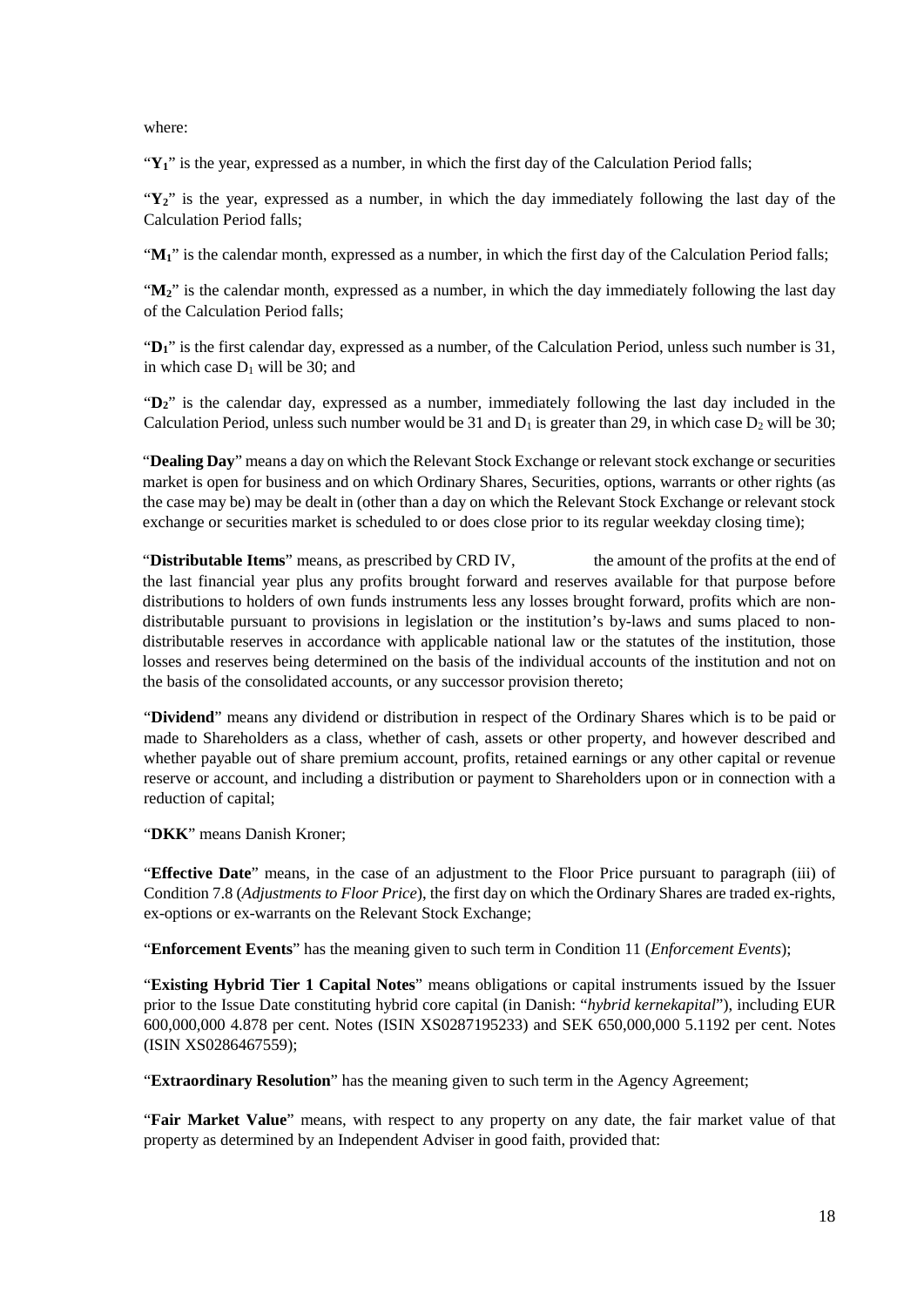where:

"$Y_1$" is the year, expressed as a number, in which the first day of the Calculation Period falls;

"$Y_2$" is the year, expressed as a number, in which the day immediately following the last day of the Calculation Period falls;

"$M_1$" is the calendar month, expressed as a number, in which the first day of the Calculation Period falls;

"$M_2$" is the calendar month, expressed as a number, in which the day immediately following the last day of the Calculation Period falls;

"$D_1$" is the first calendar day, expressed as a number, of the Calculation Period, unless such number is 31, in which case $D_1$ will be 30; and

"$D_2$" is the calendar day, expressed as a number, immediately following the last day included in the Calculation Period, unless such number would be 31 and $D_1$ is greater than 29, in which case $D_2$ will be 30;

"**Dealing Day**" means a day on which the Relevant Stock Exchange or relevant stock exchange or securities market is open for business and on which Ordinary Shares, Securities, options, warrants or other rights (as the case may be) may be dealt in (other than a day on which the Relevant Stock Exchange or relevant stock exchange or securities market is scheduled to or does close prior to its regular weekday closing time);

"**Distributable Items**" means, as prescribed by CRD IV, the amount of the profits at the end of the last financial year plus any profits brought forward and reserves available for that purpose before distributions to holders of own funds instruments less any losses brought forward, profits which are non-distributable pursuant to provisions in legislation or the institution's by-laws and sums placed to non-distributable reserves in accordance with applicable national law or the statutes of the institution, those losses and reserves being determined on the basis of the individual accounts of the institution and not on the basis of the consolidated accounts, or any successor provision thereto;

"**Dividend**" means any dividend or distribution in respect of the Ordinary Shares which is to be paid or made to Shareholders as a class, whether of cash, assets or other property, and however described and whether payable out of share premium account, profits, retained earnings or any other capital or revenue reserve or account, and including a distribution or payment to Shareholders upon or in connection with a reduction of capital;

"**DKK**" means Danish Kroner;

"**Effective Date**" means, in the case of an adjustment to the Floor Price pursuant to paragraph (iii) of Condition 7.8 (*Adjustments to Floor Price*), the first day on which the Ordinary Shares are traded ex-rights, ex-options or ex-warrants on the Relevant Stock Exchange;

"**Enforcement Events**" has the meaning given to such term in Condition 11 (*Enforcement Events*);

"**Existing Hybrid Tier 1 Capital Notes**" means obligations or capital instruments issued by the Issuer prior to the Issue Date constituting hybrid core capital (in Danish: "*hybrid kernekapital*"), including EUR 600,000,000 4.878 per cent. Notes (ISIN XS0287195233) and SEK 650,000,000 5.1192 per cent. Notes (ISIN XS0286467559);

"**Extraordinary Resolution**" has the meaning given to such term in the Agency Agreement;

"**Fair Market Value**" means, with respect to any property on any date, the fair market value of that property as determined by an Independent Adviser in good faith, provided that: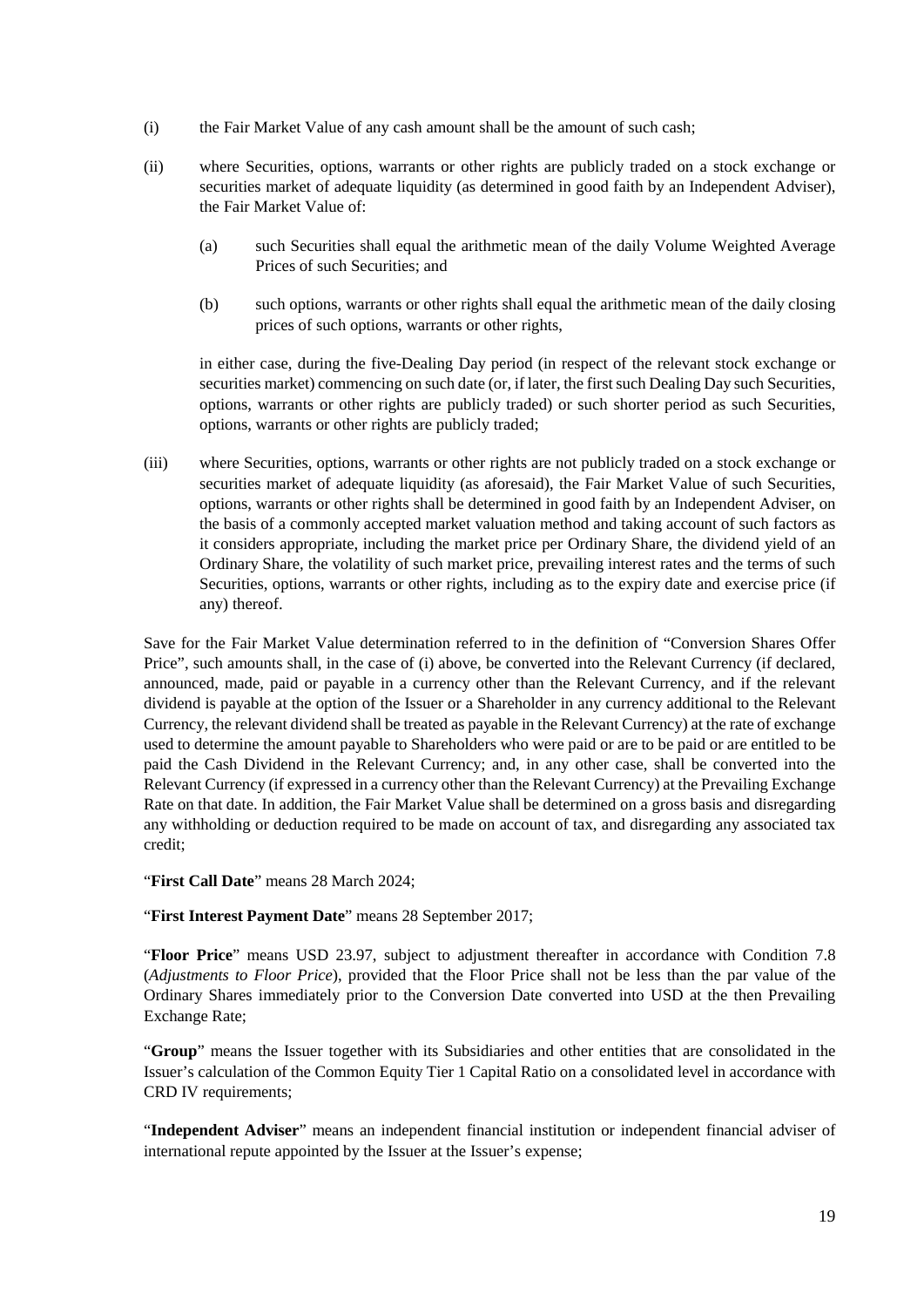(i) the Fair Market Value of any cash amount shall be the amount of such cash;

(ii) where Securities, options, warrants or other rights are publicly traded on a stock exchange or securities market of adequate liquidity (as determined in good faith by an Independent Adviser), the Fair Market Value of:

 (a) such Securities shall equal the arithmetic mean of the daily Volume Weighted Average Prices of such Securities; and

 (b) such options, warrants or other rights shall equal the arithmetic mean of the daily closing prices of such options, warrants or other rights,

 in either case, during the five-Dealing Day period (in respect of the relevant stock exchange or securities market) commencing on such date (or, if later, the first such Dealing Day such Securities, options, warrants or other rights are publicly traded) or such shorter period as such Securities, options, warrants or other rights are publicly traded;

(iii) where Securities, options, warrants or other rights are not publicly traded on a stock exchange or securities market of adequate liquidity (as aforesaid), the Fair Market Value of such Securities, options, warrants or other rights shall be determined in good faith by an Independent Adviser, on the basis of a commonly accepted market valuation method and taking account of such factors as it considers appropriate, including the market price per Ordinary Share, the dividend yield of an Ordinary Share, the volatility of such market price, prevailing interest rates and the terms of such Securities, options, warrants or other rights, including as to the expiry date and exercise price (if any) thereof.

Save for the Fair Market Value determination referred to in the definition of "Conversion Shares Offer Price", such amounts shall, in the case of (i) above, be converted into the Relevant Currency (if declared, announced, made, paid or payable in a currency other than the Relevant Currency, and if the relevant dividend is payable at the option of the Issuer or a Shareholder in any currency additional to the Relevant Currency, the relevant dividend shall be treated as payable in the Relevant Currency) at the rate of exchange used to determine the amount payable to Shareholders who were paid or are to be paid or are entitled to be paid the Cash Dividend in the Relevant Currency; and, in any other case, shall be converted into the Relevant Currency (if expressed in a currency other than the Relevant Currency) at the Prevailing Exchange Rate on that date. In addition, the Fair Market Value shall be determined on a gross basis and disregarding any withholding or deduction required to be made on account of tax, and disregarding any associated tax credit;

"**First Call Date**" means 28 March 2024;

"**First Interest Payment Date**" means 28 September 2017;

"**Floor Price**" means USD 23.97, subject to adjustment thereafter in accordance with Condition 7.8 (*Adjustments to Floor Price*), provided that the Floor Price shall not be less than the par value of the Ordinary Shares immediately prior to the Conversion Date converted into USD at the then Prevailing Exchange Rate;

"**Group**" means the Issuer together with its Subsidiaries and other entities that are consolidated in the Issuer's calculation of the Common Equity Tier 1 Capital Ratio on a consolidated level in accordance with CRD IV requirements;

"**Independent Adviser**" means an independent financial institution or independent financial adviser of international repute appointed by the Issuer at the Issuer's expense;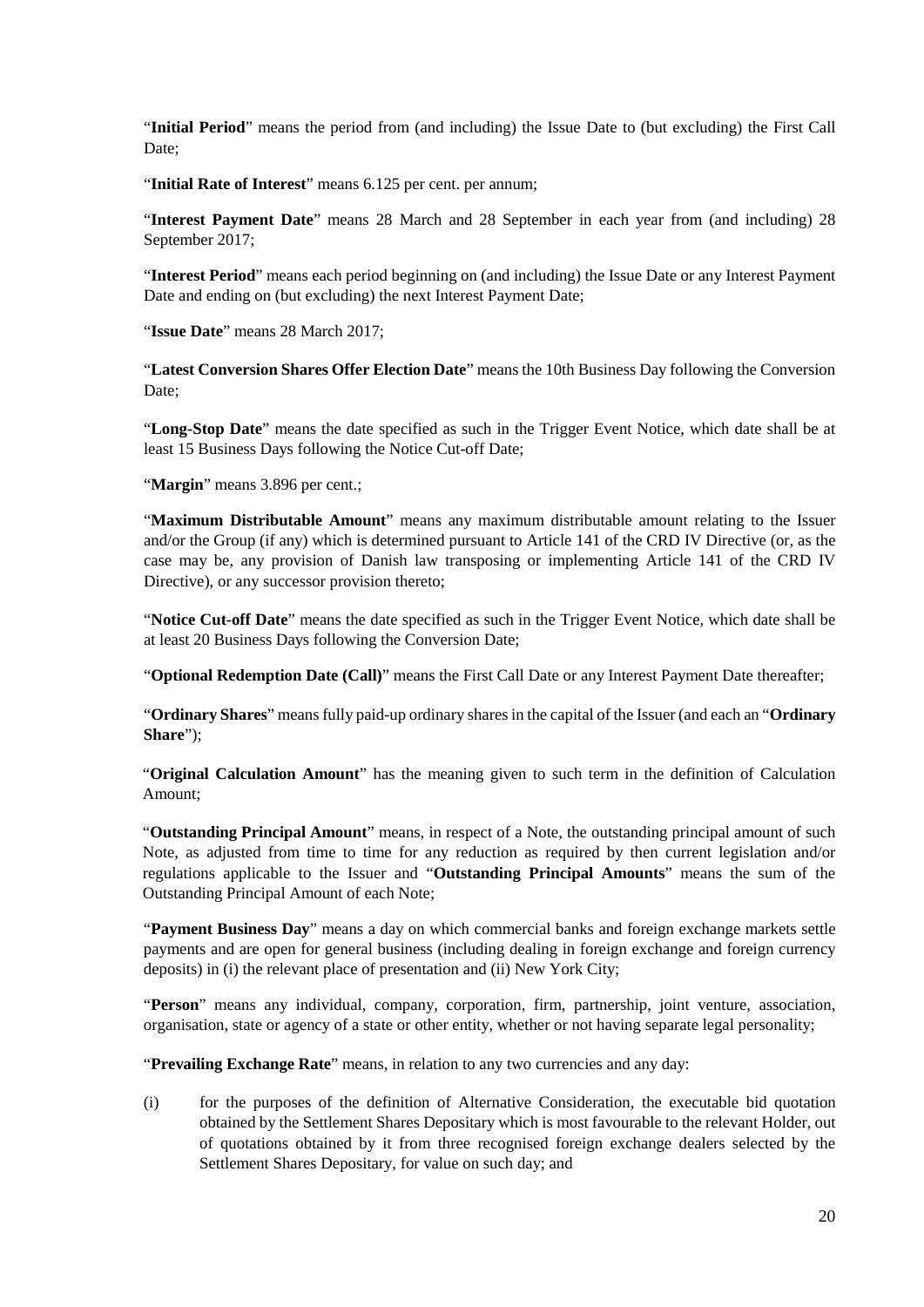"**Initial Period**" means the period from (and including) the Issue Date to (but excluding) the First Call Date;

"**Initial Rate of Interest**" means 6.125 per cent. per annum;

"**Interest Payment Date**" means 28 March and 28 September in each year from (and including) 28 September 2017;

"**Interest Period**" means each period beginning on (and including) the Issue Date or any Interest Payment Date and ending on (but excluding) the next Interest Payment Date;

"**Issue Date**" means 28 March 2017;

"**Latest Conversion Shares Offer Election Date**" means the 10th Business Day following the Conversion Date;

"**Long-Stop Date**" means the date specified as such in the Trigger Event Notice, which date shall be at least 15 Business Days following the Notice Cut-off Date;

"**Margin**" means 3.896 per cent.;

"**Maximum Distributable Amount**" means any maximum distributable amount relating to the Issuer and/or the Group (if any) which is determined pursuant to Article 141 of the CRD IV Directive (or, as the case may be, any provision of Danish law transposing or implementing Article 141 of the CRD IV Directive), or any successor provision thereto;

"**Notice Cut-off Date**" means the date specified as such in the Trigger Event Notice, which date shall be at least 20 Business Days following the Conversion Date;

"**Optional Redemption Date (Call)**" means the First Call Date or any Interest Payment Date thereafter;

"**Ordinary Shares**" means fully paid-up ordinary shares in the capital of the Issuer (and each an "**Ordinary Share**");

"**Original Calculation Amount**" has the meaning given to such term in the definition of Calculation Amount;

"**Outstanding Principal Amount**" means, in respect of a Note, the outstanding principal amount of such Note, as adjusted from time to time for any reduction as required by then current legislation and/or regulations applicable to the Issuer and "**Outstanding Principal Amounts**" means the sum of the Outstanding Principal Amount of each Note;

"**Payment Business Day**" means a day on which commercial banks and foreign exchange markets settle payments and are open for general business (including dealing in foreign exchange and foreign currency deposits) in (i) the relevant place of presentation and (ii) New York City;

"**Person**" means any individual, company, corporation, firm, partnership, joint venture, association, organisation, state or agency of a state or other entity, whether or not having separate legal personality;

"**Prevailing Exchange Rate**" means, in relation to any two currencies and any day:

(i) for the purposes of the definition of Alternative Consideration, the executable bid quotation obtained by the Settlement Shares Depositary which is most favourable to the relevant Holder, out of quotations obtained by it from three recognised foreign exchange dealers selected by the Settlement Shares Depositary, for value on such day; and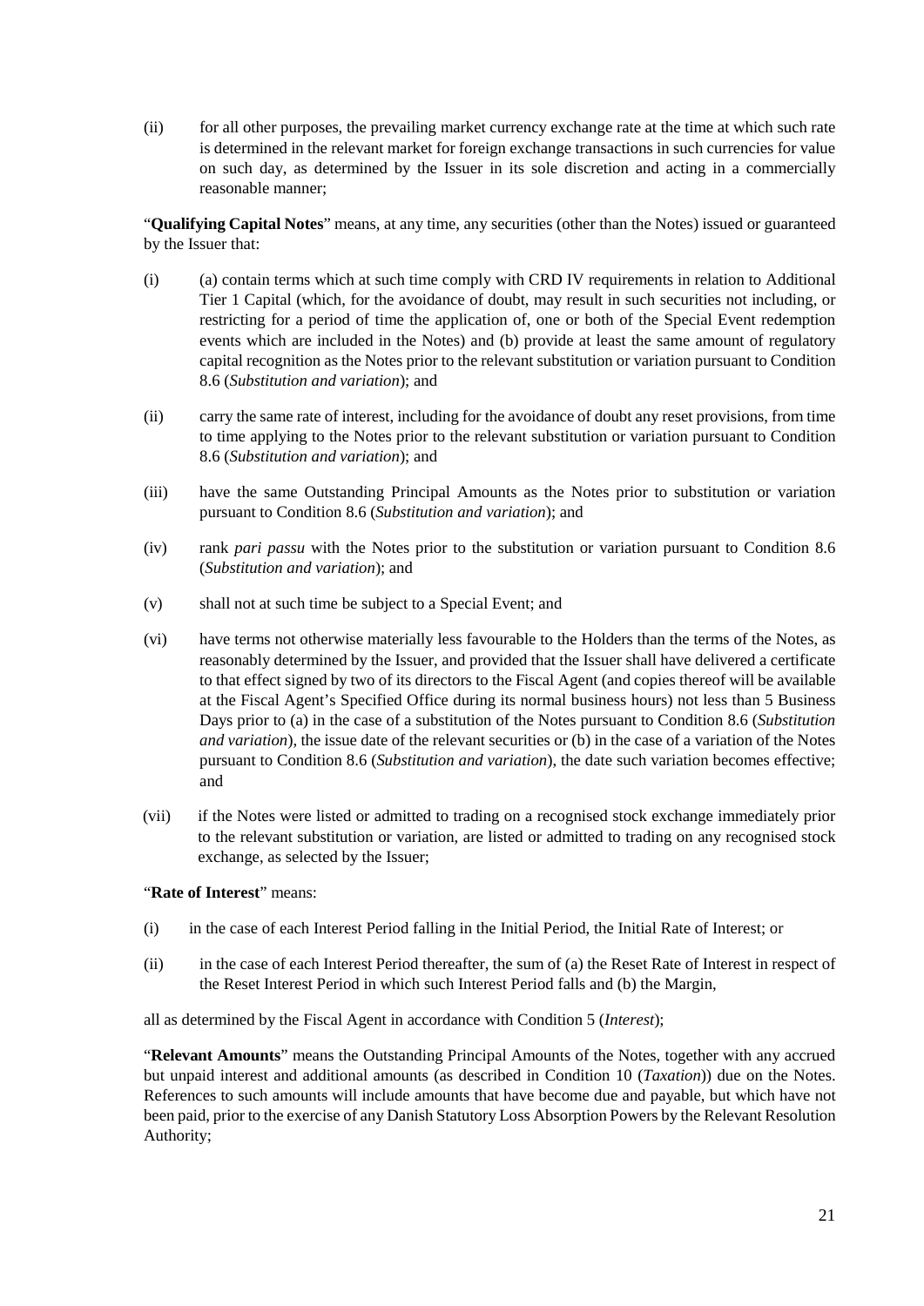(ii) for all other purposes, the prevailing market currency exchange rate at the time at which such rate is determined in the relevant market for foreign exchange transactions in such currencies for value on such day, as determined by the Issuer in its sole discretion and acting in a commercially reasonable manner;

"**Qualifying Capital Notes**" means, at any time, any securities (other than the Notes) issued or guaranteed by the Issuer that:

(i) (a) contain terms which at such time comply with CRD IV requirements in relation to Additional Tier 1 Capital (which, for the avoidance of doubt, may result in such securities not including, or restricting for a period of time the application of, one or both of the Special Event redemption events which are included in the Notes) and (b) provide at least the same amount of regulatory capital recognition as the Notes prior to the relevant substitution or variation pursuant to Condition 8.6 (*Substitution and variation*); and

(ii) carry the same rate of interest, including for the avoidance of doubt any reset provisions, from time to time applying to the Notes prior to the relevant substitution or variation pursuant to Condition 8.6 (*Substitution and variation*); and

(iii) have the same Outstanding Principal Amounts as the Notes prior to substitution or variation pursuant to Condition 8.6 (*Substitution and variation*); and

(iv) rank *pari passu* with the Notes prior to the substitution or variation pursuant to Condition 8.6 (*Substitution and variation*); and

(v) shall not at such time be subject to a Special Event; and

(vi) have terms not otherwise materially less favourable to the Holders than the terms of the Notes, as reasonably determined by the Issuer, and provided that the Issuer shall have delivered a certificate to that effect signed by two of its directors to the Fiscal Agent (and copies thereof will be available at the Fiscal Agent's Specified Office during its normal business hours) not less than 5 Business Days prior to (a) in the case of a substitution of the Notes pursuant to Condition 8.6 (*Substitution and variation*), the issue date of the relevant securities or (b) in the case of a variation of the Notes pursuant to Condition 8.6 (*Substitution and variation*), the date such variation becomes effective; and

(vii) if the Notes were listed or admitted to trading on a recognised stock exchange immediately prior to the relevant substitution or variation, are listed or admitted to trading on any recognised stock exchange, as selected by the Issuer;

"**Rate of Interest**" means:

(i) in the case of each Interest Period falling in the Initial Period, the Initial Rate of Interest; or

(ii) in the case of each Interest Period thereafter, the sum of (a) the Reset Rate of Interest in respect of the Reset Interest Period in which such Interest Period falls and (b) the Margin,

all as determined by the Fiscal Agent in accordance with Condition 5 (*Interest*);

"**Relevant Amounts**" means the Outstanding Principal Amounts of the Notes, together with any accrued but unpaid interest and additional amounts (as described in Condition 10 (*Taxation*)) due on the Notes. References to such amounts will include amounts that have become due and payable, but which have not been paid, prior to the exercise of any Danish Statutory Loss Absorption Powers by the Relevant Resolution Authority;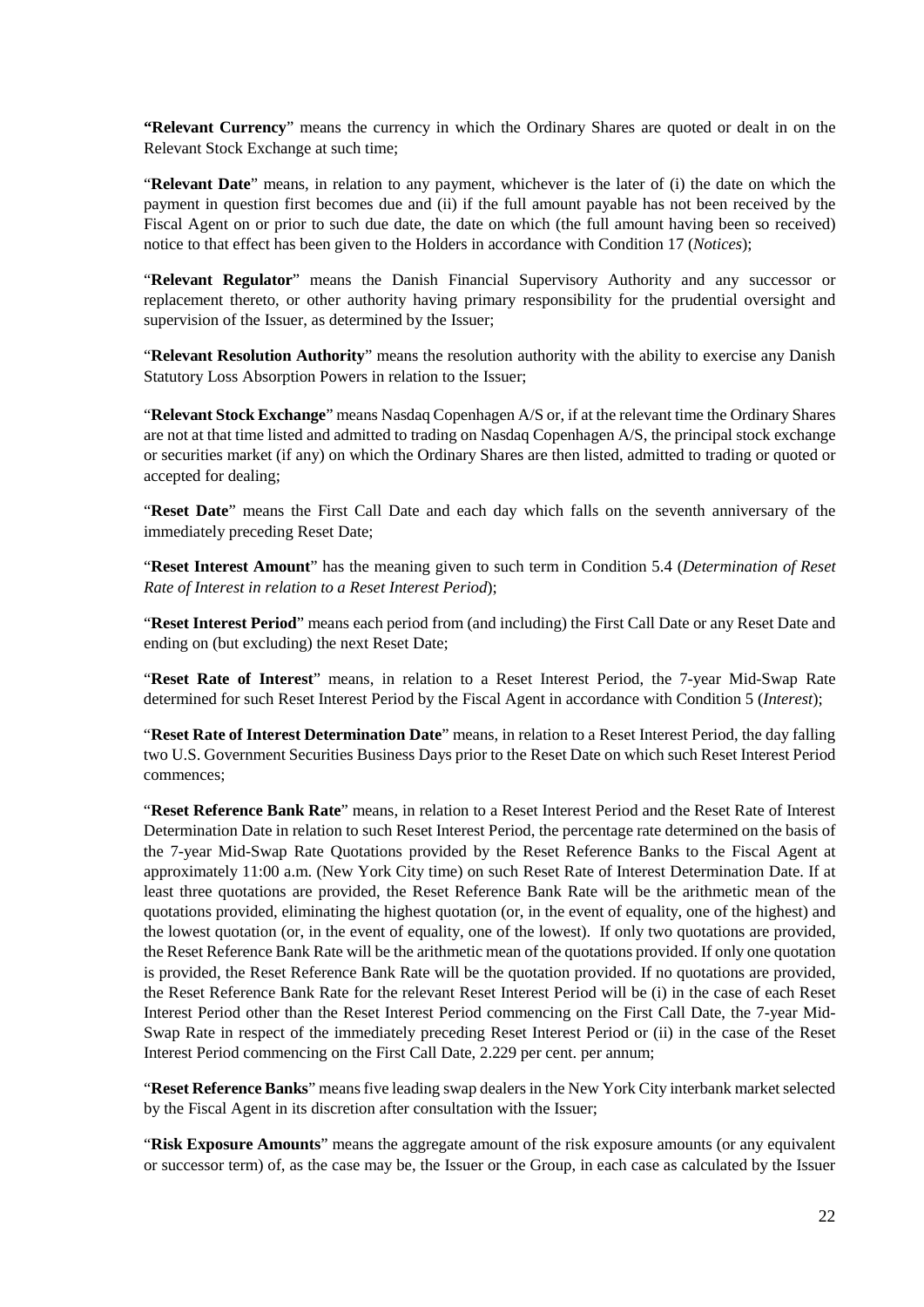"**Relevant Currency**" means the currency in which the Ordinary Shares are quoted or dealt in on the Relevant Stock Exchange at such time;

"**Relevant Date**" means, in relation to any payment, whichever is the later of (i) the date on which the payment in question first becomes due and (ii) if the full amount payable has not been received by the Fiscal Agent on or prior to such due date, the date on which (the full amount having been so received) notice to that effect has been given to the Holders in accordance with Condition 17 (*Notices*);

"**Relevant Regulator**" means the Danish Financial Supervisory Authority and any successor or replacement thereto, or other authority having primary responsibility for the prudential oversight and supervision of the Issuer, as determined by the Issuer;

"**Relevant Resolution Authority**" means the resolution authority with the ability to exercise any Danish Statutory Loss Absorption Powers in relation to the Issuer;

"**Relevant Stock Exchange**" means Nasdaq Copenhagen A/S or, if at the relevant time the Ordinary Shares are not at that time listed and admitted to trading on Nasdaq Copenhagen A/S, the principal stock exchange or securities market (if any) on which the Ordinary Shares are then listed, admitted to trading or quoted or accepted for dealing;

"**Reset Date**" means the First Call Date and each day which falls on the seventh anniversary of the immediately preceding Reset Date;

"**Reset Interest Amount**" has the meaning given to such term in Condition 5.4 (*Determination of Reset Rate of Interest in relation to a Reset Interest Period*);

"**Reset Interest Period**" means each period from (and including) the First Call Date or any Reset Date and ending on (but excluding) the next Reset Date;

"**Reset Rate of Interest**" means, in relation to a Reset Interest Period, the 7-year Mid-Swap Rate determined for such Reset Interest Period by the Fiscal Agent in accordance with Condition 5 (*Interest*);

"**Reset Rate of Interest Determination Date**" means, in relation to a Reset Interest Period, the day falling two U.S. Government Securities Business Days prior to the Reset Date on which such Reset Interest Period commences;

"**Reset Reference Bank Rate**" means, in relation to a Reset Interest Period and the Reset Rate of Interest Determination Date in relation to such Reset Interest Period, the percentage rate determined on the basis of the 7-year Mid-Swap Rate Quotations provided by the Reset Reference Banks to the Fiscal Agent at approximately 11:00 a.m. (New York City time) on such Reset Rate of Interest Determination Date. If at least three quotations are provided, the Reset Reference Bank Rate will be the arithmetic mean of the quotations provided, eliminating the highest quotation (or, in the event of equality, one of the highest) and the lowest quotation (or, in the event of equality, one of the lowest). If only two quotations are provided, the Reset Reference Bank Rate will be the arithmetic mean of the quotations provided. If only one quotation is provided, the Reset Reference Bank Rate will be the quotation provided. If no quotations are provided, the Reset Reference Bank Rate for the relevant Reset Interest Period will be (i) in the case of each Reset Interest Period other than the Reset Interest Period commencing on the First Call Date, the 7-year Mid-Swap Rate in respect of the immediately preceding Reset Interest Period or (ii) in the case of the Reset Interest Period commencing on the First Call Date, 2.229 per cent. per annum;

"**Reset Reference Banks**" means five leading swap dealers in the New York City interbank market selected by the Fiscal Agent in its discretion after consultation with the Issuer;

"**Risk Exposure Amounts**" means the aggregate amount of the risk exposure amounts (or any equivalent or successor term) of, as the case may be, the Issuer or the Group, in each case as calculated by the Issuer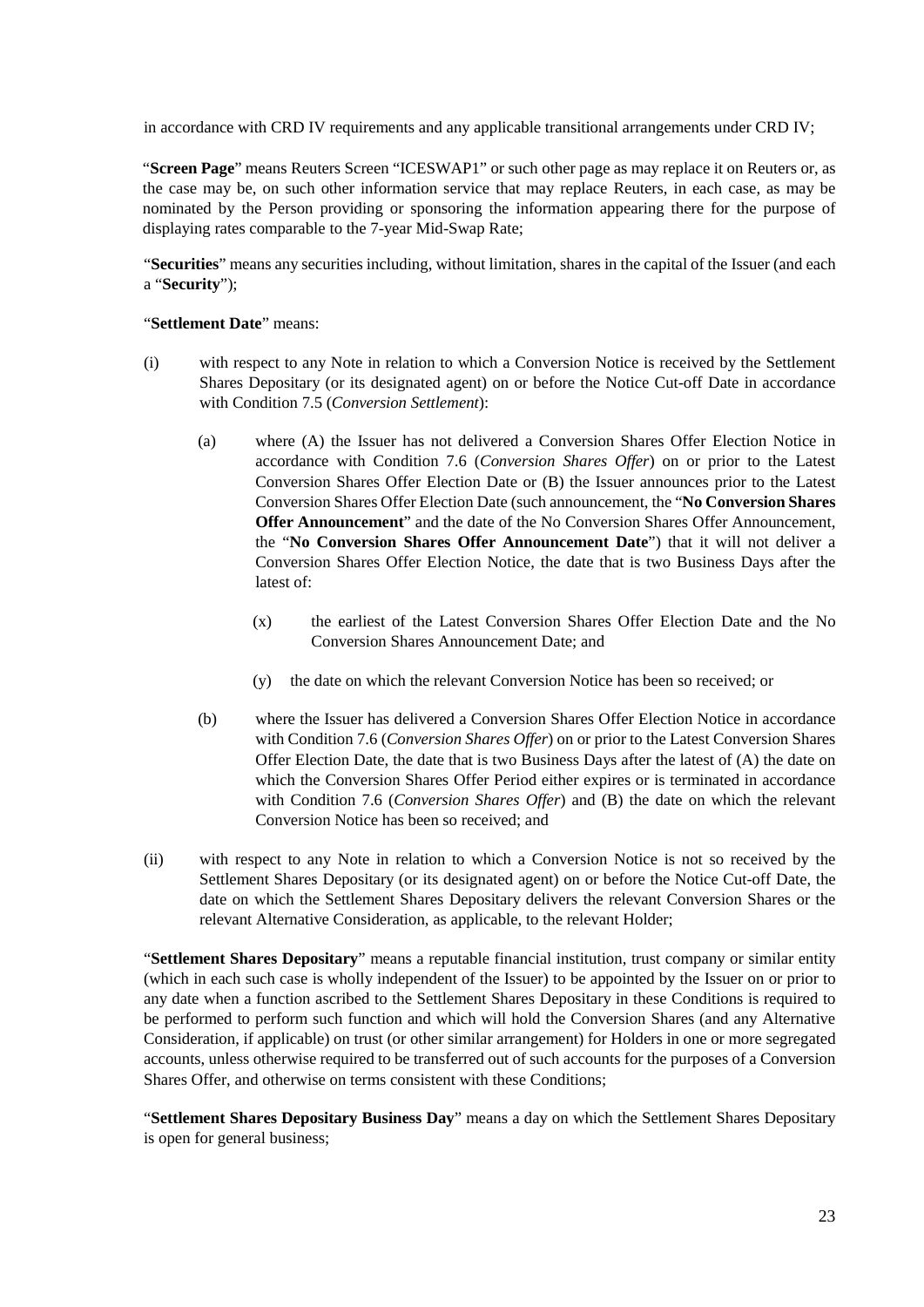in accordance with CRD IV requirements and any applicable transitional arrangements under CRD IV;

"**Screen Page**" means Reuters Screen "ICESWAP1" or such other page as may replace it on Reuters or, as the case may be, on such other information service that may replace Reuters, in each case, as may be nominated by the Person providing or sponsoring the information appearing there for the purpose of displaying rates comparable to the 7-year Mid-Swap Rate;

"**Securities**" means any securities including, without limitation, shares in the capital of the Issuer (and each a "**Security**");

"**Settlement Date**" means:

(i) with respect to any Note in relation to which a Conversion Notice is received by the Settlement Shares Depositary (or its designated agent) on or before the Notice Cut-off Date in accordance with Condition 7.5 (*Conversion Settlement*):

   (a) where (A) the Issuer has not delivered a Conversion Shares Offer Election Notice in accordance with Condition 7.6 (*Conversion Shares Offer*) on or prior to the Latest Conversion Shares Offer Election Date or (B) the Issuer announces prior to the Latest Conversion Shares Offer Election Date (such announcement, the "**No Conversion Shares Offer Announcement**" and the date of the No Conversion Shares Offer Announcement, the "**No Conversion Shares Offer Announcement Date**") that it will not deliver a Conversion Shares Offer Election Notice, the date that is two Business Days after the latest of:

      (x) the earliest of the Latest Conversion Shares Offer Election Date and the No Conversion Shares Announcement Date; and

      (y) the date on which the relevant Conversion Notice has been so received; or

   (b) where the Issuer has delivered a Conversion Shares Offer Election Notice in accordance with Condition 7.6 (*Conversion Shares Offer*) on or prior to the Latest Conversion Shares Offer Election Date, the date that is two Business Days after the latest of (A) the date on which the Conversion Shares Offer Period either expires or is terminated in accordance with Condition 7.6 (*Conversion Shares Offer*) and (B) the date on which the relevant Conversion Notice has been so received; and

(ii) with respect to any Note in relation to which a Conversion Notice is not so received by the Settlement Shares Depositary (or its designated agent) on or before the Notice Cut-off Date, the date on which the Settlement Shares Depositary delivers the relevant Conversion Shares or the relevant Alternative Consideration, as applicable, to the relevant Holder;

"**Settlement Shares Depositary**" means a reputable financial institution, trust company or similar entity (which in each such case is wholly independent of the Issuer) to be appointed by the Issuer on or prior to any date when a function ascribed to the Settlement Shares Depositary in these Conditions is required to be performed to perform such function and which will hold the Conversion Shares (and any Alternative Consideration, if applicable) on trust (or other similar arrangement) for Holders in one or more segregated accounts, unless otherwise required to be transferred out of such accounts for the purposes of a Conversion Shares Offer, and otherwise on terms consistent with these Conditions;

"**Settlement Shares Depositary Business Day**" means a day on which the Settlement Shares Depositary is open for general business;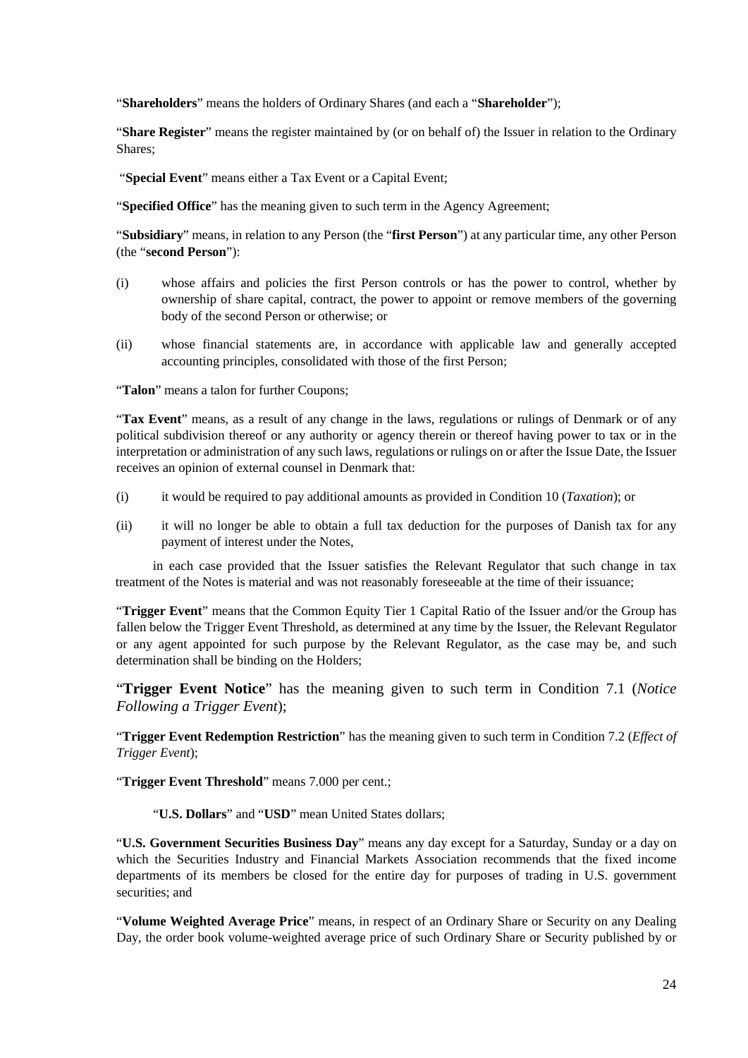"**Shareholders**" means the holders of Ordinary Shares (and each a "**Shareholder**");

"**Share Register**" means the register maintained by (or on behalf of) the Issuer in relation to the Ordinary Shares;

"**Special Event**" means either a Tax Event or a Capital Event;

"**Specified Office**" has the meaning given to such term in the Agency Agreement;

"**Subsidiary**" means, in relation to any Person (the "**first Person**") at any particular time, any other Person (the "**second Person**"):

(i) whose affairs and policies the first Person controls or has the power to control, whether by ownership of share capital, contract, the power to appoint or remove members of the governing body of the second Person or otherwise; or

(ii) whose financial statements are, in accordance with applicable law and generally accepted accounting principles, consolidated with those of the first Person;

"**Talon**" means a talon for further Coupons;

"**Tax Event**" means, as a result of any change in the laws, regulations or rulings of Denmark or of any political subdivision thereof or any authority or agency therein or thereof having power to tax or in the interpretation or administration of any such laws, regulations or rulings on or after the Issue Date, the Issuer receives an opinion of external counsel in Denmark that:

(i) it would be required to pay additional amounts as provided in Condition 10 (*Taxation*); or

(ii) it will no longer be able to obtain a full tax deduction for the purposes of Danish tax for any payment of interest under the Notes,

in each case provided that the Issuer satisfies the Relevant Regulator that such change in tax treatment of the Notes is material and was not reasonably foreseeable at the time of their issuance;

"**Trigger Event**" means that the Common Equity Tier 1 Capital Ratio of the Issuer and/or the Group has fallen below the Trigger Event Threshold, as determined at any time by the Issuer, the Relevant Regulator or any agent appointed for such purpose by the Relevant Regulator, as the case may be, and such determination shall be binding on the Holders;

"**Trigger Event Notice**" has the meaning given to such term in Condition 7.1 (*Notice Following a Trigger Event*);

"**Trigger Event Redemption Restriction**" has the meaning given to such term in Condition 7.2 (*Effect of Trigger Event*);

"**Trigger Event Threshold**" means 7.000 per cent.;

"**U.S. Dollars**" and "**USD**" mean United States dollars;

"**U.S. Government Securities Business Day**" means any day except for a Saturday, Sunday or a day on which the Securities Industry and Financial Markets Association recommends that the fixed income departments of its members be closed for the entire day for purposes of trading in U.S. government securities; and

"**Volume Weighted Average Price**" means, in respect of an Ordinary Share or Security on any Dealing Day, the order book volume-weighted average price of such Ordinary Share or Security published by or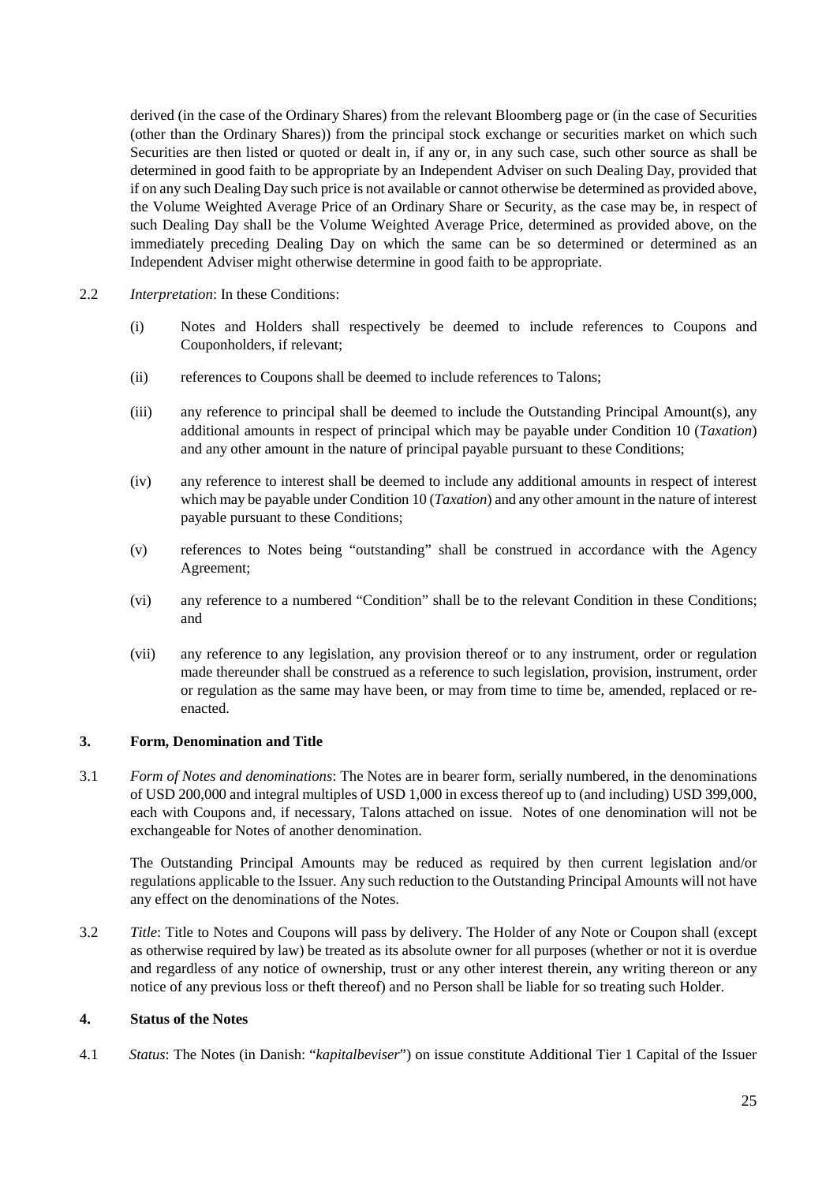derived (in the case of the Ordinary Shares) from the relevant Bloomberg page or (in the case of Securities (other than the Ordinary Shares)) from the principal stock exchange or securities market on which such Securities are then listed or quoted or dealt in, if any or, in any such case, such other source as shall be determined in good faith to be appropriate by an Independent Adviser on such Dealing Day, provided that if on any such Dealing Day such price is not available or cannot otherwise be determined as provided above, the Volume Weighted Average Price of an Ordinary Share or Security, as the case may be, in respect of such Dealing Day shall be the Volume Weighted Average Price, determined as provided above, on the immediately preceding Dealing Day on which the same can be so determined or determined as an Independent Adviser might otherwise determine in good faith to be appropriate.

2.2 *Interpretation*: In these Conditions:

(i) Notes and Holders shall respectively be deemed to include references to Coupons and Couponholders, if relevant;

(ii) references to Coupons shall be deemed to include references to Talons;

(iii) any reference to principal shall be deemed to include the Outstanding Principal Amount(s), any additional amounts in respect of principal which may be payable under Condition 10 (*Taxation*) and any other amount in the nature of principal payable pursuant to these Conditions;

(iv) any reference to interest shall be deemed to include any additional amounts in respect of interest which may be payable under Condition 10 (*Taxation*) and any other amount in the nature of interest payable pursuant to these Conditions;

(v) references to Notes being "outstanding" shall be construed in accordance with the Agency Agreement;

(vi) any reference to a numbered "Condition" shall be to the relevant Condition in these Conditions; and

(vii) any reference to any legislation, any provision thereof or to any instrument, order or regulation made thereunder shall be construed as a reference to such legislation, provision, instrument, order or regulation as the same may have been, or may from time to time be, amended, replaced or re-enacted.

### 3. Form, Denomination and Title

3.1 *Form of Notes and denominations*: The Notes are in bearer form, serially numbered, in the denominations of USD 200,000 and integral multiples of USD 1,000 in excess thereof up to (and including) USD 399,000, each with Coupons and, if necessary, Talons attached on issue. Notes of one denomination will not be exchangeable for Notes of another denomination.

The Outstanding Principal Amounts may be reduced as required by then current legislation and/or regulations applicable to the Issuer. Any such reduction to the Outstanding Principal Amounts will not have any effect on the denominations of the Notes.

3.2 *Title*: Title to Notes and Coupons will pass by delivery. The Holder of any Note or Coupon shall (except as otherwise required by law) be treated as its absolute owner for all purposes (whether or not it is overdue and regardless of any notice of ownership, trust or any other interest therein, any writing thereon or any notice of any previous loss or theft thereof) and no Person shall be liable for so treating such Holder.

### 4. Status of the Notes

4.1 *Status*: The Notes (in Danish: "*kapitalbeviser*") on issue constitute Additional Tier 1 Capital of the Issuer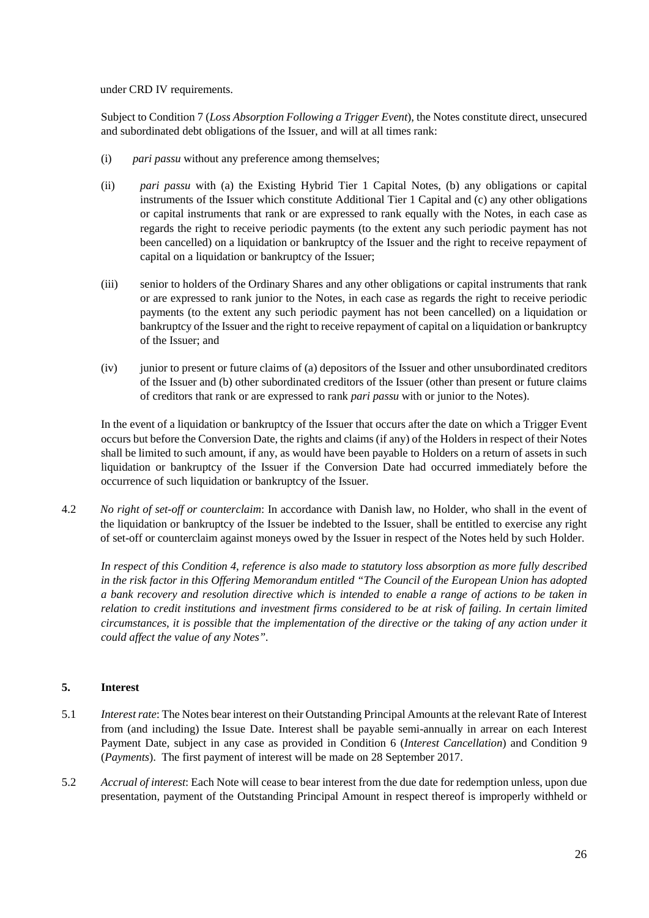under CRD IV requirements.

Subject to Condition 7 (*Loss Absorption Following a Trigger Event*), the Notes constitute direct, unsecured and subordinated debt obligations of the Issuer, and will at all times rank:

(i) *pari passu* without any preference among themselves;

(ii) *pari passu* with (a) the Existing Hybrid Tier 1 Capital Notes, (b) any obligations or capital instruments of the Issuer which constitute Additional Tier 1 Capital and (c) any other obligations or capital instruments that rank or are expressed to rank equally with the Notes, in each case as regards the right to receive periodic payments (to the extent any such periodic payment has not been cancelled) on a liquidation or bankruptcy of the Issuer and the right to receive repayment of capital on a liquidation or bankruptcy of the Issuer;

(iii) senior to holders of the Ordinary Shares and any other obligations or capital instruments that rank or are expressed to rank junior to the Notes, in each case as regards the right to receive periodic payments (to the extent any such periodic payment has not been cancelled) on a liquidation or bankruptcy of the Issuer and the right to receive repayment of capital on a liquidation or bankruptcy of the Issuer; and

(iv) junior to present or future claims of (a) depositors of the Issuer and other unsubordinated creditors of the Issuer and (b) other subordinated creditors of the Issuer (other than present or future claims of creditors that rank or are expressed to rank *pari passu* with or junior to the Notes).

In the event of a liquidation or bankruptcy of the Issuer that occurs after the date on which a Trigger Event occurs but before the Conversion Date, the rights and claims (if any) of the Holders in respect of their Notes shall be limited to such amount, if any, as would have been payable to Holders on a return of assets in such liquidation or bankruptcy of the Issuer if the Conversion Date had occurred immediately before the occurrence of such liquidation or bankruptcy of the Issuer.

4.2 *No right of set-off or counterclaim*: In accordance with Danish law, no Holder, who shall in the event of the liquidation or bankruptcy of the Issuer be indebted to the Issuer, shall be entitled to exercise any right of set-off or counterclaim against moneys owed by the Issuer in respect of the Notes held by such Holder.

*In respect of this Condition 4, reference is also made to statutory loss absorption as more fully described in the risk factor in this Offering Memorandum entitled "The Council of the European Union has adopted a bank recovery and resolution directive which is intended to enable a range of actions to be taken in relation to credit institutions and investment firms considered to be at risk of failing. In certain limited circumstances, it is possible that the implementation of the directive or the taking of any action under it could affect the value of any Notes".*

## 5. Interest

5.1 *Interest rate*: The Notes bear interest on their Outstanding Principal Amounts at the relevant Rate of Interest from (and including) the Issue Date. Interest shall be payable semi-annually in arrear on each Interest Payment Date, subject in any case as provided in Condition 6 (*Interest Cancellation*) and Condition 9 (*Payments*). The first payment of interest will be made on 28 September 2017.

5.2 *Accrual of interest*: Each Note will cease to bear interest from the due date for redemption unless, upon due presentation, payment of the Outstanding Principal Amount in respect thereof is improperly withheld or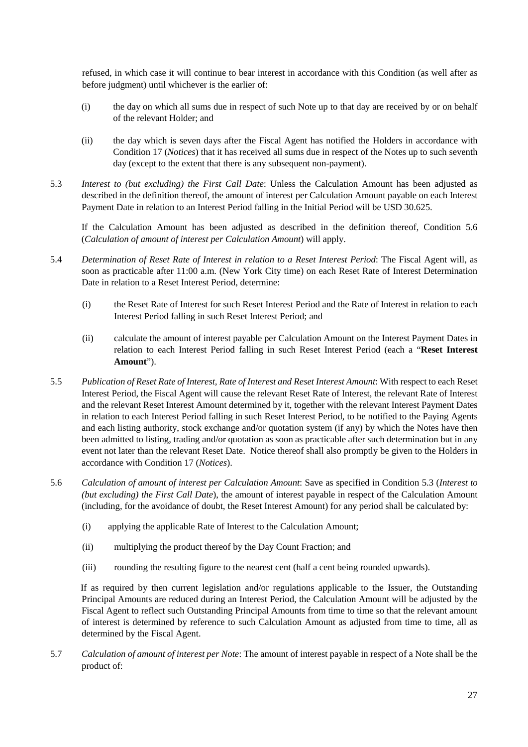refused, in which case it will continue to bear interest in accordance with this Condition (as well after as before judgment) until whichever is the earlier of:

(i) the day on which all sums due in respect of such Note up to that day are received by or on behalf of the relevant Holder; and

(ii) the day which is seven days after the Fiscal Agent has notified the Holders in accordance with Condition 17 (*Notices*) that it has received all sums due in respect of the Notes up to such seventh day (except to the extent that there is any subsequent non-payment).

5.3 *Interest to (but excluding) the First Call Date*: Unless the Calculation Amount has been adjusted as described in the definition thereof, the amount of interest per Calculation Amount payable on each Interest Payment Date in relation to an Interest Period falling in the Initial Period will be USD 30.625.

If the Calculation Amount has been adjusted as described in the definition thereof, Condition 5.6 (*Calculation of amount of interest per Calculation Amount*) will apply.

5.4 *Determination of Reset Rate of Interest in relation to a Reset Interest Period*: The Fiscal Agent will, as soon as practicable after 11:00 a.m. (New York City time) on each Reset Rate of Interest Determination Date in relation to a Reset Interest Period, determine:

(i) the Reset Rate of Interest for such Reset Interest Period and the Rate of Interest in relation to each Interest Period falling in such Reset Interest Period; and

(ii) calculate the amount of interest payable per Calculation Amount on the Interest Payment Dates in relation to each Interest Period falling in such Reset Interest Period (each a "**Reset Interest Amount**").

5.5 *Publication of Reset Rate of Interest, Rate of Interest and Reset Interest Amount*: With respect to each Reset Interest Period, the Fiscal Agent will cause the relevant Reset Rate of Interest, the relevant Rate of Interest and the relevant Reset Interest Amount determined by it, together with the relevant Interest Payment Dates in relation to each Interest Period falling in such Reset Interest Period, to be notified to the Paying Agents and each listing authority, stock exchange and/or quotation system (if any) by which the Notes have then been admitted to listing, trading and/or quotation as soon as practicable after such determination but in any event not later than the relevant Reset Date. Notice thereof shall also promptly be given to the Holders in accordance with Condition 17 (*Notices*).

5.6 *Calculation of amount of interest per Calculation Amount*: Save as specified in Condition 5.3 (*Interest to (but excluding) the First Call Date*), the amount of interest payable in respect of the Calculation Amount (including, for the avoidance of doubt, the Reset Interest Amount) for any period shall be calculated by:

(i) applying the applicable Rate of Interest to the Calculation Amount;

(ii) multiplying the product thereof by the Day Count Fraction; and

(iii) rounding the resulting figure to the nearest cent (half a cent being rounded upwards).

If as required by then current legislation and/or regulations applicable to the Issuer, the Outstanding Principal Amounts are reduced during an Interest Period, the Calculation Amount will be adjusted by the Fiscal Agent to reflect such Outstanding Principal Amounts from time to time so that the relevant amount of interest is determined by reference to such Calculation Amount as adjusted from time to time, all as determined by the Fiscal Agent.

5.7 *Calculation of amount of interest per Note*: The amount of interest payable in respect of a Note shall be the product of: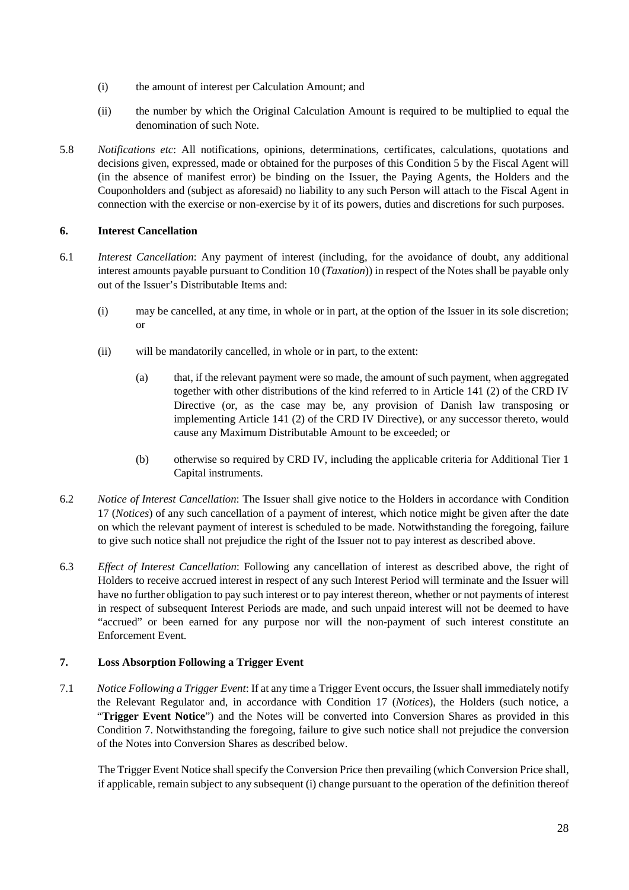(i) the amount of interest per Calculation Amount; and

(ii) the number by which the Original Calculation Amount is required to be multiplied to equal the denomination of such Note.

5.8 *Notifications etc*: All notifications, opinions, determinations, certificates, calculations, quotations and decisions given, expressed, made or obtained for the purposes of this Condition 5 by the Fiscal Agent will (in the absence of manifest error) be binding on the Issuer, the Paying Agents, the Holders and the Couponholders and (subject as aforesaid) no liability to any such Person will attach to the Fiscal Agent in connection with the exercise or non-exercise by it of its powers, duties and discretions for such purposes.

## 6. Interest Cancellation

6.1 *Interest Cancellation*: Any payment of interest (including, for the avoidance of doubt, any additional interest amounts payable pursuant to Condition 10 (*Taxation*)) in respect of the Notes shall be payable only out of the Issuer's Distributable Items and:

(i) may be cancelled, at any time, in whole or in part, at the option of the Issuer in its sole discretion; or

(ii) will be mandatorily cancelled, in whole or in part, to the extent:

(a) that, if the relevant payment were so made, the amount of such payment, when aggregated together with other distributions of the kind referred to in Article 141 (2) of the CRD IV Directive (or, as the case may be, any provision of Danish law transposing or implementing Article 141 (2) of the CRD IV Directive), or any successor thereto, would cause any Maximum Distributable Amount to be exceeded; or

(b) otherwise so required by CRD IV, including the applicable criteria for Additional Tier 1 Capital instruments.

6.2 *Notice of Interest Cancellation*: The Issuer shall give notice to the Holders in accordance with Condition 17 (*Notices*) of any such cancellation of a payment of interest, which notice might be given after the date on which the relevant payment of interest is scheduled to be made. Notwithstanding the foregoing, failure to give such notice shall not prejudice the right of the Issuer not to pay interest as described above.

6.3 *Effect of Interest Cancellation*: Following any cancellation of interest as described above, the right of Holders to receive accrued interest in respect of any such Interest Period will terminate and the Issuer will have no further obligation to pay such interest or to pay interest thereon, whether or not payments of interest in respect of subsequent Interest Periods are made, and such unpaid interest will not be deemed to have "accrued" or been earned for any purpose nor will the non-payment of such interest constitute an Enforcement Event.

## 7. Loss Absorption Following a Trigger Event

7.1 *Notice Following a Trigger Event*: If at any time a Trigger Event occurs, the Issuer shall immediately notify the Relevant Regulator and, in accordance with Condition 17 (*Notices*), the Holders (such notice, a "**Trigger Event Notice**") and the Notes will be converted into Conversion Shares as provided in this Condition 7. Notwithstanding the foregoing, failure to give such notice shall not prejudice the conversion of the Notes into Conversion Shares as described below.

The Trigger Event Notice shall specify the Conversion Price then prevailing (which Conversion Price shall, if applicable, remain subject to any subsequent (i) change pursuant to the operation of the definition thereof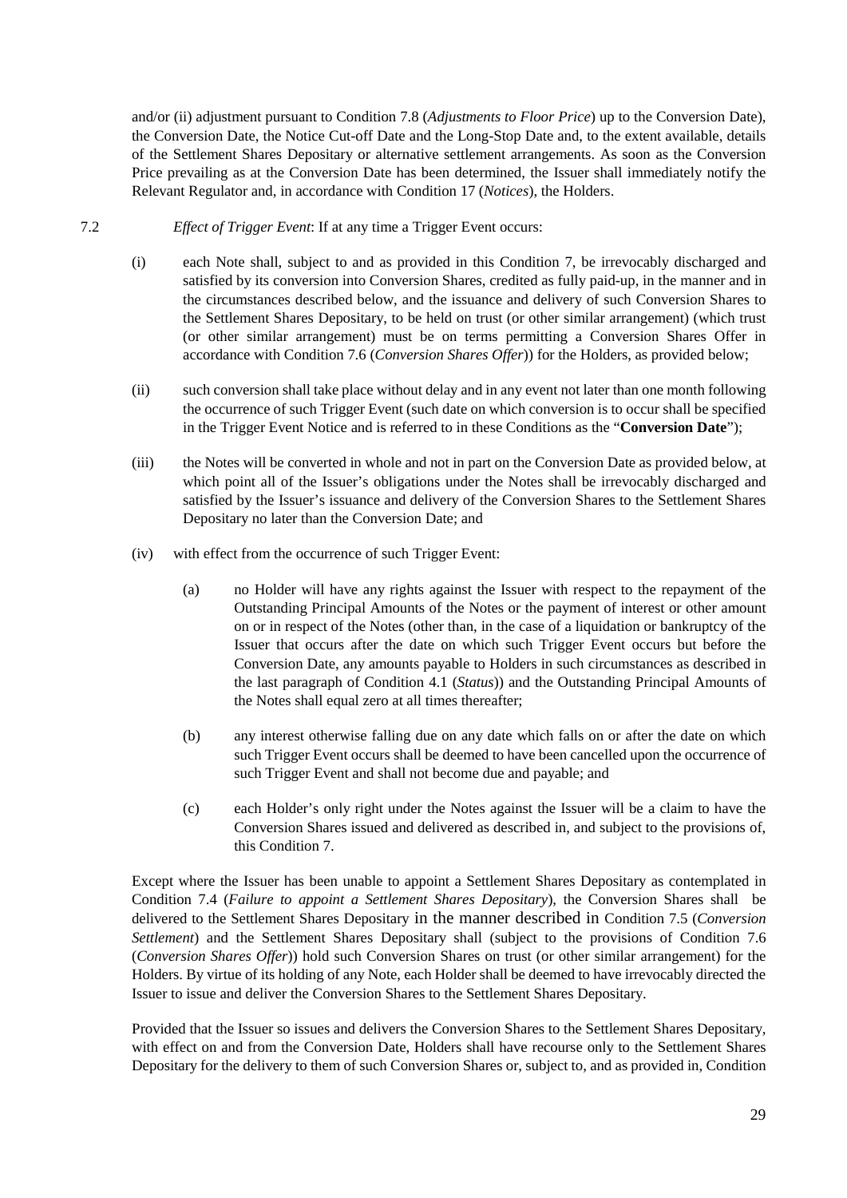and/or (ii) adjustment pursuant to Condition 7.8 (*Adjustments to Floor Price*) up to the Conversion Date), the Conversion Date, the Notice Cut-off Date and the Long-Stop Date and, to the extent available, details of the Settlement Shares Depositary or alternative settlement arrangements. As soon as the Conversion Price prevailing as at the Conversion Date has been determined, the Issuer shall immediately notify the Relevant Regulator and, in accordance with Condition 17 (*Notices*), the Holders.

7.2 *Effect of Trigger Event*: If at any time a Trigger Event occurs:

(i) each Note shall, subject to and as provided in this Condition 7, be irrevocably discharged and satisfied by its conversion into Conversion Shares, credited as fully paid-up, in the manner and in the circumstances described below, and the issuance and delivery of such Conversion Shares to the Settlement Shares Depositary, to be held on trust (or other similar arrangement) (which trust (or other similar arrangement) must be on terms permitting a Conversion Shares Offer in accordance with Condition 7.6 (*Conversion Shares Offer*)) for the Holders, as provided below;

(ii) such conversion shall take place without delay and in any event not later than one month following the occurrence of such Trigger Event (such date on which conversion is to occur shall be specified in the Trigger Event Notice and is referred to in these Conditions as the "**Conversion Date**");

(iii) the Notes will be converted in whole and not in part on the Conversion Date as provided below, at which point all of the Issuer's obligations under the Notes shall be irrevocably discharged and satisfied by the Issuer's issuance and delivery of the Conversion Shares to the Settlement Shares Depositary no later than the Conversion Date; and

(iv) with effect from the occurrence of such Trigger Event:

(a) no Holder will have any rights against the Issuer with respect to the repayment of the Outstanding Principal Amounts of the Notes or the payment of interest or other amount on or in respect of the Notes (other than, in the case of a liquidation or bankruptcy of the Issuer that occurs after the date on which such Trigger Event occurs but before the Conversion Date, any amounts payable to Holders in such circumstances as described in the last paragraph of Condition 4.1 (*Status*)) and the Outstanding Principal Amounts of the Notes shall equal zero at all times thereafter;

(b) any interest otherwise falling due on any date which falls on or after the date on which such Trigger Event occurs shall be deemed to have been cancelled upon the occurrence of such Trigger Event and shall not become due and payable; and

(c) each Holder's only right under the Notes against the Issuer will be a claim to have the Conversion Shares issued and delivered as described in, and subject to the provisions of, this Condition 7.

Except where the Issuer has been unable to appoint a Settlement Shares Depositary as contemplated in Condition 7.4 (*Failure to appoint a Settlement Shares Depositary*), the Conversion Shares shall be delivered to the Settlement Shares Depositary in the manner described in Condition 7.5 (*Conversion Settlement*) and the Settlement Shares Depositary shall (subject to the provisions of Condition 7.6 (*Conversion Shares Offer*)) hold such Conversion Shares on trust (or other similar arrangement) for the Holders. By virtue of its holding of any Note, each Holder shall be deemed to have irrevocably directed the Issuer to issue and deliver the Conversion Shares to the Settlement Shares Depositary.

Provided that the Issuer so issues and delivers the Conversion Shares to the Settlement Shares Depositary, with effect on and from the Conversion Date, Holders shall have recourse only to the Settlement Shares Depositary for the delivery to them of such Conversion Shares or, subject to, and as provided in, Condition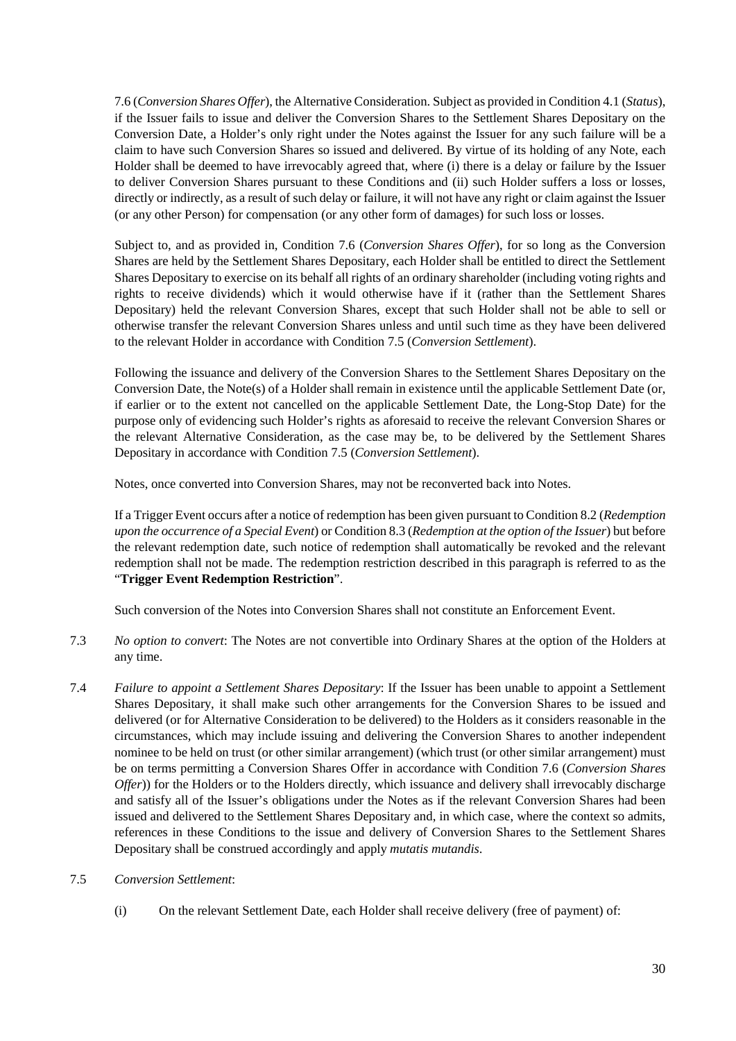7.6 (*Conversion Shares Offer*), the Alternative Consideration. Subject as provided in Condition 4.1 (*Status*), if the Issuer fails to issue and deliver the Conversion Shares to the Settlement Shares Depositary on the Conversion Date, a Holder's only right under the Notes against the Issuer for any such failure will be a claim to have such Conversion Shares so issued and delivered. By virtue of its holding of any Note, each Holder shall be deemed to have irrevocably agreed that, where (i) there is a delay or failure by the Issuer to deliver Conversion Shares pursuant to these Conditions and (ii) such Holder suffers a loss or losses, directly or indirectly, as a result of such delay or failure, it will not have any right or claim against the Issuer (or any other Person) for compensation (or any other form of damages) for such loss or losses.

Subject to, and as provided in, Condition 7.6 (*Conversion Shares Offer*), for so long as the Conversion Shares are held by the Settlement Shares Depositary, each Holder shall be entitled to direct the Settlement Shares Depositary to exercise on its behalf all rights of an ordinary shareholder (including voting rights and rights to receive dividends) which it would otherwise have if it (rather than the Settlement Shares Depositary) held the relevant Conversion Shares, except that such Holder shall not be able to sell or otherwise transfer the relevant Conversion Shares unless and until such time as they have been delivered to the relevant Holder in accordance with Condition 7.5 (*Conversion Settlement*).

Following the issuance and delivery of the Conversion Shares to the Settlement Shares Depositary on the Conversion Date, the Note(s) of a Holder shall remain in existence until the applicable Settlement Date (or, if earlier or to the extent not cancelled on the applicable Settlement Date, the Long-Stop Date) for the purpose only of evidencing such Holder's rights as aforesaid to receive the relevant Conversion Shares or the relevant Alternative Consideration, as the case may be, to be delivered by the Settlement Shares Depositary in accordance with Condition 7.5 (*Conversion Settlement*).

Notes, once converted into Conversion Shares, may not be reconverted back into Notes.

If a Trigger Event occurs after a notice of redemption has been given pursuant to Condition 8.2 (*Redemption upon the occurrence of a Special Event*) or Condition 8.3 (*Redemption at the option of the Issuer*) but before the relevant redemption date, such notice of redemption shall automatically be revoked and the relevant redemption shall not be made. The redemption restriction described in this paragraph is referred to as the "**Trigger Event Redemption Restriction**".

Such conversion of the Notes into Conversion Shares shall not constitute an Enforcement Event.

7.3 *No option to convert*: The Notes are not convertible into Ordinary Shares at the option of the Holders at any time.

7.4 *Failure to appoint a Settlement Shares Depositary*: If the Issuer has been unable to appoint a Settlement Shares Depositary, it shall make such other arrangements for the Conversion Shares to be issued and delivered (or for Alternative Consideration to be delivered) to the Holders as it considers reasonable in the circumstances, which may include issuing and delivering the Conversion Shares to another independent nominee to be held on trust (or other similar arrangement) (which trust (or other similar arrangement) must be on terms permitting a Conversion Shares Offer in accordance with Condition 7.6 (*Conversion Shares Offer*)) for the Holders or to the Holders directly, which issuance and delivery shall irrevocably discharge and satisfy all of the Issuer's obligations under the Notes as if the relevant Conversion Shares had been issued and delivered to the Settlement Shares Depositary and, in which case, where the context so admits, references in these Conditions to the issue and delivery of Conversion Shares to the Settlement Shares Depositary shall be construed accordingly and apply *mutatis mutandis*.

7.5 *Conversion Settlement*:

(i) On the relevant Settlement Date, each Holder shall receive delivery (free of payment) of: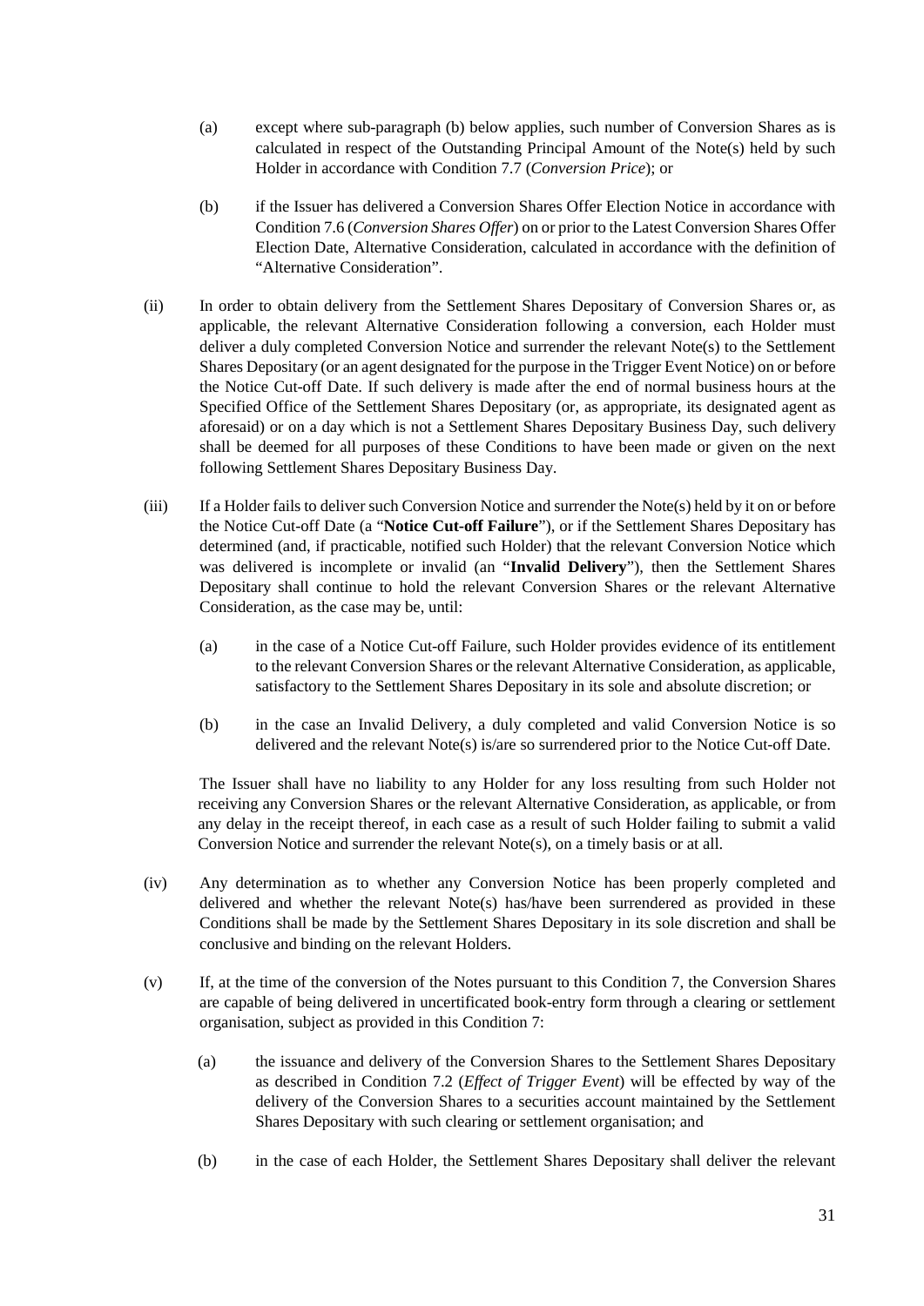(a) except where sub-paragraph (b) below applies, such number of Conversion Shares as is calculated in respect of the Outstanding Principal Amount of the Note(s) held by such Holder in accordance with Condition 7.7 (*Conversion Price*); or

(b) if the Issuer has delivered a Conversion Shares Offer Election Notice in accordance with Condition 7.6 (*Conversion Shares Offer*) on or prior to the Latest Conversion Shares Offer Election Date, Alternative Consideration, calculated in accordance with the definition of "Alternative Consideration".

(ii) In order to obtain delivery from the Settlement Shares Depositary of Conversion Shares or, as applicable, the relevant Alternative Consideration following a conversion, each Holder must deliver a duly completed Conversion Notice and surrender the relevant Note(s) to the Settlement Shares Depositary (or an agent designated for the purpose in the Trigger Event Notice) on or before the Notice Cut-off Date. If such delivery is made after the end of normal business hours at the Specified Office of the Settlement Shares Depositary (or, as appropriate, its designated agent as aforesaid) or on a day which is not a Settlement Shares Depositary Business Day, such delivery shall be deemed for all purposes of these Conditions to have been made or given on the next following Settlement Shares Depositary Business Day.

(iii) If a Holder fails to deliver such Conversion Notice and surrender the Note(s) held by it on or before the Notice Cut-off Date (a "**Notice Cut-off Failure**"), or if the Settlement Shares Depositary has determined (and, if practicable, notified such Holder) that the relevant Conversion Notice which was delivered is incomplete or invalid (an "**Invalid Delivery**"), then the Settlement Shares Depositary shall continue to hold the relevant Conversion Shares or the relevant Alternative Consideration, as the case may be, until:

(a) in the case of a Notice Cut-off Failure, such Holder provides evidence of its entitlement to the relevant Conversion Shares or the relevant Alternative Consideration, as applicable, satisfactory to the Settlement Shares Depositary in its sole and absolute discretion; or

(b) in the case an Invalid Delivery, a duly completed and valid Conversion Notice is so delivered and the relevant Note(s) is/are so surrendered prior to the Notice Cut-off Date.

The Issuer shall have no liability to any Holder for any loss resulting from such Holder not receiving any Conversion Shares or the relevant Alternative Consideration, as applicable, or from any delay in the receipt thereof, in each case as a result of such Holder failing to submit a valid Conversion Notice and surrender the relevant Note(s), on a timely basis or at all.

(iv) Any determination as to whether any Conversion Notice has been properly completed and delivered and whether the relevant Note(s) has/have been surrendered as provided in these Conditions shall be made by the Settlement Shares Depositary in its sole discretion and shall be conclusive and binding on the relevant Holders.

(v) If, at the time of the conversion of the Notes pursuant to this Condition 7, the Conversion Shares are capable of being delivered in uncertificated book-entry form through a clearing or settlement organisation, subject as provided in this Condition 7:

(a) the issuance and delivery of the Conversion Shares to the Settlement Shares Depositary as described in Condition 7.2 (*Effect of Trigger Event*) will be effected by way of the delivery of the Conversion Shares to a securities account maintained by the Settlement Shares Depositary with such clearing or settlement organisation; and

(b) in the case of each Holder, the Settlement Shares Depositary shall deliver the relevant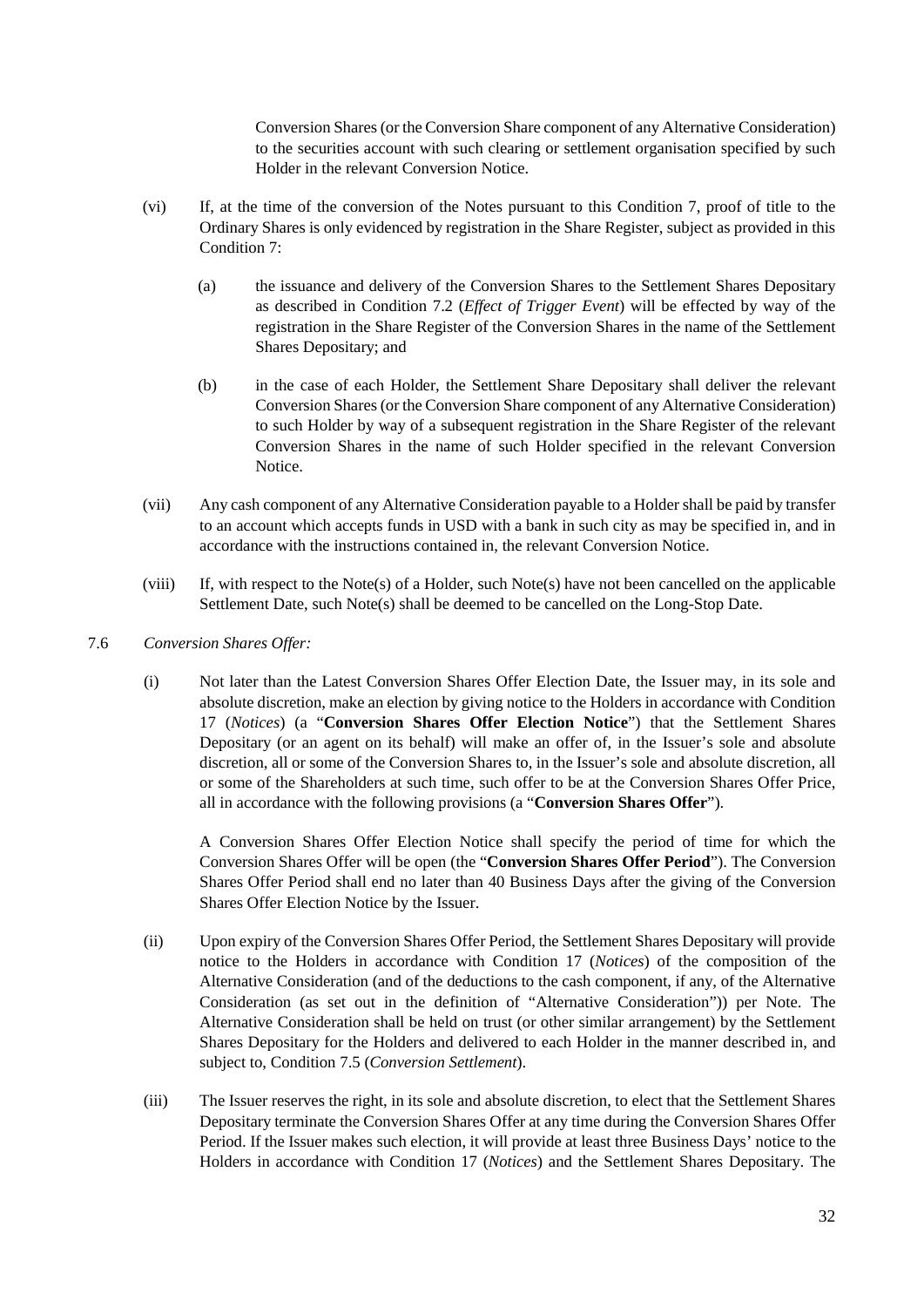Conversion Shares (or the Conversion Share component of any Alternative Consideration) to the securities account with such clearing or settlement organisation specified by such Holder in the relevant Conversion Notice.

(vi) If, at the time of the conversion of the Notes pursuant to this Condition 7, proof of title to the Ordinary Shares is only evidenced by registration in the Share Register, subject as provided in this Condition 7:

(a) the issuance and delivery of the Conversion Shares to the Settlement Shares Depositary as described in Condition 7.2 (*Effect of Trigger Event*) will be effected by way of the registration in the Share Register of the Conversion Shares in the name of the Settlement Shares Depositary; and

(b) in the case of each Holder, the Settlement Share Depositary shall deliver the relevant Conversion Shares (or the Conversion Share component of any Alternative Consideration) to such Holder by way of a subsequent registration in the Share Register of the relevant Conversion Shares in the name of such Holder specified in the relevant Conversion Notice.

(vii) Any cash component of any Alternative Consideration payable to a Holder shall be paid by transfer to an account which accepts funds in USD with a bank in such city as may be specified in, and in accordance with the instructions contained in, the relevant Conversion Notice.

(viii) If, with respect to the Note(s) of a Holder, such Note(s) have not been cancelled on the applicable Settlement Date, such Note(s) shall be deemed to be cancelled on the Long-Stop Date.

7.6 *Conversion Shares Offer:*

(i) Not later than the Latest Conversion Shares Offer Election Date, the Issuer may, in its sole and absolute discretion, make an election by giving notice to the Holders in accordance with Condition 17 (*Notices*) (a "**Conversion Shares Offer Election Notice**") that the Settlement Shares Depositary (or an agent on its behalf) will make an offer of, in the Issuer's sole and absolute discretion, all or some of the Conversion Shares to, in the Issuer's sole and absolute discretion, all or some of the Shareholders at such time, such offer to be at the Conversion Shares Offer Price, all in accordance with the following provisions (a "**Conversion Shares Offer**").

A Conversion Shares Offer Election Notice shall specify the period of time for which the Conversion Shares Offer will be open (the "**Conversion Shares Offer Period**"). The Conversion Shares Offer Period shall end no later than 40 Business Days after the giving of the Conversion Shares Offer Election Notice by the Issuer.

(ii) Upon expiry of the Conversion Shares Offer Period, the Settlement Shares Depositary will provide notice to the Holders in accordance with Condition 17 (*Notices*) of the composition of the Alternative Consideration (and of the deductions to the cash component, if any, of the Alternative Consideration (as set out in the definition of "Alternative Consideration")) per Note. The Alternative Consideration shall be held on trust (or other similar arrangement) by the Settlement Shares Depositary for the Holders and delivered to each Holder in the manner described in, and subject to, Condition 7.5 (*Conversion Settlement*).

(iii) The Issuer reserves the right, in its sole and absolute discretion, to elect that the Settlement Shares Depositary terminate the Conversion Shares Offer at any time during the Conversion Shares Offer Period. If the Issuer makes such election, it will provide at least three Business Days' notice to the Holders in accordance with Condition 17 (*Notices*) and the Settlement Shares Depositary. The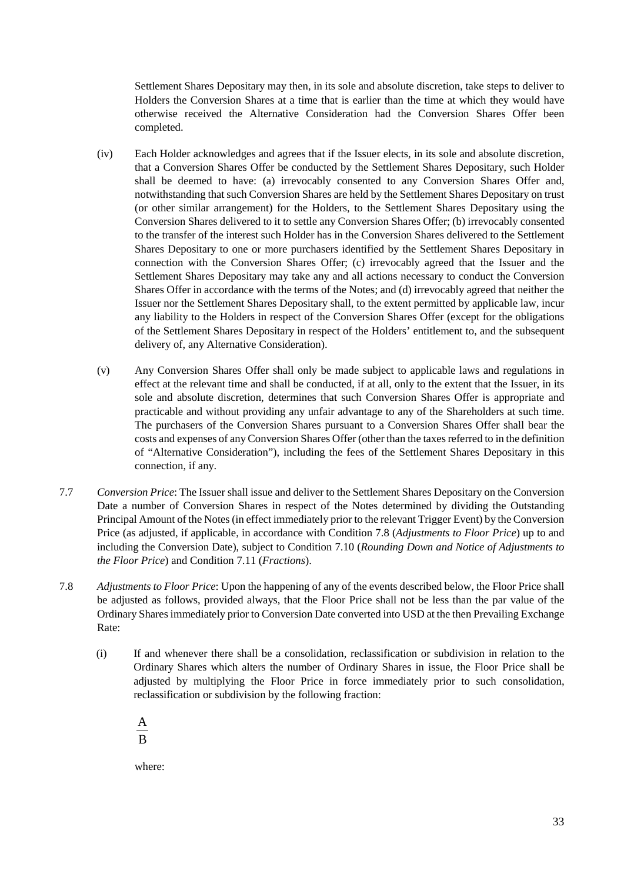Settlement Shares Depositary may then, in its sole and absolute discretion, take steps to deliver to Holders the Conversion Shares at a time that is earlier than the time at which they would have otherwise received the Alternative Consideration had the Conversion Shares Offer been completed.

(iv) Each Holder acknowledges and agrees that if the Issuer elects, in its sole and absolute discretion, that a Conversion Shares Offer be conducted by the Settlement Shares Depositary, such Holder shall be deemed to have: (a) irrevocably consented to any Conversion Shares Offer and, notwithstanding that such Conversion Shares are held by the Settlement Shares Depositary on trust (or other similar arrangement) for the Holders, to the Settlement Shares Depositary using the Conversion Shares delivered to it to settle any Conversion Shares Offer; (b) irrevocably consented to the transfer of the interest such Holder has in the Conversion Shares delivered to the Settlement Shares Depositary to one or more purchasers identified by the Settlement Shares Depositary in connection with the Conversion Shares Offer; (c) irrevocably agreed that the Issuer and the Settlement Shares Depositary may take any and all actions necessary to conduct the Conversion Shares Offer in accordance with the terms of the Notes; and (d) irrevocably agreed that neither the Issuer nor the Settlement Shares Depositary shall, to the extent permitted by applicable law, incur any liability to the Holders in respect of the Conversion Shares Offer (except for the obligations of the Settlement Shares Depositary in respect of the Holders' entitlement to, and the subsequent delivery of, any Alternative Consideration).

(v) Any Conversion Shares Offer shall only be made subject to applicable laws and regulations in effect at the relevant time and shall be conducted, if at all, only to the extent that the Issuer, in its sole and absolute discretion, determines that such Conversion Shares Offer is appropriate and practicable and without providing any unfair advantage to any of the Shareholders at such time. The purchasers of the Conversion Shares pursuant to a Conversion Shares Offer shall bear the costs and expenses of any Conversion Shares Offer (other than the taxes referred to in the definition of "Alternative Consideration"), including the fees of the Settlement Shares Depositary in this connection, if any.

7.7 *Conversion Price*: The Issuer shall issue and deliver to the Settlement Shares Depositary on the Conversion Date a number of Conversion Shares in respect of the Notes determined by dividing the Outstanding Principal Amount of the Notes (in effect immediately prior to the relevant Trigger Event) by the Conversion Price (as adjusted, if applicable, in accordance with Condition 7.8 (*Adjustments to Floor Price*) up to and including the Conversion Date), subject to Condition 7.10 (*Rounding Down and Notice of Adjustments to the Floor Price*) and Condition 7.11 (*Fractions*).

7.8 *Adjustments to Floor Price*: Upon the happening of any of the events described below, the Floor Price shall be adjusted as follows, provided always, that the Floor Price shall not be less than the par value of the Ordinary Shares immediately prior to Conversion Date converted into USD at the then Prevailing Exchange Rate:

(i) If and whenever there shall be a consolidation, reclassification or subdivision in relation to the Ordinary Shares which alters the number of Ordinary Shares in issue, the Floor Price shall be adjusted by multiplying the Floor Price in force immediately prior to such consolidation, reclassification or subdivision by the following fraction:

$$\frac{A}{B}$$

where: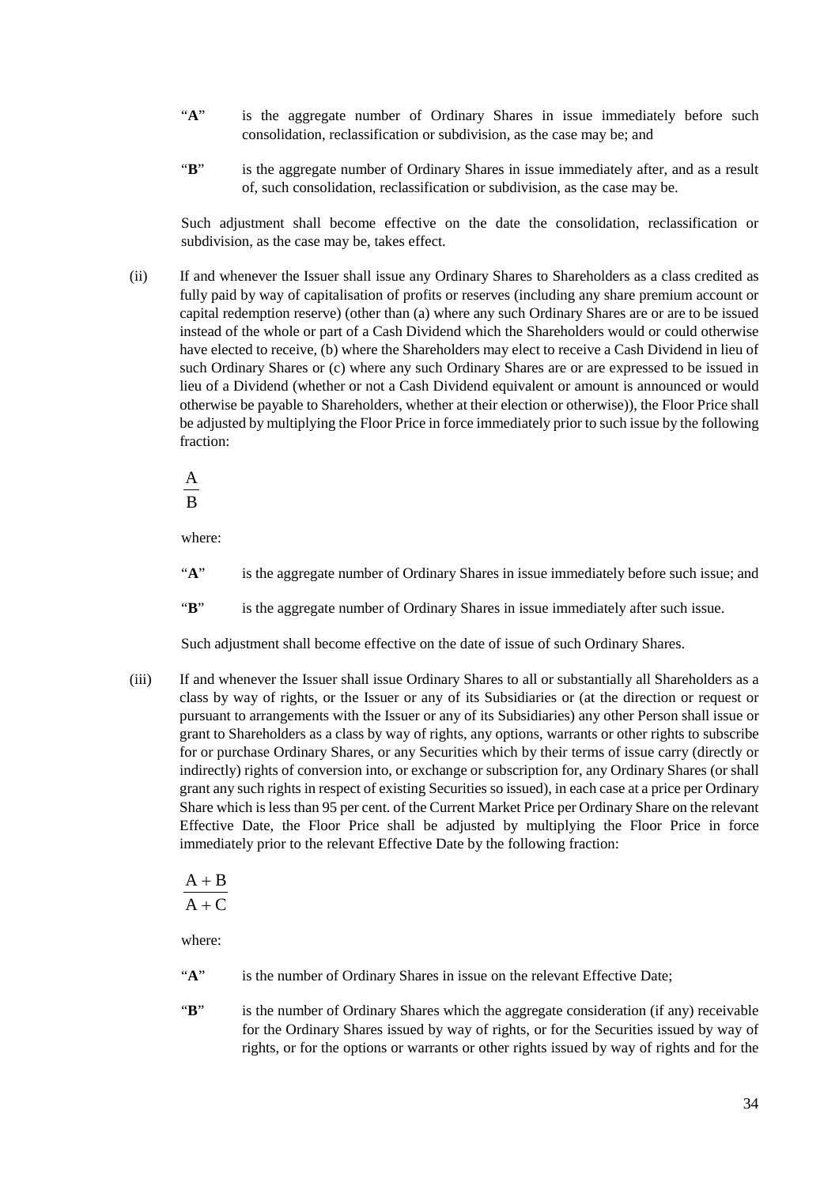"**A**" is the aggregate number of Ordinary Shares in issue immediately before such consolidation, reclassification or subdivision, as the case may be; and

"**B**" is the aggregate number of Ordinary Shares in issue immediately after, and as a result of, such consolidation, reclassification or subdivision, as the case may be.

Such adjustment shall become effective on the date the consolidation, reclassification or subdivision, as the case may be, takes effect.

(ii) If and whenever the Issuer shall issue any Ordinary Shares to Shareholders as a class credited as fully paid by way of capitalisation of profits or reserves (including any share premium account or capital redemption reserve) (other than (a) where any such Ordinary Shares are or are to be issued instead of the whole or part of a Cash Dividend which the Shareholders would or could otherwise have elected to receive, (b) where the Shareholders may elect to receive a Cash Dividend in lieu of such Ordinary Shares or (c) where any such Ordinary Shares are or are expressed to be issued in lieu of a Dividend (whether or not a Cash Dividend equivalent or amount is announced or would otherwise be payable to Shareholders, whether at their election or otherwise)), the Floor Price shall be adjusted by multiplying the Floor Price in force immediately prior to such issue by the following fraction:

$$\frac{A}{B}$$

where:

"**A**" is the aggregate number of Ordinary Shares in issue immediately before such issue; and

"**B**" is the aggregate number of Ordinary Shares in issue immediately after such issue.

Such adjustment shall become effective on the date of issue of such Ordinary Shares.

(iii) If and whenever the Issuer shall issue Ordinary Shares to all or substantially all Shareholders as a class by way of rights, or the Issuer or any of its Subsidiaries or (at the direction or request or pursuant to arrangements with the Issuer or any of its Subsidiaries) any other Person shall issue or grant to Shareholders as a class by way of rights, any options, warrants or other rights to subscribe for or purchase Ordinary Shares, or any Securities which by their terms of issue carry (directly or indirectly) rights of conversion into, or exchange or subscription for, any Ordinary Shares (or shall grant any such rights in respect of existing Securities so issued), in each case at a price per Ordinary Share which is less than 95 per cent. of the Current Market Price per Ordinary Share on the relevant Effective Date, the Floor Price shall be adjusted by multiplying the Floor Price in force immediately prior to the relevant Effective Date by the following fraction:

$$\frac{A + B}{A + C}$$

where:

"**A**" is the number of Ordinary Shares in issue on the relevant Effective Date;

"**B**" is the number of Ordinary Shares which the aggregate consideration (if any) receivable for the Ordinary Shares issued by way of rights, or for the Securities issued by way of rights, or for the options or warrants or other rights issued by way of rights and for the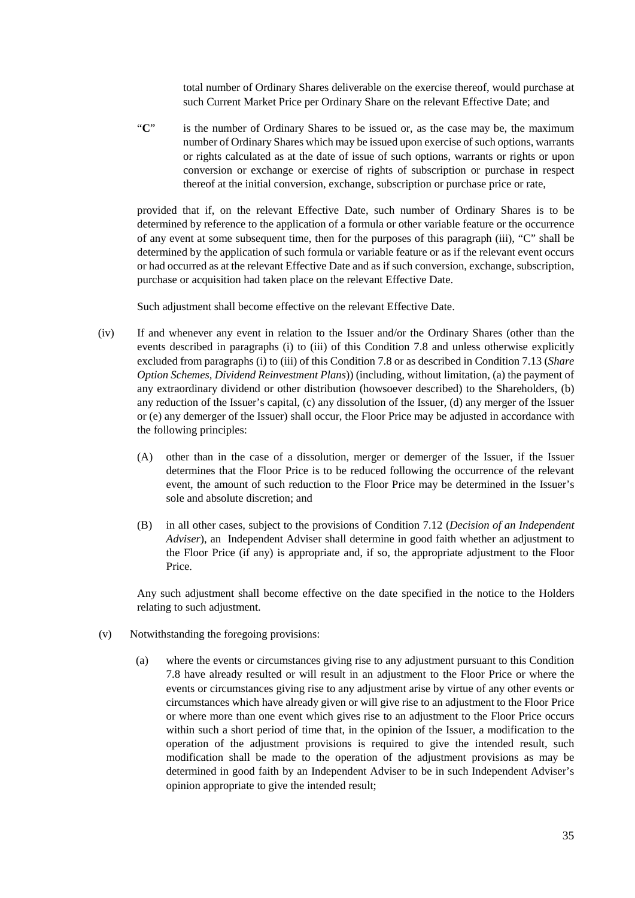total number of Ordinary Shares deliverable on the exercise thereof, would purchase at such Current Market Price per Ordinary Share on the relevant Effective Date; and

"**C**" is the number of Ordinary Shares to be issued or, as the case may be, the maximum number of Ordinary Shares which may be issued upon exercise of such options, warrants or rights calculated as at the date of issue of such options, warrants or rights or upon conversion or exchange or exercise of rights of subscription or purchase in respect thereof at the initial conversion, exchange, subscription or purchase price or rate,

provided that if, on the relevant Effective Date, such number of Ordinary Shares is to be determined by reference to the application of a formula or other variable feature or the occurrence of any event at some subsequent time, then for the purposes of this paragraph (iii), "C" shall be determined by the application of such formula or variable feature or as if the relevant event occurs or had occurred as at the relevant Effective Date and as if such conversion, exchange, subscription, purchase or acquisition had taken place on the relevant Effective Date.

Such adjustment shall become effective on the relevant Effective Date.

(iv) If and whenever any event in relation to the Issuer and/or the Ordinary Shares (other than the events described in paragraphs (i) to (iii) of this Condition 7.8 and unless otherwise explicitly excluded from paragraphs (i) to (iii) of this Condition 7.8 or as described in Condition 7.13 (*Share Option Schemes, Dividend Reinvestment Plans*)) (including, without limitation, (a) the payment of any extraordinary dividend or other distribution (howsoever described) to the Shareholders, (b) any reduction of the Issuer's capital, (c) any dissolution of the Issuer, (d) any merger of the Issuer or (e) any demerger of the Issuer) shall occur, the Floor Price may be adjusted in accordance with the following principles:

(A) other than in the case of a dissolution, merger or demerger of the Issuer, if the Issuer determines that the Floor Price is to be reduced following the occurrence of the relevant event, the amount of such reduction to the Floor Price may be determined in the Issuer's sole and absolute discretion; and

(B) in all other cases, subject to the provisions of Condition 7.12 (*Decision of an Independent Adviser*), an Independent Adviser shall determine in good faith whether an adjustment to the Floor Price (if any) is appropriate and, if so, the appropriate adjustment to the Floor Price.

Any such adjustment shall become effective on the date specified in the notice to the Holders relating to such adjustment.

(v) Notwithstanding the foregoing provisions:

(a) where the events or circumstances giving rise to any adjustment pursuant to this Condition 7.8 have already resulted or will result in an adjustment to the Floor Price or where the events or circumstances giving rise to any adjustment arise by virtue of any other events or circumstances which have already given or will give rise to an adjustment to the Floor Price or where more than one event which gives rise to an adjustment to the Floor Price occurs within such a short period of time that, in the opinion of the Issuer, a modification to the operation of the adjustment provisions is required to give the intended result, such modification shall be made to the operation of the adjustment provisions as may be determined in good faith by an Independent Adviser to be in such Independent Adviser's opinion appropriate to give the intended result;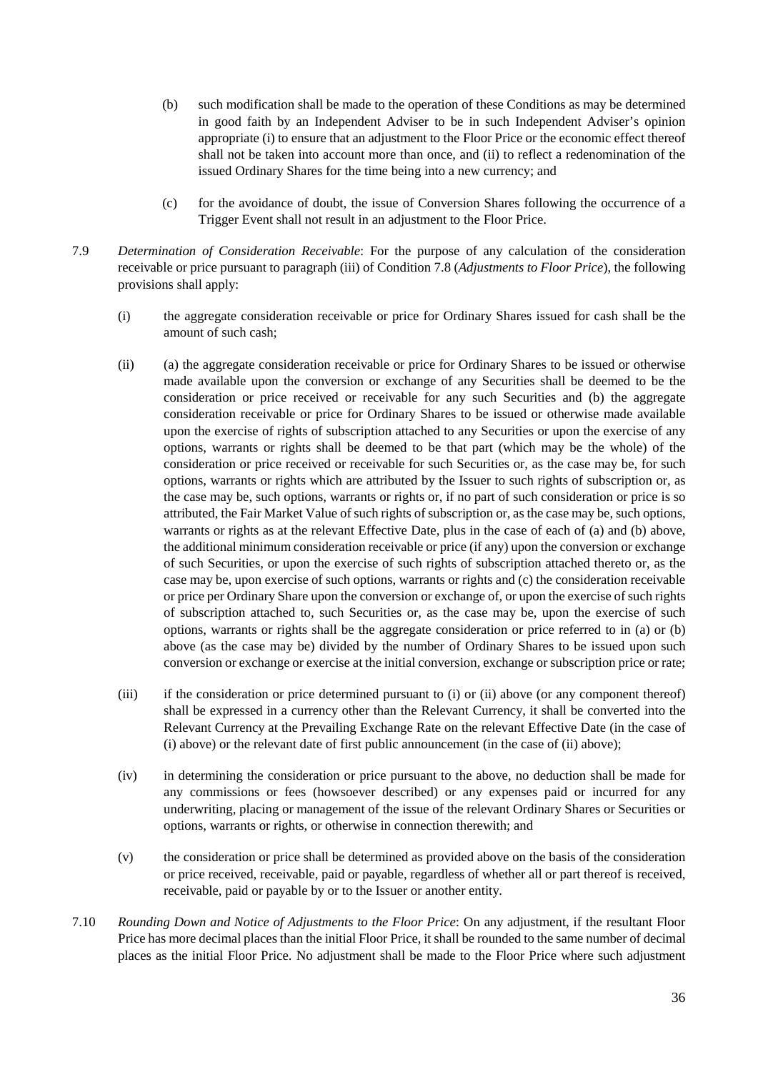(b) such modification shall be made to the operation of these Conditions as may be determined in good faith by an Independent Adviser to be in such Independent Adviser's opinion appropriate (i) to ensure that an adjustment to the Floor Price or the economic effect thereof shall not be taken into account more than once, and (ii) to reflect a redenomination of the issued Ordinary Shares for the time being into a new currency; and

(c) for the avoidance of doubt, the issue of Conversion Shares following the occurrence of a Trigger Event shall not result in an adjustment to the Floor Price.

7.9 *Determination of Consideration Receivable*: For the purpose of any calculation of the consideration receivable or price pursuant to paragraph (iii) of Condition 7.8 (*Adjustments to Floor Price*), the following provisions shall apply:

(i) the aggregate consideration receivable or price for Ordinary Shares issued for cash shall be the amount of such cash;

(ii) (a) the aggregate consideration receivable or price for Ordinary Shares to be issued or otherwise made available upon the conversion or exchange of any Securities shall be deemed to be the consideration or price received or receivable for any such Securities and (b) the aggregate consideration receivable or price for Ordinary Shares to be issued or otherwise made available upon the exercise of rights of subscription attached to any Securities or upon the exercise of any options, warrants or rights shall be deemed to be that part (which may be the whole) of the consideration or price received or receivable for such Securities or, as the case may be, for such options, warrants or rights which are attributed by the Issuer to such rights of subscription or, as the case may be, such options, warrants or rights or, if no part of such consideration or price is so attributed, the Fair Market Value of such rights of subscription or, as the case may be, such options, warrants or rights as at the relevant Effective Date, plus in the case of each of (a) and (b) above, the additional minimum consideration receivable or price (if any) upon the conversion or exchange of such Securities, or upon the exercise of such rights of subscription attached thereto or, as the case may be, upon exercise of such options, warrants or rights and (c) the consideration receivable or price per Ordinary Share upon the conversion or exchange of, or upon the exercise of such rights of subscription attached to, such Securities or, as the case may be, upon the exercise of such options, warrants or rights shall be the aggregate consideration or price referred to in (a) or (b) above (as the case may be) divided by the number of Ordinary Shares to be issued upon such conversion or exchange or exercise at the initial conversion, exchange or subscription price or rate;

(iii) if the consideration or price determined pursuant to (i) or (ii) above (or any component thereof) shall be expressed in a currency other than the Relevant Currency, it shall be converted into the Relevant Currency at the Prevailing Exchange Rate on the relevant Effective Date (in the case of (i) above) or the relevant date of first public announcement (in the case of (ii) above);

(iv) in determining the consideration or price pursuant to the above, no deduction shall be made for any commissions or fees (howsoever described) or any expenses paid or incurred for any underwriting, placing or management of the issue of the relevant Ordinary Shares or Securities or options, warrants or rights, or otherwise in connection therewith; and

(v) the consideration or price shall be determined as provided above on the basis of the consideration or price received, receivable, paid or payable, regardless of whether all or part thereof is received, receivable, paid or payable by or to the Issuer or another entity.

7.10 *Rounding Down and Notice of Adjustments to the Floor Price*: On any adjustment, if the resultant Floor Price has more decimal places than the initial Floor Price, it shall be rounded to the same number of decimal places as the initial Floor Price. No adjustment shall be made to the Floor Price where such adjustment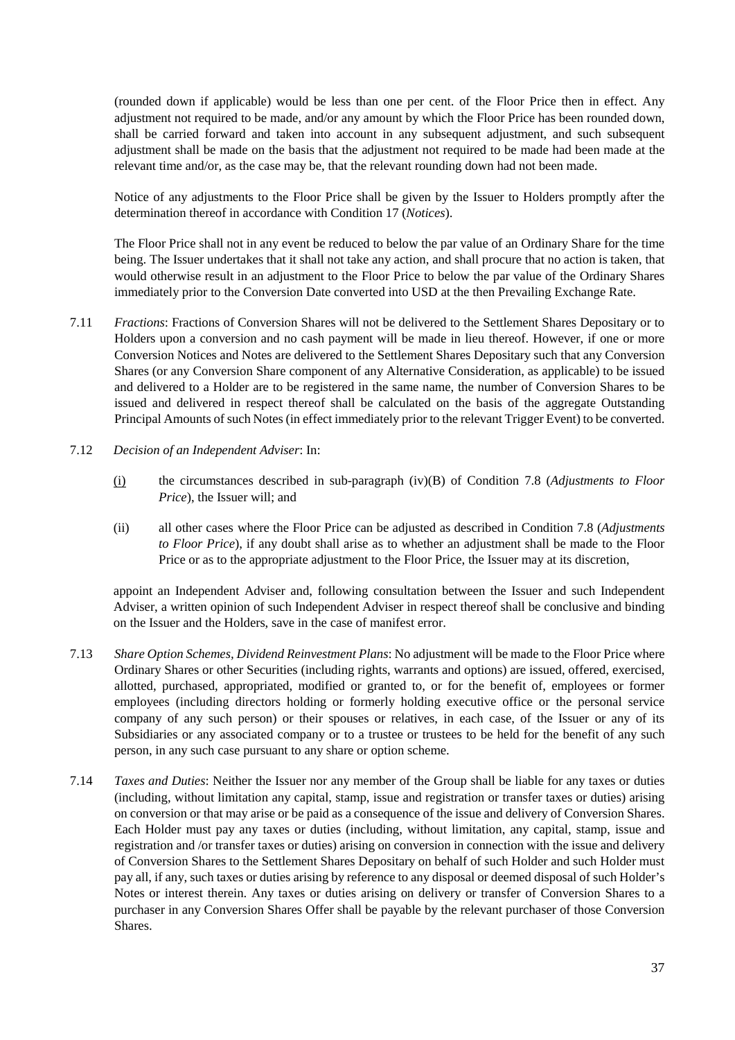(rounded down if applicable) would be less than one per cent. of the Floor Price then in effect. Any adjustment not required to be made, and/or any amount by which the Floor Price has been rounded down, shall be carried forward and taken into account in any subsequent adjustment, and such subsequent adjustment shall be made on the basis that the adjustment not required to be made had been made at the relevant time and/or, as the case may be, that the relevant rounding down had not been made.

Notice of any adjustments to the Floor Price shall be given by the Issuer to Holders promptly after the determination thereof in accordance with Condition 17 (*Notices*).

The Floor Price shall not in any event be reduced to below the par value of an Ordinary Share for the time being. The Issuer undertakes that it shall not take any action, and shall procure that no action is taken, that would otherwise result in an adjustment to the Floor Price to below the par value of the Ordinary Shares immediately prior to the Conversion Date converted into USD at the then Prevailing Exchange Rate.

7.11 *Fractions*: Fractions of Conversion Shares will not be delivered to the Settlement Shares Depositary or to Holders upon a conversion and no cash payment will be made in lieu thereof. However, if one or more Conversion Notices and Notes are delivered to the Settlement Shares Depositary such that any Conversion Shares (or any Conversion Share component of any Alternative Consideration, as applicable) to be issued and delivered to a Holder are to be registered in the same name, the number of Conversion Shares to be issued and delivered in respect thereof shall be calculated on the basis of the aggregate Outstanding Principal Amounts of such Notes (in effect immediately prior to the relevant Trigger Event) to be converted.

7.12 *Decision of an Independent Adviser*: In:

(i) the circumstances described in sub-paragraph (iv)(B) of Condition 7.8 (*Adjustments to Floor Price*), the Issuer will; and

(ii) all other cases where the Floor Price can be adjusted as described in Condition 7.8 (*Adjustments to Floor Price*), if any doubt shall arise as to whether an adjustment shall be made to the Floor Price or as to the appropriate adjustment to the Floor Price, the Issuer may at its discretion,

appoint an Independent Adviser and, following consultation between the Issuer and such Independent Adviser, a written opinion of such Independent Adviser in respect thereof shall be conclusive and binding on the Issuer and the Holders, save in the case of manifest error.

7.13 *Share Option Schemes, Dividend Reinvestment Plans*: No adjustment will be made to the Floor Price where Ordinary Shares or other Securities (including rights, warrants and options) are issued, offered, exercised, allotted, purchased, appropriated, modified or granted to, or for the benefit of, employees or former employees (including directors holding or formerly holding executive office or the personal service company of any such person) or their spouses or relatives, in each case, of the Issuer or any of its Subsidiaries or any associated company or to a trustee or trustees to be held for the benefit of any such person, in any such case pursuant to any share or option scheme.

7.14 *Taxes and Duties*: Neither the Issuer nor any member of the Group shall be liable for any taxes or duties (including, without limitation any capital, stamp, issue and registration or transfer taxes or duties) arising on conversion or that may arise or be paid as a consequence of the issue and delivery of Conversion Shares. Each Holder must pay any taxes or duties (including, without limitation, any capital, stamp, issue and registration and /or transfer taxes or duties) arising on conversion in connection with the issue and delivery of Conversion Shares to the Settlement Shares Depositary on behalf of such Holder and such Holder must pay all, if any, such taxes or duties arising by reference to any disposal or deemed disposal of such Holder's Notes or interest therein. Any taxes or duties arising on delivery or transfer of Conversion Shares to a purchaser in any Conversion Shares Offer shall be payable by the relevant purchaser of those Conversion Shares.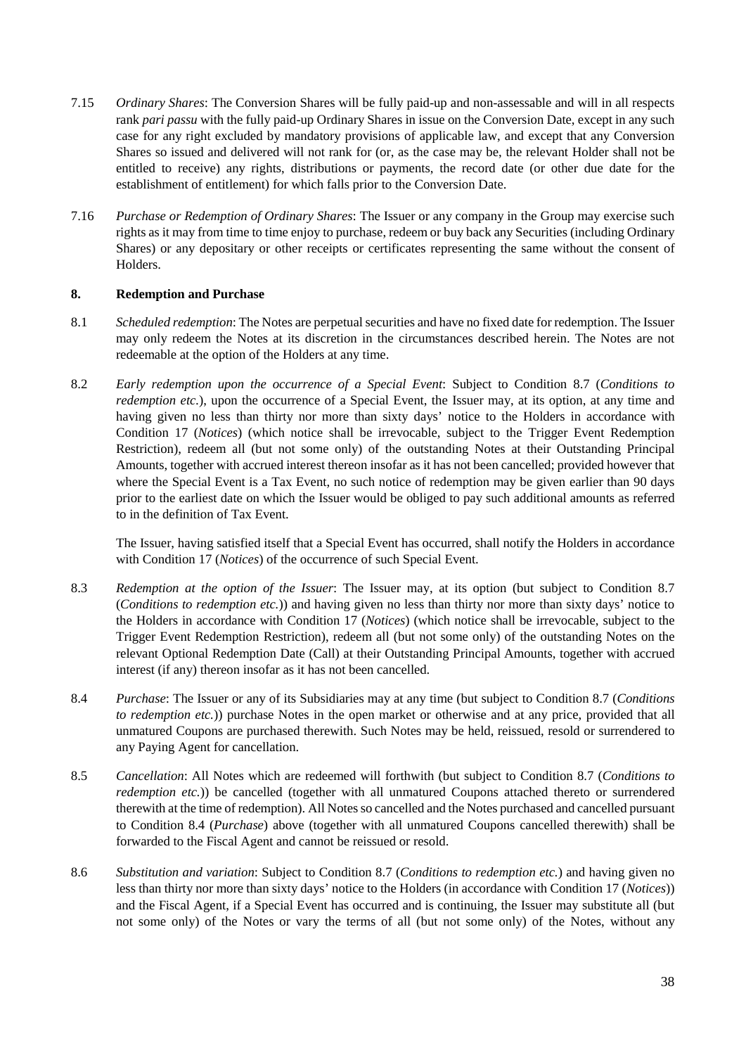7.15 *Ordinary Shares*: The Conversion Shares will be fully paid-up and non-assessable and will in all respects rank *pari passu* with the fully paid-up Ordinary Shares in issue on the Conversion Date, except in any such case for any right excluded by mandatory provisions of applicable law, and except that any Conversion Shares so issued and delivered will not rank for (or, as the case may be, the relevant Holder shall not be entitled to receive) any rights, distributions or payments, the record date (or other due date for the establishment of entitlement) for which falls prior to the Conversion Date.

7.16 *Purchase or Redemption of Ordinary Shares*: The Issuer or any company in the Group may exercise such rights as it may from time to time enjoy to purchase, redeem or buy back any Securities (including Ordinary Shares) or any depositary or other receipts or certificates representing the same without the consent of Holders.

## 8. Redemption and Purchase

8.1 *Scheduled redemption*: The Notes are perpetual securities and have no fixed date for redemption. The Issuer may only redeem the Notes at its discretion in the circumstances described herein. The Notes are not redeemable at the option of the Holders at any time.

8.2 *Early redemption upon the occurrence of a Special Event*: Subject to Condition 8.7 (*Conditions to redemption etc.*), upon the occurrence of a Special Event, the Issuer may, at its option, at any time and having given no less than thirty nor more than sixty days' notice to the Holders in accordance with Condition 17 (*Notices*) (which notice shall be irrevocable, subject to the Trigger Event Redemption Restriction), redeem all (but not some only) of the outstanding Notes at their Outstanding Principal Amounts, together with accrued interest thereon insofar as it has not been cancelled; provided however that where the Special Event is a Tax Event, no such notice of redemption may be given earlier than 90 days prior to the earliest date on which the Issuer would be obliged to pay such additional amounts as referred to in the definition of Tax Event.

The Issuer, having satisfied itself that a Special Event has occurred, shall notify the Holders in accordance with Condition 17 (*Notices*) of the occurrence of such Special Event.

8.3 *Redemption at the option of the Issuer*: The Issuer may, at its option (but subject to Condition 8.7 (*Conditions to redemption etc.*)) and having given no less than thirty nor more than sixty days' notice to the Holders in accordance with Condition 17 (*Notices*) (which notice shall be irrevocable, subject to the Trigger Event Redemption Restriction), redeem all (but not some only) of the outstanding Notes on the relevant Optional Redemption Date (Call) at their Outstanding Principal Amounts, together with accrued interest (if any) thereon insofar as it has not been cancelled.

8.4 *Purchase*: The Issuer or any of its Subsidiaries may at any time (but subject to Condition 8.7 (*Conditions to redemption etc.*)) purchase Notes in the open market or otherwise and at any price, provided that all unmatured Coupons are purchased therewith. Such Notes may be held, reissued, resold or surrendered to any Paying Agent for cancellation.

8.5 *Cancellation*: All Notes which are redeemed will forthwith (but subject to Condition 8.7 (*Conditions to redemption etc.*)) be cancelled (together with all unmatured Coupons attached thereto or surrendered therewith at the time of redemption). All Notes so cancelled and the Notes purchased and cancelled pursuant to Condition 8.4 (*Purchase*) above (together with all unmatured Coupons cancelled therewith) shall be forwarded to the Fiscal Agent and cannot be reissued or resold.

8.6 *Substitution and variation*: Subject to Condition 8.7 (*Conditions to redemption etc.*) and having given no less than thirty nor more than sixty days' notice to the Holders (in accordance with Condition 17 (*Notices*)) and the Fiscal Agent, if a Special Event has occurred and is continuing, the Issuer may substitute all (but not some only) of the Notes or vary the terms of all (but not some only) of the Notes, without any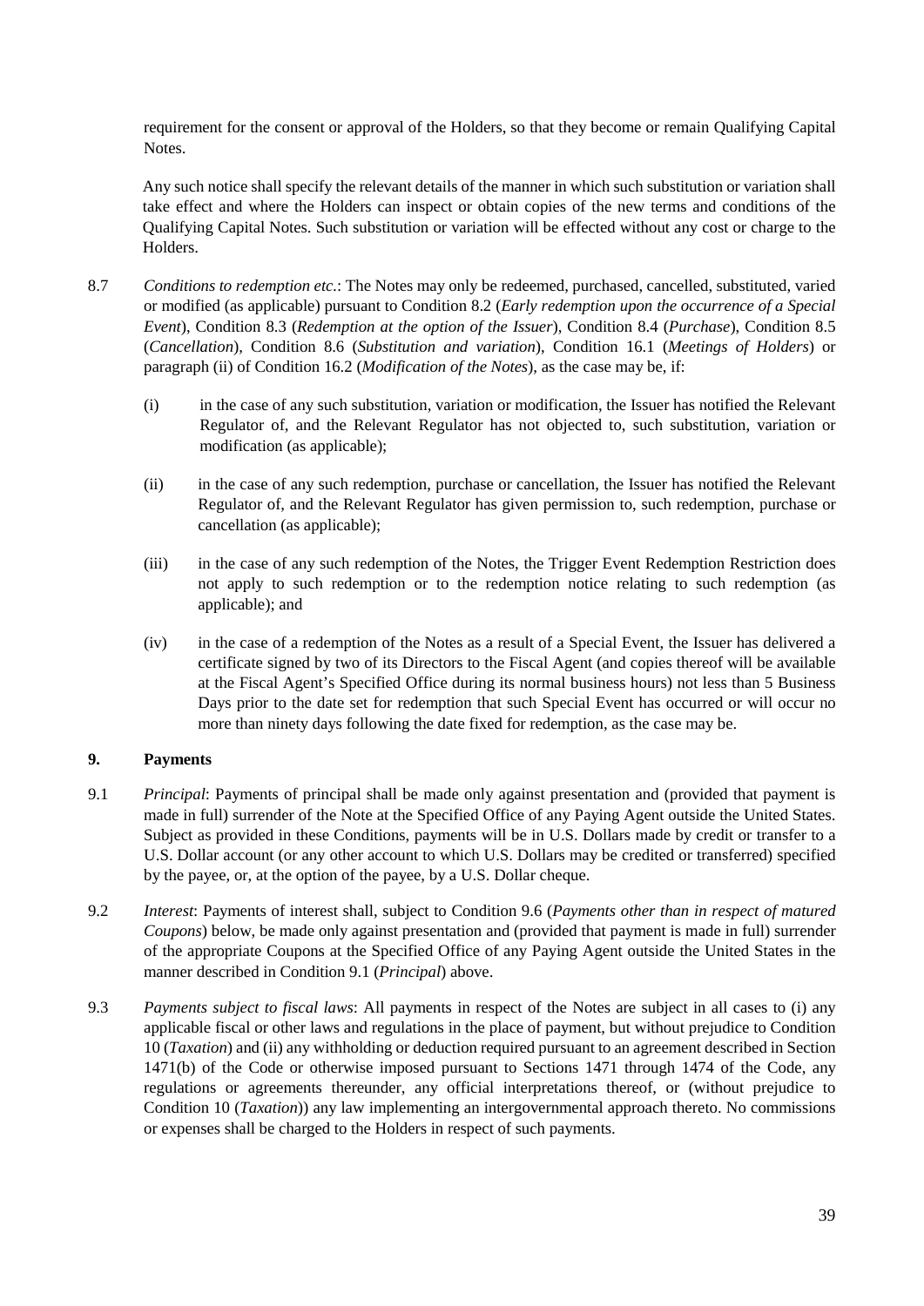requirement for the consent or approval of the Holders, so that they become or remain Qualifying Capital Notes.

Any such notice shall specify the relevant details of the manner in which such substitution or variation shall take effect and where the Holders can inspect or obtain copies of the new terms and conditions of the Qualifying Capital Notes. Such substitution or variation will be effected without any cost or charge to the Holders.

8.7 *Conditions to redemption etc.*: The Notes may only be redeemed, purchased, cancelled, substituted, varied or modified (as applicable) pursuant to Condition 8.2 (*Early redemption upon the occurrence of a Special Event*), Condition 8.3 (*Redemption at the option of the Issuer*), Condition 8.4 (*Purchase*), Condition 8.5 (*Cancellation*), Condition 8.6 (*Substitution and variation*), Condition 16.1 (*Meetings of Holders*) or paragraph (ii) of Condition 16.2 (*Modification of the Notes*), as the case may be, if:

(i) in the case of any such substitution, variation or modification, the Issuer has notified the Relevant Regulator of, and the Relevant Regulator has not objected to, such substitution, variation or modification (as applicable);

(ii) in the case of any such redemption, purchase or cancellation, the Issuer has notified the Relevant Regulator of, and the Relevant Regulator has given permission to, such redemption, purchase or cancellation (as applicable);

(iii) in the case of any such redemption of the Notes, the Trigger Event Redemption Restriction does not apply to such redemption or to the redemption notice relating to such redemption (as applicable); and

(iv) in the case of a redemption of the Notes as a result of a Special Event, the Issuer has delivered a certificate signed by two of its Directors to the Fiscal Agent (and copies thereof will be available at the Fiscal Agent's Specified Office during its normal business hours) not less than 5 Business Days prior to the date set for redemption that such Special Event has occurred or will occur no more than ninety days following the date fixed for redemption, as the case may be.

## 9. Payments

9.1 *Principal*: Payments of principal shall be made only against presentation and (provided that payment is made in full) surrender of the Note at the Specified Office of any Paying Agent outside the United States. Subject as provided in these Conditions, payments will be in U.S. Dollars made by credit or transfer to a U.S. Dollar account (or any other account to which U.S. Dollars may be credited or transferred) specified by the payee, or, at the option of the payee, by a U.S. Dollar cheque.

9.2 *Interest*: Payments of interest shall, subject to Condition 9.6 (*Payments other than in respect of matured Coupons*) below, be made only against presentation and (provided that payment is made in full) surrender of the appropriate Coupons at the Specified Office of any Paying Agent outside the United States in the manner described in Condition 9.1 (*Principal*) above.

9.3 *Payments subject to fiscal laws*: All payments in respect of the Notes are subject in all cases to (i) any applicable fiscal or other laws and regulations in the place of payment, but without prejudice to Condition 10 (*Taxation*) and (ii) any withholding or deduction required pursuant to an agreement described in Section 1471(b) of the Code or otherwise imposed pursuant to Sections 1471 through 1474 of the Code, any regulations or agreements thereunder, any official interpretations thereof, or (without prejudice to Condition 10 (*Taxation*)) any law implementing an intergovernmental approach thereto. No commissions or expenses shall be charged to the Holders in respect of such payments.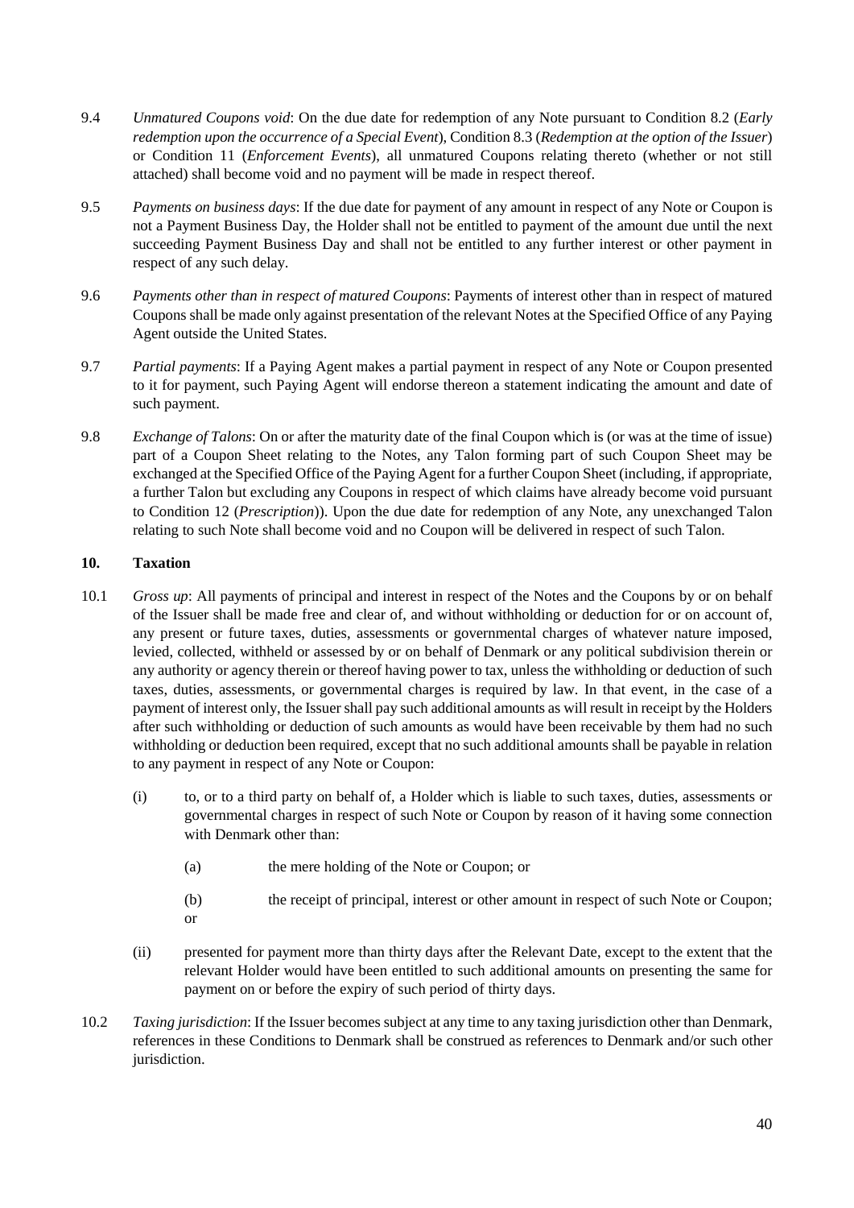9.4 *Unmatured Coupons void*: On the due date for redemption of any Note pursuant to Condition 8.2 (*Early redemption upon the occurrence of a Special Event*), Condition 8.3 (*Redemption at the option of the Issuer*) or Condition 11 (*Enforcement Events*), all unmatured Coupons relating thereto (whether or not still attached) shall become void and no payment will be made in respect thereof.

9.5 *Payments on business days*: If the due date for payment of any amount in respect of any Note or Coupon is not a Payment Business Day, the Holder shall not be entitled to payment of the amount due until the next succeeding Payment Business Day and shall not be entitled to any further interest or other payment in respect of any such delay.

9.6 *Payments other than in respect of matured Coupons*: Payments of interest other than in respect of matured Coupons shall be made only against presentation of the relevant Notes at the Specified Office of any Paying Agent outside the United States.

9.7 *Partial payments*: If a Paying Agent makes a partial payment in respect of any Note or Coupon presented to it for payment, such Paying Agent will endorse thereon a statement indicating the amount and date of such payment.

9.8 *Exchange of Talons*: On or after the maturity date of the final Coupon which is (or was at the time of issue) part of a Coupon Sheet relating to the Notes, any Talon forming part of such Coupon Sheet may be exchanged at the Specified Office of the Paying Agent for a further Coupon Sheet (including, if appropriate, a further Talon but excluding any Coupons in respect of which claims have already become void pursuant to Condition 12 (*Prescription*)). Upon the due date for redemption of any Note, any unexchanged Talon relating to such Note shall become void and no Coupon will be delivered in respect of such Talon.

## 10. Taxation

10.1 *Gross up*: All payments of principal and interest in respect of the Notes and the Coupons by or on behalf of the Issuer shall be made free and clear of, and without withholding or deduction for or on account of, any present or future taxes, duties, assessments or governmental charges of whatever nature imposed, levied, collected, withheld or assessed by or on behalf of Denmark or any political subdivision therein or any authority or agency therein or thereof having power to tax, unless the withholding or deduction of such taxes, duties, assessments, or governmental charges is required by law. In that event, in the case of a payment of interest only, the Issuer shall pay such additional amounts as will result in receipt by the Holders after such withholding or deduction of such amounts as would have been receivable by them had no such withholding or deduction been required, except that no such additional amounts shall be payable in relation to any payment in respect of any Note or Coupon:

(i) to, or to a third party on behalf of, a Holder which is liable to such taxes, duties, assessments or governmental charges in respect of such Note or Coupon by reason of it having some connection with Denmark other than:

(a) the mere holding of the Note or Coupon; or

(b) the receipt of principal, interest or other amount in respect of such Note or Coupon; or

(ii) presented for payment more than thirty days after the Relevant Date, except to the extent that the relevant Holder would have been entitled to such additional amounts on presenting the same for payment on or before the expiry of such period of thirty days.

10.2 *Taxing jurisdiction*: If the Issuer becomes subject at any time to any taxing jurisdiction other than Denmark, references in these Conditions to Denmark shall be construed as references to Denmark and/or such other jurisdiction.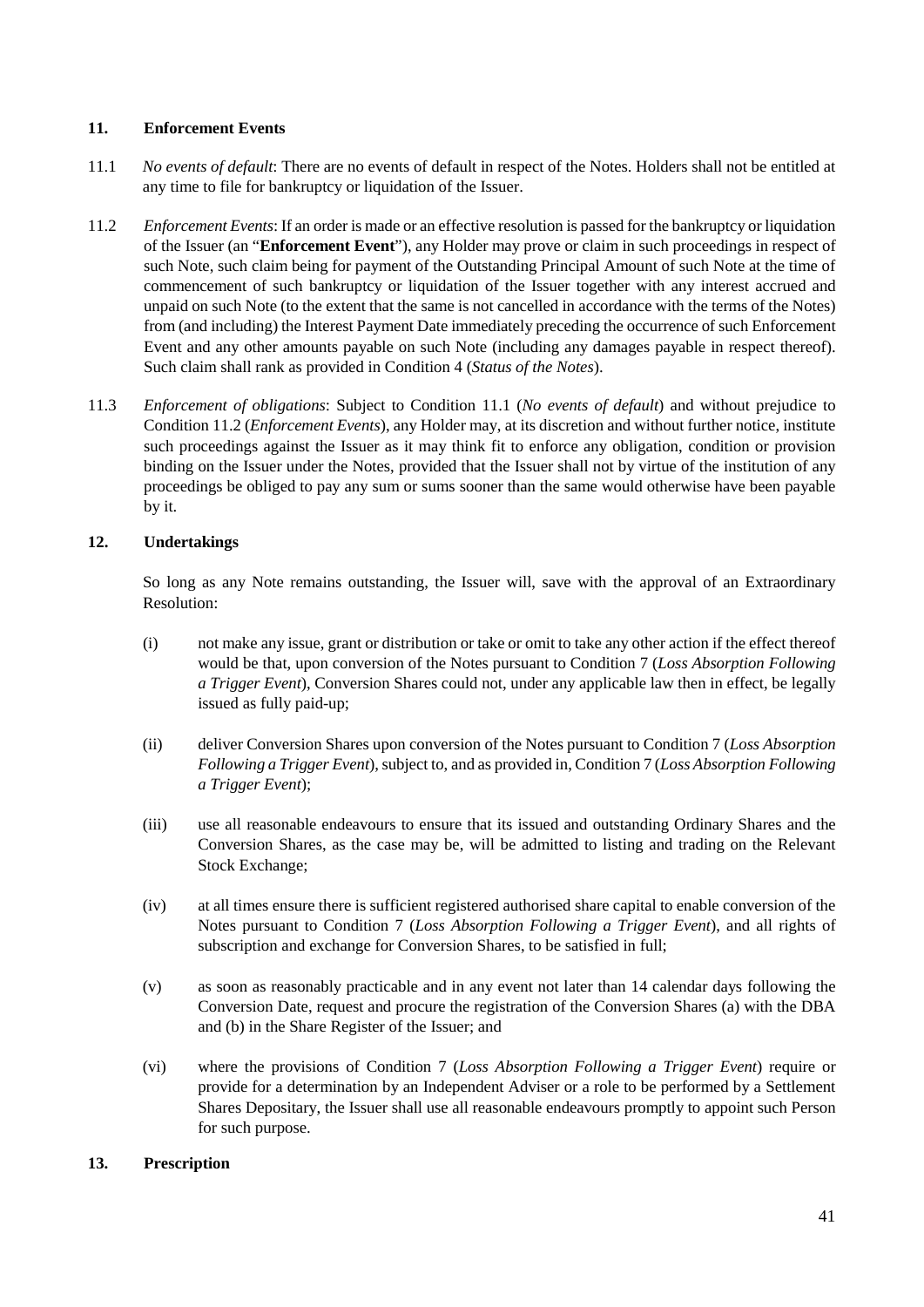## 11. Enforcement Events

11.1 *No events of default*: There are no events of default in respect of the Notes. Holders shall not be entitled at any time to file for bankruptcy or liquidation of the Issuer.

11.2 *Enforcement Events*: If an order is made or an effective resolution is passed for the bankruptcy or liquidation of the Issuer (an "**Enforcement Event**"), any Holder may prove or claim in such proceedings in respect of such Note, such claim being for payment of the Outstanding Principal Amount of such Note at the time of commencement of such bankruptcy or liquidation of the Issuer together with any interest accrued and unpaid on such Note (to the extent that the same is not cancelled in accordance with the terms of the Notes) from (and including) the Interest Payment Date immediately preceding the occurrence of such Enforcement Event and any other amounts payable on such Note (including any damages payable in respect thereof). Such claim shall rank as provided in Condition 4 (*Status of the Notes*).

11.3 *Enforcement of obligations*: Subject to Condition 11.1 (*No events of default*) and without prejudice to Condition 11.2 (*Enforcement Events*), any Holder may, at its discretion and without further notice, institute such proceedings against the Issuer as it may think fit to enforce any obligation, condition or provision binding on the Issuer under the Notes, provided that the Issuer shall not by virtue of the institution of any proceedings be obliged to pay any sum or sums sooner than the same would otherwise have been payable by it.

## 12. Undertakings

So long as any Note remains outstanding, the Issuer will, save with the approval of an Extraordinary Resolution:

(i) not make any issue, grant or distribution or take or omit to take any other action if the effect thereof would be that, upon conversion of the Notes pursuant to Condition 7 (*Loss Absorption Following a Trigger Event*), Conversion Shares could not, under any applicable law then in effect, be legally issued as fully paid-up;

(ii) deliver Conversion Shares upon conversion of the Notes pursuant to Condition 7 (*Loss Absorption Following a Trigger Event*), subject to, and as provided in, Condition 7 (*Loss Absorption Following a Trigger Event*);

(iii) use all reasonable endeavours to ensure that its issued and outstanding Ordinary Shares and the Conversion Shares, as the case may be, will be admitted to listing and trading on the Relevant Stock Exchange;

(iv) at all times ensure there is sufficient registered authorised share capital to enable conversion of the Notes pursuant to Condition 7 (*Loss Absorption Following a Trigger Event*), and all rights of subscription and exchange for Conversion Shares, to be satisfied in full;

(v) as soon as reasonably practicable and in any event not later than 14 calendar days following the Conversion Date, request and procure the registration of the Conversion Shares (a) with the DBA and (b) in the Share Register of the Issuer; and

(vi) where the provisions of Condition 7 (*Loss Absorption Following a Trigger Event*) require or provide for a determination by an Independent Adviser or a role to be performed by a Settlement Shares Depositary, the Issuer shall use all reasonable endeavours promptly to appoint such Person for such purpose.

## 13. Prescription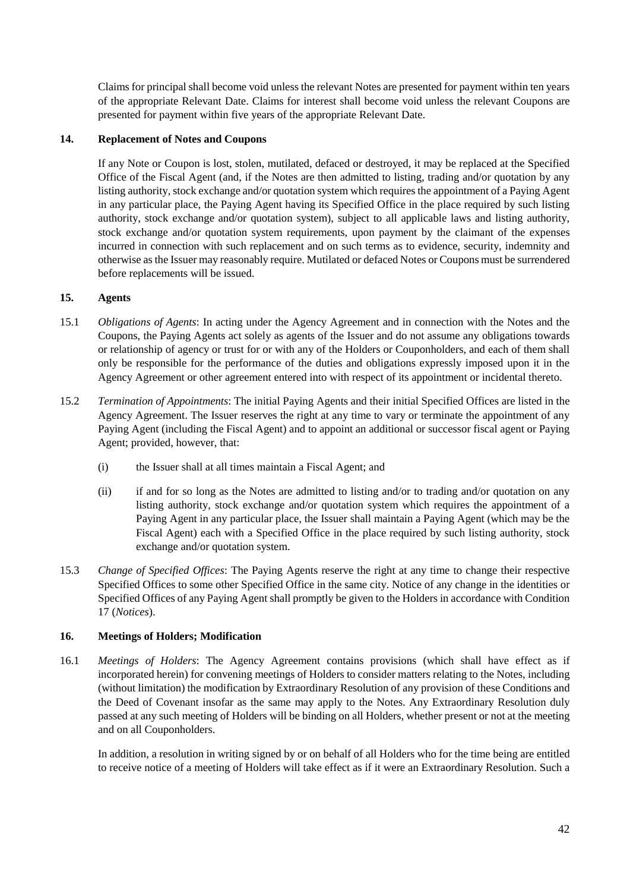Claims for principal shall become void unless the relevant Notes are presented for payment within ten years of the appropriate Relevant Date. Claims for interest shall become void unless the relevant Coupons are presented for payment within five years of the appropriate Relevant Date.

## 14. Replacement of Notes and Coupons

If any Note or Coupon is lost, stolen, mutilated, defaced or destroyed, it may be replaced at the Specified Office of the Fiscal Agent (and, if the Notes are then admitted to listing, trading and/or quotation by any listing authority, stock exchange and/or quotation system which requires the appointment of a Paying Agent in any particular place, the Paying Agent having its Specified Office in the place required by such listing authority, stock exchange and/or quotation system), subject to all applicable laws and listing authority, stock exchange and/or quotation system requirements, upon payment by the claimant of the expenses incurred in connection with such replacement and on such terms as to evidence, security, indemnity and otherwise as the Issuer may reasonably require. Mutilated or defaced Notes or Coupons must be surrendered before replacements will be issued.

## 15. Agents

15.1 *Obligations of Agents*: In acting under the Agency Agreement and in connection with the Notes and the Coupons, the Paying Agents act solely as agents of the Issuer and do not assume any obligations towards or relationship of agency or trust for or with any of the Holders or Couponholders, and each of them shall only be responsible for the performance of the duties and obligations expressly imposed upon it in the Agency Agreement or other agreement entered into with respect of its appointment or incidental thereto.

15.2 *Termination of Appointments*: The initial Paying Agents and their initial Specified Offices are listed in the Agency Agreement. The Issuer reserves the right at any time to vary or terminate the appointment of any Paying Agent (including the Fiscal Agent) and to appoint an additional or successor fiscal agent or Paying Agent; provided, however, that:

(i) the Issuer shall at all times maintain a Fiscal Agent; and

(ii) if and for so long as the Notes are admitted to listing and/or to trading and/or quotation on any listing authority, stock exchange and/or quotation system which requires the appointment of a Paying Agent in any particular place, the Issuer shall maintain a Paying Agent (which may be the Fiscal Agent) each with a Specified Office in the place required by such listing authority, stock exchange and/or quotation system.

15.3 *Change of Specified Offices*: The Paying Agents reserve the right at any time to change their respective Specified Offices to some other Specified Office in the same city. Notice of any change in the identities or Specified Offices of any Paying Agent shall promptly be given to the Holders in accordance with Condition 17 (*Notices*).

## 16. Meetings of Holders; Modification

16.1 *Meetings of Holders*: The Agency Agreement contains provisions (which shall have effect as if incorporated herein) for convening meetings of Holders to consider matters relating to the Notes, including (without limitation) the modification by Extraordinary Resolution of any provision of these Conditions and the Deed of Covenant insofar as the same may apply to the Notes. Any Extraordinary Resolution duly passed at any such meeting of Holders will be binding on all Holders, whether present or not at the meeting and on all Couponholders.

In addition, a resolution in writing signed by or on behalf of all Holders who for the time being are entitled to receive notice of a meeting of Holders will take effect as if it were an Extraordinary Resolution. Such a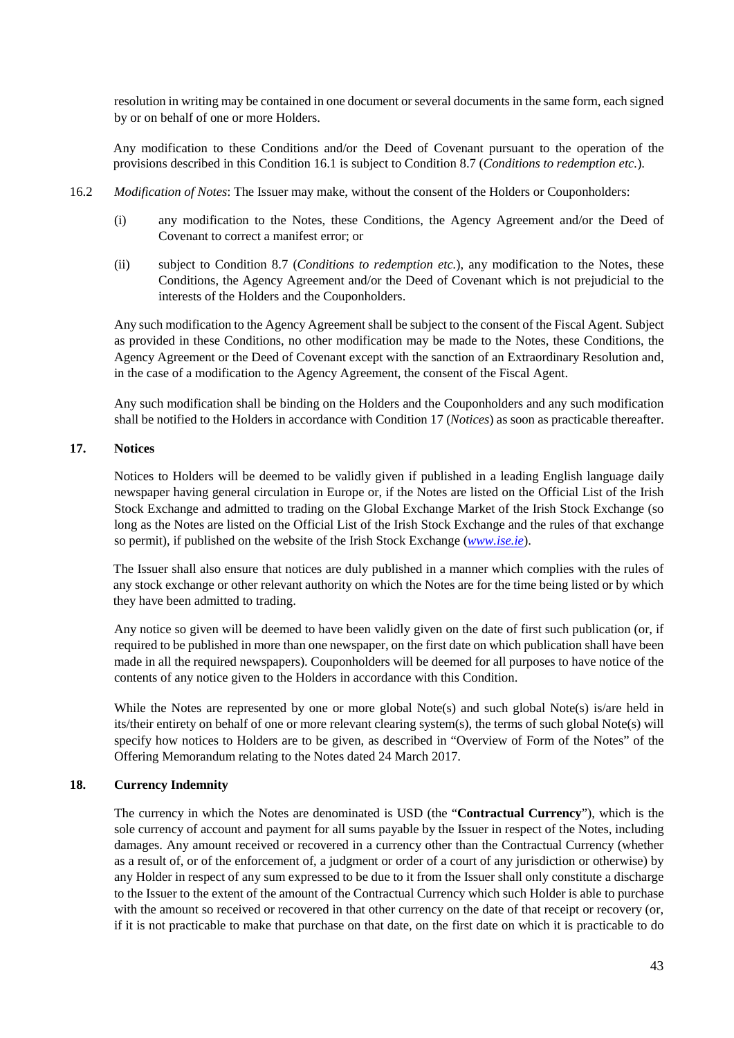resolution in writing may be contained in one document or several documents in the same form, each signed by or on behalf of one or more Holders.

Any modification to these Conditions and/or the Deed of Covenant pursuant to the operation of the provisions described in this Condition 16.1 is subject to Condition 8.7 (*Conditions to redemption etc.*).

16.2 *Modification of Notes*: The Issuer may make, without the consent of the Holders or Couponholders:

(i) any modification to the Notes, these Conditions, the Agency Agreement and/or the Deed of Covenant to correct a manifest error; or

(ii) subject to Condition 8.7 (*Conditions to redemption etc.*), any modification to the Notes, these Conditions, the Agency Agreement and/or the Deed of Covenant which is not prejudicial to the interests of the Holders and the Couponholders.

Any such modification to the Agency Agreement shall be subject to the consent of the Fiscal Agent. Subject as provided in these Conditions, no other modification may be made to the Notes, these Conditions, the Agency Agreement or the Deed of Covenant except with the sanction of an Extraordinary Resolution and, in the case of a modification to the Agency Agreement, the consent of the Fiscal Agent.

Any such modification shall be binding on the Holders and the Couponholders and any such modification shall be notified to the Holders in accordance with Condition 17 (*Notices*) as soon as practicable thereafter.

## 17. Notices

Notices to Holders will be deemed to be validly given if published in a leading English language daily newspaper having general circulation in Europe or, if the Notes are listed on the Official List of the Irish Stock Exchange and admitted to trading on the Global Exchange Market of the Irish Stock Exchange (so long as the Notes are listed on the Official List of the Irish Stock Exchange and the rules of that exchange so permit), if published on the website of the Irish Stock Exchange (*www.ise.ie*).

The Issuer shall also ensure that notices are duly published in a manner which complies with the rules of any stock exchange or other relevant authority on which the Notes are for the time being listed or by which they have been admitted to trading.

Any notice so given will be deemed to have been validly given on the date of first such publication (or, if required to be published in more than one newspaper, on the first date on which publication shall have been made in all the required newspapers). Couponholders will be deemed for all purposes to have notice of the contents of any notice given to the Holders in accordance with this Condition.

While the Notes are represented by one or more global Note(s) and such global Note(s) is/are held in its/their entirety on behalf of one or more relevant clearing system(s), the terms of such global Note(s) will specify how notices to Holders are to be given, as described in "Overview of Form of the Notes" of the Offering Memorandum relating to the Notes dated 24 March 2017.

## 18. Currency Indemnity

The currency in which the Notes are denominated is USD (the "**Contractual Currency**"), which is the sole currency of account and payment for all sums payable by the Issuer in respect of the Notes, including damages. Any amount received or recovered in a currency other than the Contractual Currency (whether as a result of, or of the enforcement of, a judgment or order of a court of any jurisdiction or otherwise) by any Holder in respect of any sum expressed to be due to it from the Issuer shall only constitute a discharge to the Issuer to the extent of the amount of the Contractual Currency which such Holder is able to purchase with the amount so received or recovered in that other currency on the date of that receipt or recovery (or, if it is not practicable to make that purchase on that date, on the first date on which it is practicable to do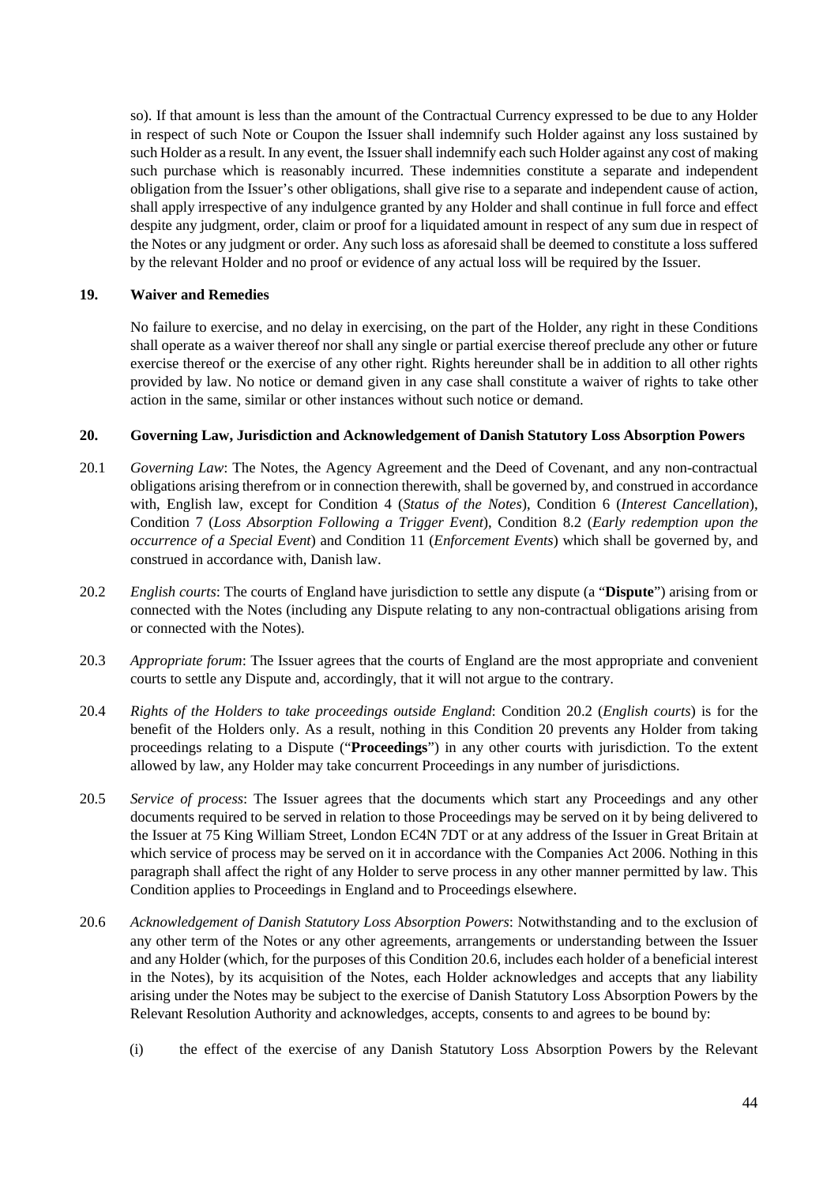so). If that amount is less than the amount of the Contractual Currency expressed to be due to any Holder in respect of such Note or Coupon the Issuer shall indemnify such Holder against any loss sustained by such Holder as a result. In any event, the Issuer shall indemnify each such Holder against any cost of making such purchase which is reasonably incurred. These indemnities constitute a separate and independent obligation from the Issuer's other obligations, shall give rise to a separate and independent cause of action, shall apply irrespective of any indulgence granted by any Holder and shall continue in full force and effect despite any judgment, order, claim or proof for a liquidated amount in respect of any sum due in respect of the Notes or any judgment or order. Any such loss as aforesaid shall be deemed to constitute a loss suffered by the relevant Holder and no proof or evidence of any actual loss will be required by the Issuer.

## 19. Waiver and Remedies

No failure to exercise, and no delay in exercising, on the part of the Holder, any right in these Conditions shall operate as a waiver thereof nor shall any single or partial exercise thereof preclude any other or future exercise thereof or the exercise of any other right. Rights hereunder shall be in addition to all other rights provided by law. No notice or demand given in any case shall constitute a waiver of rights to take other action in the same, similar or other instances without such notice or demand.

## 20. Governing Law, Jurisdiction and Acknowledgement of Danish Statutory Loss Absorption Powers

20.1 *Governing Law*: The Notes, the Agency Agreement and the Deed of Covenant, and any non-contractual obligations arising therefrom or in connection therewith, shall be governed by, and construed in accordance with, English law, except for Condition 4 (*Status of the Notes*), Condition 6 (*Interest Cancellation*), Condition 7 (*Loss Absorption Following a Trigger Event*), Condition 8.2 (*Early redemption upon the occurrence of a Special Event*) and Condition 11 (*Enforcement Events*) which shall be governed by, and construed in accordance with, Danish law.

20.2 *English courts*: The courts of England have jurisdiction to settle any dispute (a "**Dispute**") arising from or connected with the Notes (including any Dispute relating to any non-contractual obligations arising from or connected with the Notes).

20.3 *Appropriate forum*: The Issuer agrees that the courts of England are the most appropriate and convenient courts to settle any Dispute and, accordingly, that it will not argue to the contrary.

20.4 *Rights of the Holders to take proceedings outside England*: Condition 20.2 (*English courts*) is for the benefit of the Holders only. As a result, nothing in this Condition 20 prevents any Holder from taking proceedings relating to a Dispute ("**Proceedings**") in any other courts with jurisdiction. To the extent allowed by law, any Holder may take concurrent Proceedings in any number of jurisdictions.

20.5 *Service of process*: The Issuer agrees that the documents which start any Proceedings and any other documents required to be served in relation to those Proceedings may be served on it by being delivered to the Issuer at 75 King William Street, London EC4N 7DT or at any address of the Issuer in Great Britain at which service of process may be served on it in accordance with the Companies Act 2006. Nothing in this paragraph shall affect the right of any Holder to serve process in any other manner permitted by law. This Condition applies to Proceedings in England and to Proceedings elsewhere.

20.6 *Acknowledgement of Danish Statutory Loss Absorption Powers*: Notwithstanding and to the exclusion of any other term of the Notes or any other agreements, arrangements or understanding between the Issuer and any Holder (which, for the purposes of this Condition 20.6, includes each holder of a beneficial interest in the Notes), by its acquisition of the Notes, each Holder acknowledges and accepts that any liability arising under the Notes may be subject to the exercise of Danish Statutory Loss Absorption Powers by the Relevant Resolution Authority and acknowledges, accepts, consents to and agrees to be bound by:

(i) the effect of the exercise of any Danish Statutory Loss Absorption Powers by the Relevant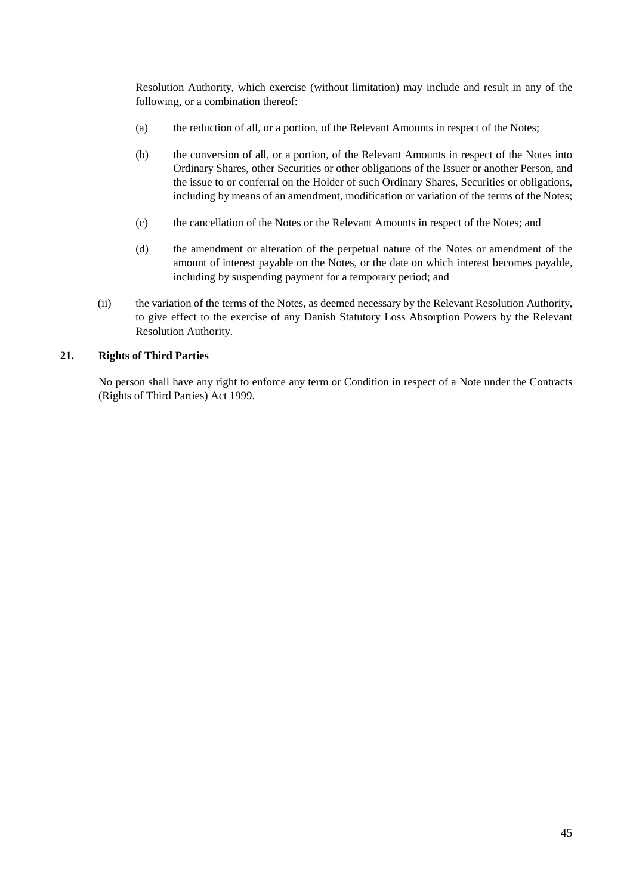Resolution Authority, which exercise (without limitation) may include and result in any of the following, or a combination thereof:

(a) the reduction of all, or a portion, of the Relevant Amounts in respect of the Notes;

(b) the conversion of all, or a portion, of the Relevant Amounts in respect of the Notes into Ordinary Shares, other Securities or other obligations of the Issuer or another Person, and the issue to or conferral on the Holder of such Ordinary Shares, Securities or obligations, including by means of an amendment, modification or variation of the terms of the Notes;

(c) the cancellation of the Notes or the Relevant Amounts in respect of the Notes; and

(d) the amendment or alteration of the perpetual nature of the Notes or amendment of the amount of interest payable on the Notes, or the date on which interest becomes payable, including by suspending payment for a temporary period; and

(ii) the variation of the terms of the Notes, as deemed necessary by the Relevant Resolution Authority, to give effect to the exercise of any Danish Statutory Loss Absorption Powers by the Relevant Resolution Authority.

## 21. Rights of Third Parties

No person shall have any right to enforce any term or Condition in respect of a Note under the Contracts (Rights of Third Parties) Act 1999.